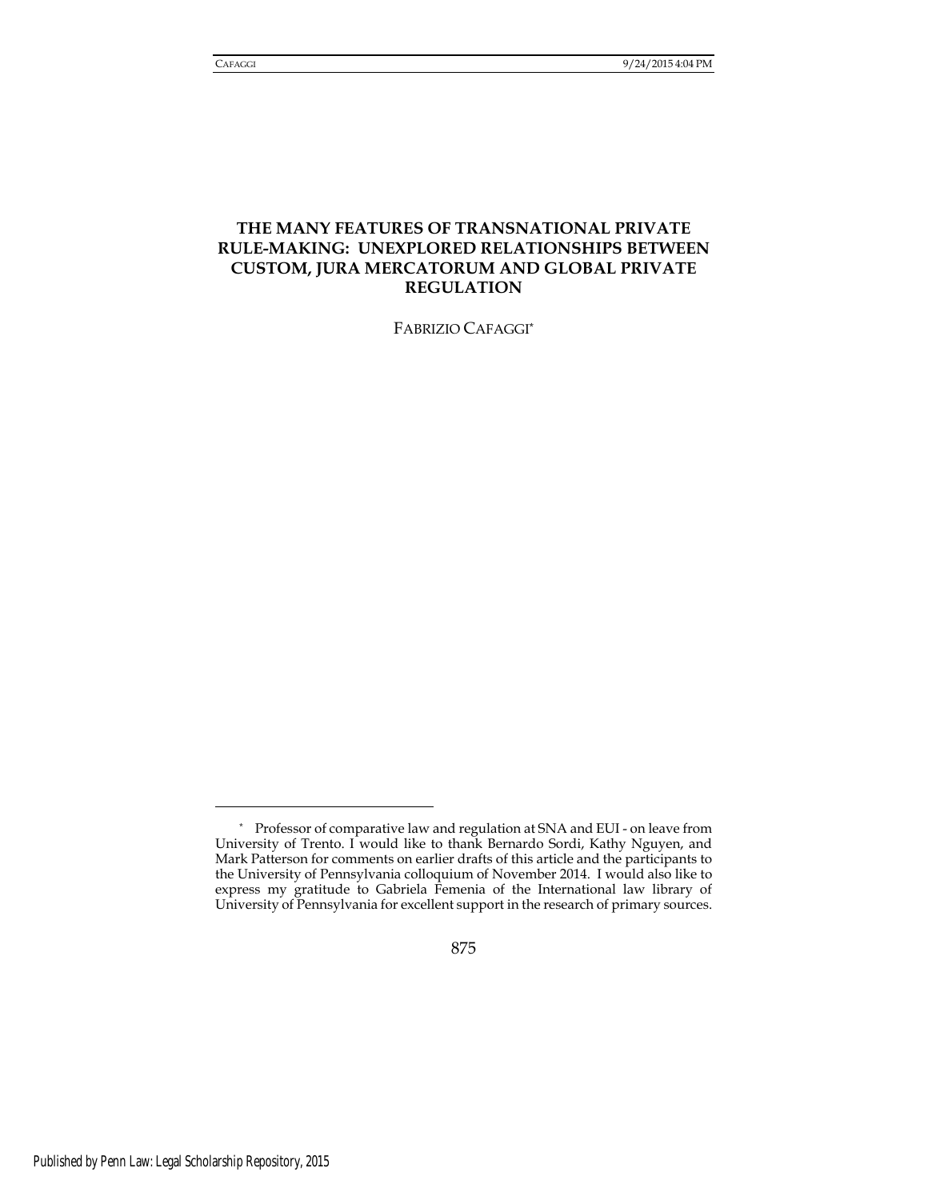# THE MANY FEATURES OF TRANSNATIONAL PRIVATE RULE-MAKING: UNEXPLORED RELATIONSHIPS BETWEEN CUSTOM, JURA MERCATORUM AND GLOBAL PRIVATE REGULATION

FABRIZIO CAFAGGI*

---

* Professor of comparative law and regulation at SNA and EUI - on leave from University of Trento. I would like to thank Bernardo Sordi, Kathy Nguyen, and Mark Patterson for comments on earlier drafts of this article and the participants to the University of Pennsylvania colloquium of November 2014. I would also like to express my gratitude to Gabriela Femenia of the International law library of University of Pennsylvania for excellent support in the research of primary sources.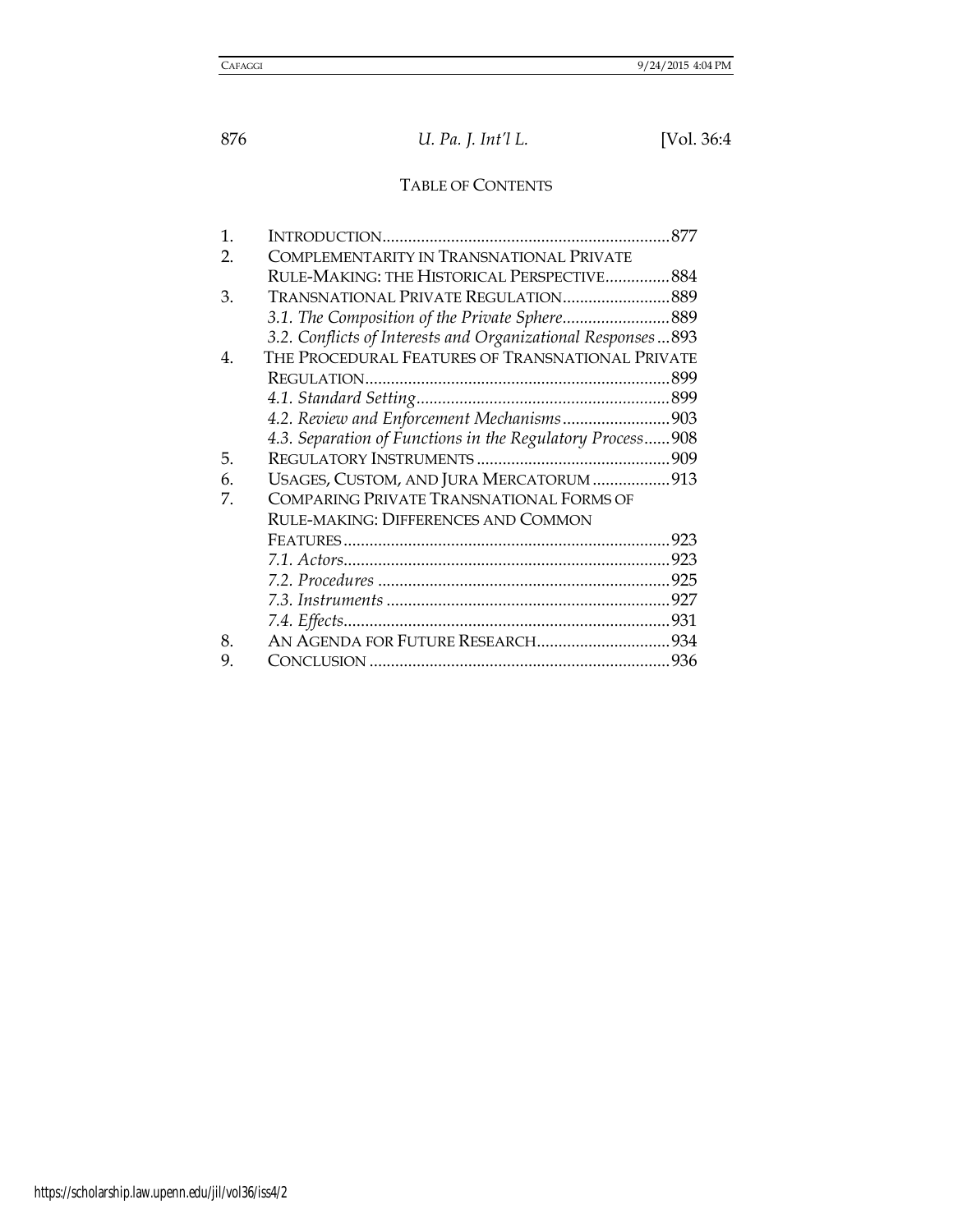## TABLE OF CONTENTS

1. INTRODUCTION .................................................................. 877
2. COMPLEMENTARITY IN TRANSNATIONAL PRIVATE RULE-MAKING: THE HISTORICAL PERSPECTIVE ............... 884
3. TRANSNATIONAL PRIVATE REGULATION ......................... 889
   - *3.1. The Composition of the Private Sphere* ......................... 889
   - *3.2. Conflicts of Interests and Organizational Responses* ... 893
4. THE PROCEDURAL FEATURES OF TRANSNATIONAL PRIVATE REGULATION ...................................................................... 899
   - *4.1. Standard Setting* .......................................................... 899
   - *4.2. Review and Enforcement Mechanisms* ......................... 903
   - *4.3. Separation of Functions in the Regulatory Process* ...... 908
5. REGULATORY INSTRUMENTS ............................................ 909
6. USAGES, CUSTOM, AND JURA MERCATORUM .................. 913
7. COMPARING PRIVATE TRANSNATIONAL FORMS OF RULE-MAKING: DIFFERENCES AND COMMON FEATURES ........................................................................... 923
   - *7.1. Actors* ............................................................................ 923
   - *7.2. Procedures* .................................................................... 925
   - *7.3. Instruments* ................................................................... 927
   - *7.4. Effects* ............................................................................ 931
8. AN AGENDA FOR FUTURE RESEARCH ............................... 934
9. CONCLUSION ..................................................................... 936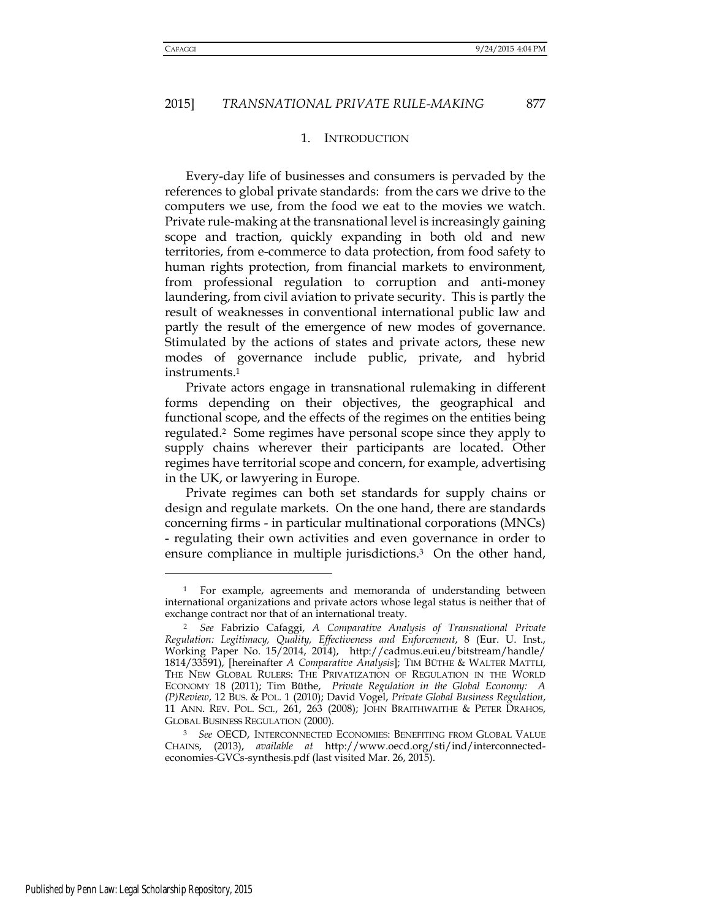## 1. INTRODUCTION

Every-day life of businesses and consumers is pervaded by the references to global private standards: from the cars we drive to the computers we use, from the food we eat to the movies we watch. Private rule-making at the transnational level is increasingly gaining scope and traction, quickly expanding in both old and new territories, from e-commerce to data protection, from food safety to human rights protection, from financial markets to environment, from professional regulation to corruption and anti-money laundering, from civil aviation to private security. This is partly the result of weaknesses in conventional international public law and partly the result of the emergence of new modes of governance. Stimulated by the actions of states and private actors, these new modes of governance include public, private, and hybrid instruments.[1]

Private actors engage in transnational rulemaking in different forms depending on their objectives, the geographical and functional scope, and the effects of the regimes on the entities being regulated.[2] Some regimes have personal scope since they apply to supply chains wherever their participants are located. Other regimes have territorial scope and concern, for example, advertising in the UK, or lawyering in Europe.

Private regimes can both set standards for supply chains or design and regulate markets. On the one hand, there are standards concerning firms - in particular multinational corporations (MNCs) - regulating their own activities and even governance in order to ensure compliance in multiple jurisdictions.[3] On the other hand,

---

[1] For example, agreements and memoranda of understanding between international organizations and private actors whose legal status is neither that of exchange contract nor that of an international treaty.

[2] *See* Fabrizio Cafaggi, *A Comparative Analysis of Transnational Private Regulation: Legitimacy, Quality, Effectiveness and Enforcement*, 8 (Eur. U. Inst., Working Paper No. 15/2014, 2014), http://cadmus.eui.eu/bitstream/handle/1814/33591), [hereinafter *A Comparative Analysis*]; TIM BÜTHE & WALTER MATTLI, THE NEW GLOBAL RULERS: THE PRIVATIZATION OF REGULATION IN THE WORLD ECONOMY 18 (2011); Tim Büthe, *Private Regulation in the Global Economy: A (P)Review*, 12 BUS. & POL. 1 (2010); David Vogel, *Private Global Business Regulation*, 11 ANN. REV. POL. SCI., 261, 263 (2008); JOHN BRAITHWAITHE & PETER DRAHOS, GLOBAL BUSINESS REGULATION (2000).

[3] *See* OECD, INTERCONNECTED ECONOMIES: BENEFITING FROM GLOBAL VALUE CHAINS, (2013), *available at* http://www.oecd.org/sti/ind/interconnected-economies-GVCs-synthesis.pdf (last visited Mar. 26, 2015).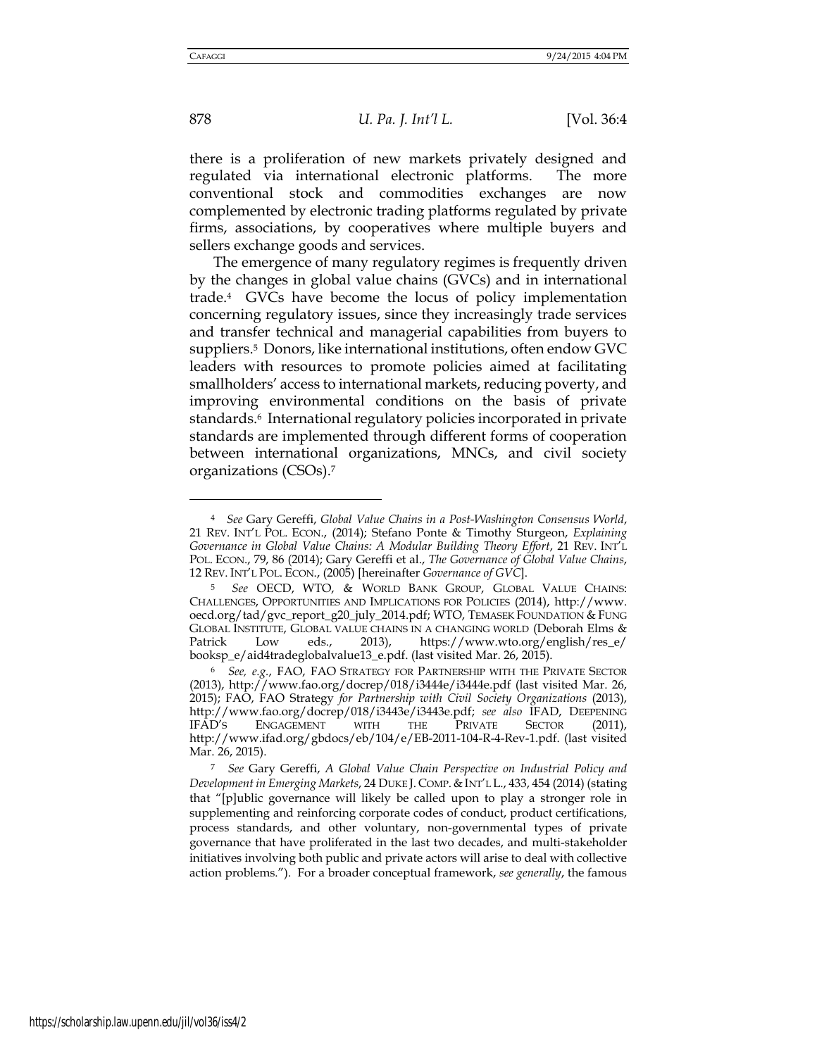there is a proliferation of new markets privately designed and regulated via international electronic platforms. The more conventional stock and commodities exchanges are now complemented by electronic trading platforms regulated by private firms, associations, by cooperatives where multiple buyers and sellers exchange goods and services.

The emergence of many regulatory regimes is frequently driven by the changes in global value chains (GVCs) and in international trade.[4] GVCs have become the locus of policy implementation concerning regulatory issues, since they increasingly trade services and transfer technical and managerial capabilities from buyers to suppliers.[5] Donors, like international institutions, often endow GVC leaders with resources to promote policies aimed at facilitating smallholders' access to international markets, reducing poverty, and improving environmental conditions on the basis of private standards.[6] International regulatory policies incorporated in private standards are implemented through different forms of cooperation between international organizations, MNCs, and civil society organizations (CSOs).[7]

---

[4] *See* Gary Gereffi, *Global Value Chains in a Post-Washington Consensus World*, 21 REV. INT'L POL. ECON., (2014); Stefano Ponte & Timothy Sturgeon, *Explaining Governance in Global Value Chains: A Modular Building Theory Effort*, 21 REV. INT'L POL. ECON., 79, 86 (2014); Gary Gereffi et al., *The Governance of Global Value Chains*, 12 REV. INT'L POL. ECON., (2005) [hereinafter *Governance of GVC*].

[5] *See* OECD, WTO, & WORLD BANK GROUP, GLOBAL VALUE CHAINS: CHALLENGES, OPPORTUNITIES AND IMPLICATIONS FOR POLICIES (2014), http://www.oecd.org/tad/gvc_report_g20_july_2014.pdf; WTO, TEMASEK FOUNDATION & FUNG GLOBAL INSTITUTE, GLOBAL VALUE CHAINS IN A CHANGING WORLD (Deborah Elms & Patrick Low eds., 2013), https://www.wto.org/english/res_e/booksp_e/aid4tradeglobalvalue13_e.pdf. (last visited Mar. 26, 2015).

[6] *See, e.g.*, FAO, FAO STRATEGY FOR PARTNERSHIP WITH THE PRIVATE SECTOR (2013), http://www.fao.org/docrep/018/i3444e/i3444e.pdf (last visited Mar. 26, 2015); FAO, FAO Strategy *for Partnership with Civil Society Organizations* (2013), http://www.fao.org/docrep/018/i3443e/i3443e.pdf; *see also* IFAD, DEEPENING IFAD'S ENGAGEMENT WITH THE PRIVATE SECTOR (2011), http://www.ifad.org/gbdocs/eb/104/e/EB-2011-104-R-4-Rev-1.pdf. (last visited Mar. 26, 2015).

[7] *See* Gary Gereffi, *A Global Value Chain Perspective on Industrial Policy and Development in Emerging Markets*, 24 DUKE J. COMP. & INT'L L., 433, 454 (2014) (stating that "[p]ublic governance will likely be called upon to play a stronger role in supplementing and reinforcing corporate codes of conduct, product certifications, process standards, and other voluntary, non-governmental types of private governance that have proliferated in the last two decades, and multi-stakeholder initiatives involving both public and private actors will arise to deal with collective action problems."). For a broader conceptual framework, *see generally*, the famous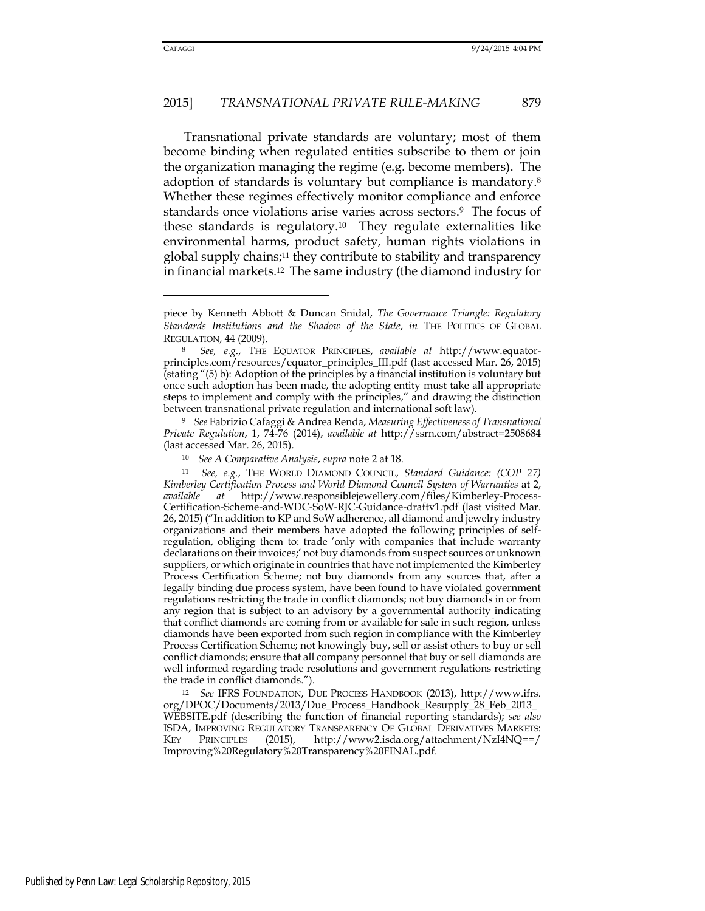Transnational private standards are voluntary; most of them become binding when regulated entities subscribe to them or join the organization managing the regime (e.g. become members). The adoption of standards is voluntary but compliance is mandatory.[8] Whether these regimes effectively monitor compliance and enforce standards once violations arise varies across sectors.[9] The focus of these standards is regulatory.[10] They regulate externalities like environmental harms, product safety, human rights violations in global supply chains;[11] they contribute to stability and transparency in financial markets.[12] The same industry (the diamond industry for

---

piece by Kenneth Abbott & Duncan Snidal, *The Governance Triangle: Regulatory Standards Institutions and the Shadow of the State*, *in* THE POLITICS OF GLOBAL REGULATION, 44 (2009).

[8] *See, e.g.*, THE EQUATOR PRINCIPLES, *available at* http://www.equator-principles.com/resources/equator_principles_III.pdf (last accessed Mar. 26, 2015) (stating "(5) b): Adoption of the principles by a financial institution is voluntary but once such adoption has been made, the adopting entity must take all appropriate steps to implement and comply with the principles," and drawing the distinction between transnational private regulation and international soft law).

[9] *See* Fabrizio Cafaggi & Andrea Renda, *Measuring Effectiveness of Transnational Private Regulation*, 1, 74-76 (2014), *available at* http://ssrn.com/abstract=2508684 (last accessed Mar. 26, 2015).

[10] *See A Comparative Analysis*, *supra* note 2 at 18.

[11] *See, e.g.*, THE WORLD DIAMOND COUNCIL, *Standard Guidance: (COP 27) Kimberley Certification Process and World Diamond Council System of Warranties* at 2, *available at* http://www.responsiblejewellery.com/files/Kimberley-Process-Certification-Scheme-and-WDC-SoW-RJC-Guidance-draftv1.pdf (last visited Mar. 26, 2015) ("In addition to KP and SoW adherence, all diamond and jewelry industry organizations and their members have adopted the following principles of self-regulation, obliging them to: trade 'only with companies that include warranty declarations on their invoices;' not buy diamonds from suspect sources or unknown suppliers, or which originate in countries that have not implemented the Kimberley Process Certification Scheme; not buy diamonds from any sources that, after a legally binding due process system, have been found to have violated government regulations restricting the trade in conflict diamonds; not buy diamonds in or from any region that is subject to an advisory by a governmental authority indicating that conflict diamonds are coming from or available for sale in such region, unless diamonds have been exported from such region in compliance with the Kimberley Process Certification Scheme; not knowingly buy, sell or assist others to buy or sell conflict diamonds; ensure that all company personnel that buy or sell diamonds are well informed regarding trade resolutions and government regulations restricting the trade in conflict diamonds.").

[12] *See* IFRS FOUNDATION, DUE PROCESS HANDBOOK (2013), http://www.ifrs.org/DPOC/Documents/2013/Due_Process_Handbook_Resupply_28_Feb_2013_WEBSITE.pdf (describing the function of financial reporting standards); *see also* ISDA, IMPROVING REGULATORY TRANSPARENCY OF GLOBAL DERIVATIVES MARKETS: KEY PRINCIPLES (2015), http://www2.isda.org/attachment/NzI4NQ==/Improving%20Regulatory%20Transparency%20FINAL.pdf.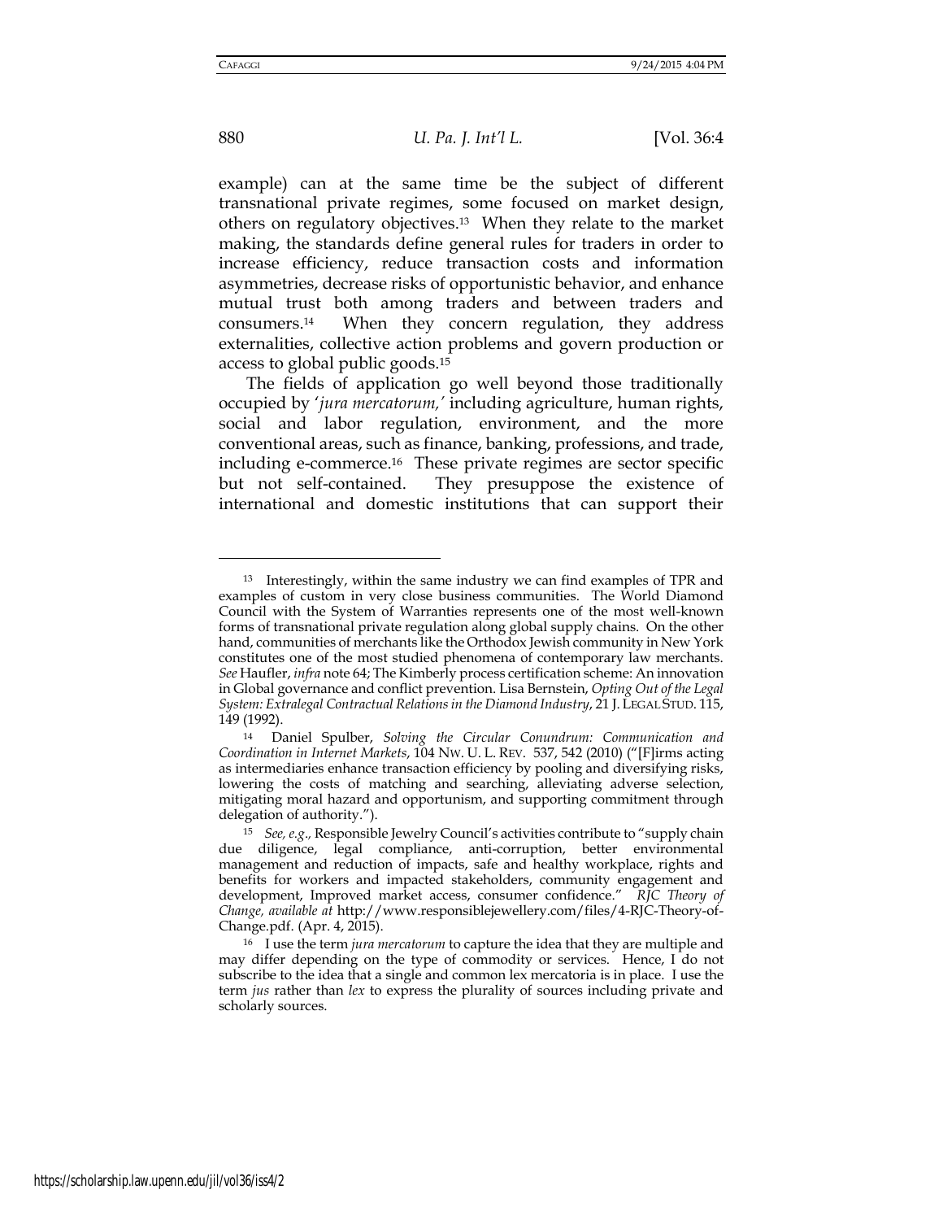example) can at the same time be the subject of different transnational private regimes, some focused on market design, others on regulatory objectives.[13] When they relate to the market making, the standards define general rules for traders in order to increase efficiency, reduce transaction costs and information asymmetries, decrease risks of opportunistic behavior, and enhance mutual trust both among traders and between traders and consumers.[14] When they concern regulation, they address externalities, collective action problems and govern production or access to global public goods.[15]

The fields of application go well beyond those traditionally occupied by '*jura mercatorum,*' including agriculture, human rights, social and labor regulation, environment, and the more conventional areas, such as finance, banking, professions, and trade, including e-commerce.[16] These private regimes are sector specific but not self-contained. They presuppose the existence of international and domestic institutions that can support their

---

[13] Interestingly, within the same industry we can find examples of TPR and examples of custom in very close business communities. The World Diamond Council with the System of Warranties represents one of the most well-known forms of transnational private regulation along global supply chains. On the other hand, communities of merchants like the Orthodox Jewish community in New York constitutes one of the most studied phenomena of contemporary law merchants. *See* Haufler, *infra* note 64; The Kimberly process certification scheme: An innovation in Global governance and conflict prevention. Lisa Bernstein, *Opting Out of the Legal System: Extralegal Contractual Relations in the Diamond Industry*, 21 J. LEGAL STUD. 115, 149 (1992).

[14] Daniel Spulber, *Solving the Circular Conundrum: Communication and Coordination in Internet Markets*, 104 NW. U. L. REV. 537, 542 (2010) ("[F]irms acting as intermediaries enhance transaction efficiency by pooling and diversifying risks, lowering the costs of matching and searching, alleviating adverse selection, mitigating moral hazard and opportunism, and supporting commitment through delegation of authority.").

[15] *See, e.g.,* Responsible Jewelry Council's activities contribute to "supply chain due diligence, legal compliance, anti-corruption, better environmental management and reduction of impacts, safe and healthy workplace, rights and benefits for workers and impacted stakeholders, community engagement and development, Improved market access, consumer confidence." *RJC Theory of Change, available at* http://www.responsiblejewellery.com/files/4-RJC-Theory-of-Change.pdf. (Apr. 4, 2015).

[16] I use the term *jura mercatorum* to capture the idea that they are multiple and may differ depending on the type of commodity or services. Hence, I do not subscribe to the idea that a single and common lex mercatoria is in place. I use the term *jus* rather than *lex* to express the plurality of sources including private and scholarly sources.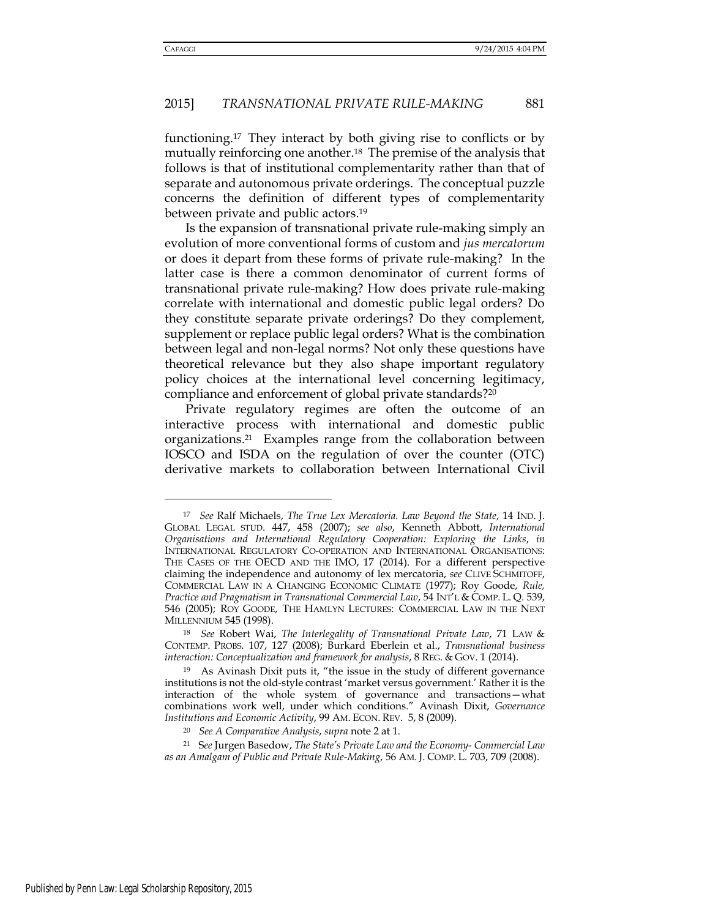functioning.[17] They interact by both giving rise to conflicts or by mutually reinforcing one another.[18] The premise of the analysis that follows is that of institutional complementarity rather than that of separate and autonomous private orderings. The conceptual puzzle concerns the definition of different types of complementarity between private and public actors.[19]

Is the expansion of transnational private rule-making simply an evolution of more conventional forms of custom and *jus mercatorum* or does it depart from these forms of private rule-making? In the latter case is there a common denominator of current forms of transnational private rule-making? How does private rule-making correlate with international and domestic public legal orders? Do they constitute separate private orderings? Do they complement, supplement or replace public legal orders? What is the combination between legal and non-legal norms? Not only these questions have theoretical relevance but they also shape important regulatory policy choices at the international level concerning legitimacy, compliance and enforcement of global private standards?[20]

Private regulatory regimes are often the outcome of an interactive process with international and domestic public organizations.[21] Examples range from the collaboration between IOSCO and ISDA on the regulation of over the counter (OTC) derivative markets to collaboration between International Civil

---

[17] *See* Ralf Michaels, *The True Lex Mercatoria. Law Beyond the State*, 14 IND. J. GLOBAL LEGAL STUD. 447, 458 (2007); *see also*, Kenneth Abbott, *International Organisations and International Regulatory Cooperation: Exploring the Links*, *in* INTERNATIONAL REGULATORY CO-OPERATION AND INTERNATIONAL ORGANISATIONS: THE CASES OF THE OECD AND THE IMO, 17 (2014). For a different perspective claiming the independence and autonomy of lex mercatoria, *see* CLIVE SCHMITOFF, COMMERCIAL LAW IN A CHANGING ECONOMIC CLIMATE (1977); Roy Goode, *Rule, Practice and Pragmatism in Transnational Commercial Law*, 54 INT'L & COMP. L. Q. 539, 546 (2005); ROY GOODE, THE HAMLYN LECTURES: COMMERCIAL LAW IN THE NEXT MILLENNIUM 545 (1998).

[18] *See* Robert Wai, *The Interlegality of Transnational Private Law*, 71 LAW & CONTEMP. PROBS. 107, 127 (2008); Burkard Eberlein et al., *Transnational business interaction: Conceptualization and framework for analysis*, 8 REG. & GOV. 1 (2014).

[19] As Avinash Dixit puts it, "the issue in the study of different governance institutions is not the old-style contrast 'market versus government.' Rather it is the interaction of the whole system of governance and transactions—what combinations work well, under which conditions." Avinash Dixit, *Governance Institutions and Economic Activity*, 99 AM. ECON. REV. 5, 8 (2009).

[20] *See A Comparative Analysis*, *supra* note 2 at 1.

[21] *See* Jurgen Basedow, *The State's Private Law and the Economy- Commercial Law as an Amalgam of Public and Private Rule-Making*, 56 AM. J. COMP. L. 703, 709 (2008).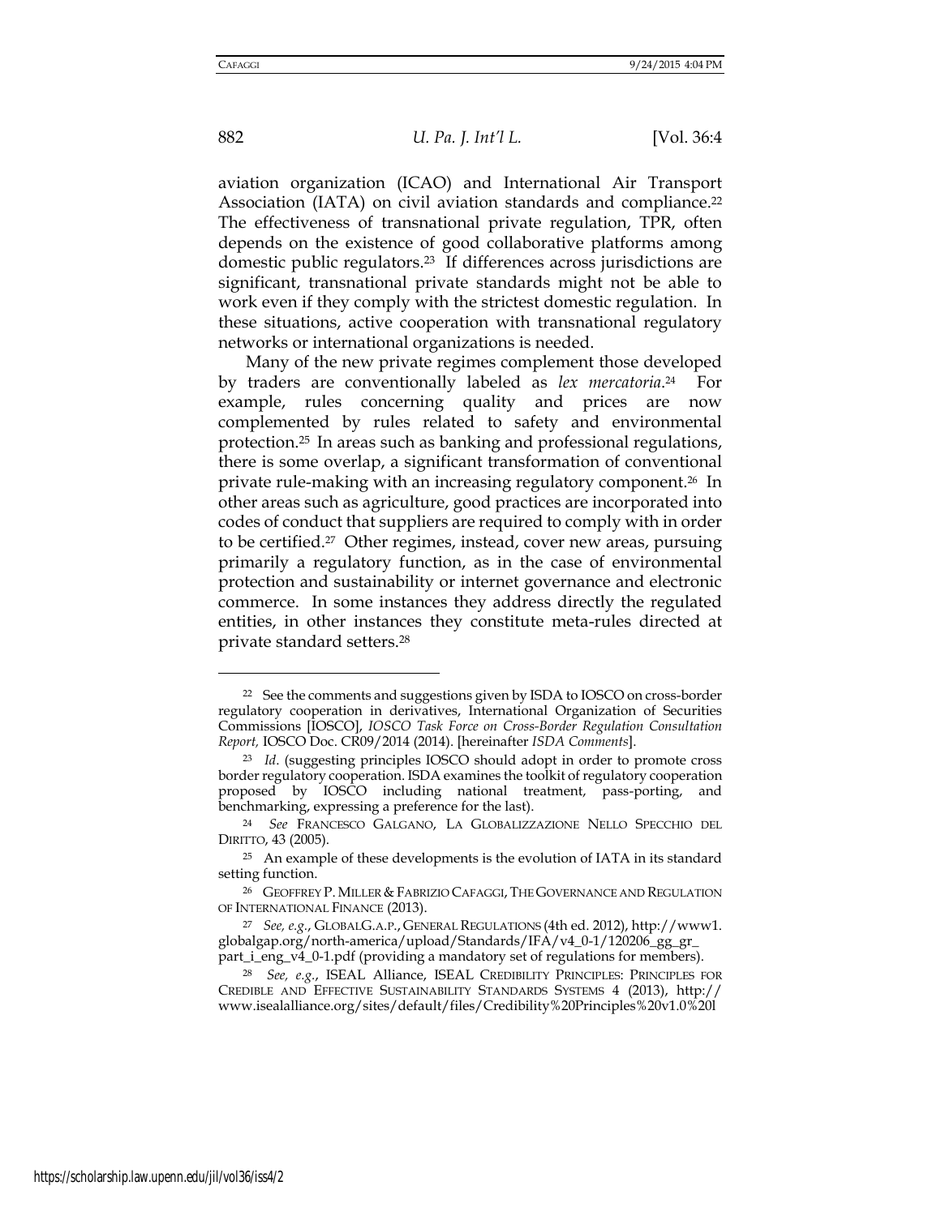aviation organization (ICAO) and International Air Transport Association (IATA) on civil aviation standards and compliance.[22] The effectiveness of transnational private regulation, TPR, often depends on the existence of good collaborative platforms among domestic public regulators.[23] If differences across jurisdictions are significant, transnational private standards might not be able to work even if they comply with the strictest domestic regulation. In these situations, active cooperation with transnational regulatory networks or international organizations is needed.

Many of the new private regimes complement those developed by traders are conventionally labeled as *lex mercatoria*.[24] For example, rules concerning quality and prices are now complemented by rules related to safety and environmental protection.[25] In areas such as banking and professional regulations, there is some overlap, a significant transformation of conventional private rule-making with an increasing regulatory component.[26] In other areas such as agriculture, good practices are incorporated into codes of conduct that suppliers are required to comply with in order to be certified.[27] Other regimes, instead, cover new areas, pursuing primarily a regulatory function, as in the case of environmental protection and sustainability or internet governance and electronic commerce. In some instances they address directly the regulated entities, in other instances they constitute meta-rules directed at private standard setters.[28]

---

[22] See the comments and suggestions given by ISDA to IOSCO on cross-border regulatory cooperation in derivatives, International Organization of Securities Commissions [IOSCO], *IOSCO Task Force on Cross-Border Regulation Consultation Report,* IOSCO Doc. CR09/2014 (2014). [hereinafter *ISDA Comments*].

[23] *Id.* (suggesting principles IOSCO should adopt in order to promote cross border regulatory cooperation. ISDA examines the toolkit of regulatory cooperation proposed by IOSCO including national treatment, pass-porting, and benchmarking, expressing a preference for the last).

[24] *See* FRANCESCO GALGANO, LA GLOBALIZZAZIONE NELLO SPECCHIO DEL DIRITTO, 43 (2005).

[25] An example of these developments is the evolution of IATA in its standard setting function.

[26] GEOFFREY P. MILLER & FABRIZIO CAFAGGI, THE GOVERNANCE AND REGULATION OF INTERNATIONAL FINANCE (2013).

[27] *See, e.g.*, GLOBALG.A.P., GENERAL REGULATIONS (4th ed. 2012), http://www1.globalgap.org/north-america/upload/Standards/IFA/v4_0-1/120206_gg_gr_part_i_eng_v4_0-1.pdf (providing a mandatory set of regulations for members).

[28] *See, e.g.*, ISEAL Alliance, ISEAL CREDIBILITY PRINCIPLES: PRINCIPLES FOR CREDIBLE AND EFFECTIVE SUSTAINABILITY STANDARDS SYSTEMS 4 (2013), http://www.isealalliance.org/sites/default/files/Credibility%20Principles%20v1.0%20l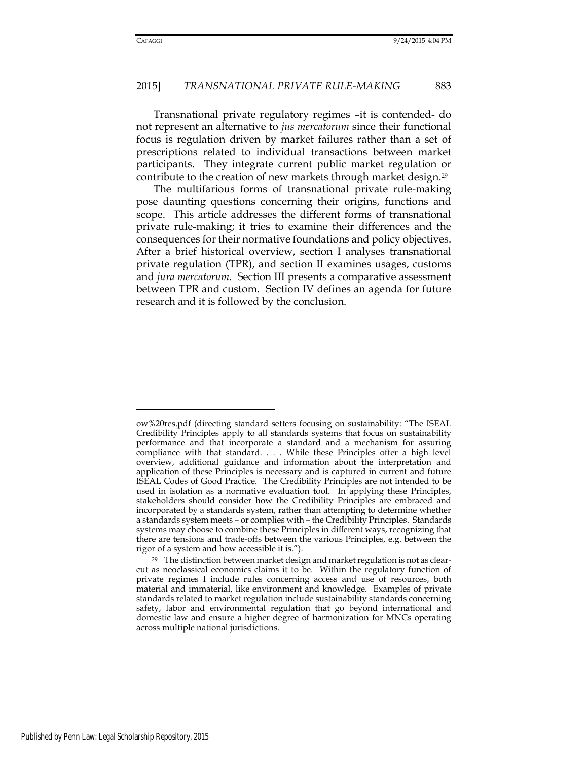Transnational private regulatory regimes –it is contended- do not represent an alternative to *jus mercatorum* since their functional focus is regulation driven by market failures rather than a set of prescriptions related to individual transactions between market participants. They integrate current public market regulation or contribute to the creation of new markets through market design.[29]

The multifarious forms of transnational private rule-making pose daunting questions concerning their origins, functions and scope. This article addresses the different forms of transnational private rule-making; it tries to examine their differences and the consequences for their normative foundations and policy objectives. After a brief historical overview, section I analyses transnational private regulation (TPR), and section II examines usages, customs and *jura mercatorum*. Section III presents a comparative assessment between TPR and custom. Section IV defines an agenda for future research and it is followed by the conclusion.

---

ow%20res.pdf (directing standard setters focusing on sustainability: "The ISEAL Credibility Principles apply to all standards systems that focus on sustainability performance and that incorporate a standard and a mechanism for assuring compliance with that standard. . . . While these Principles offer a high level overview, additional guidance and information about the interpretation and application of these Principles is necessary and is captured in current and future ISEAL Codes of Good Practice. The Credibility Principles are not intended to be used in isolation as a normative evaluation tool. In applying these Principles, stakeholders should consider how the Credibility Principles are embraced and incorporated by a standards system, rather than attempting to determine whether a standards system meets – or complies with – the Credibility Principles. Standards systems may choose to combine these Principles in different ways, recognizing that there are tensions and trade-offs between the various Principles, e.g. between the rigor of a system and how accessible it is.").

[29] The distinction between market design and market regulation is not as clear-cut as neoclassical economics claims it to be. Within the regulatory function of private regimes I include rules concerning access and use of resources, both material and immaterial, like environment and knowledge. Examples of private standards related to market regulation include sustainability standards concerning safety, labor and environmental regulation that go beyond international and domestic law and ensure a higher degree of harmonization for MNCs operating across multiple national jurisdictions.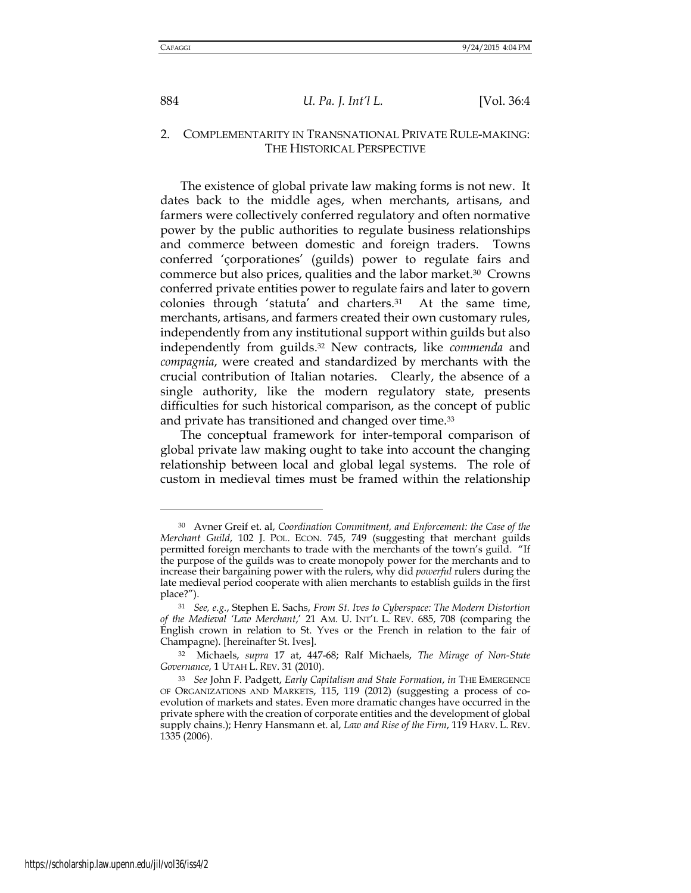## 2. COMPLEMENTARITY IN TRANSNATIONAL PRIVATE RULE-MAKING: THE HISTORICAL PERSPECTIVE

The existence of global private law making forms is not new. It dates back to the middle ages, when merchants, artisans, and farmers were collectively conferred regulatory and often normative power by the public authorities to regulate business relationships and commerce between domestic and foreign traders. Towns conferred 'çorporationes' (guilds) power to regulate fairs and commerce but also prices, qualities and the labor market.[30] Crowns conferred private entities power to regulate fairs and later to govern colonies through 'statuta' and charters.[31] At the same time, merchants, artisans, and farmers created their own customary rules, independently from any institutional support within guilds but also independently from guilds.[32] New contracts, like *commenda* and *compagnia*, were created and standardized by merchants with the crucial contribution of Italian notaries. Clearly, the absence of a single authority, like the modern regulatory state, presents difficulties for such historical comparison, as the concept of public and private has transitioned and changed over time.[33]

The conceptual framework for inter-temporal comparison of global private law making ought to take into account the changing relationship between local and global legal systems. The role of custom in medieval times must be framed within the relationship

---

[30] Avner Greif et. al, *Coordination Commitment, and Enforcement: the Case of the Merchant Guild*, 102 J. POL. ECON. 745, 749 (suggesting that merchant guilds permitted foreign merchants to trade with the merchants of the town's guild. "If the purpose of the guilds was to create monopoly power for the merchants and to increase their bargaining power with the rulers, why did *powerful* rulers during the late medieval period cooperate with alien merchants to establish guilds in the first place?").

[31] *See, e.g.*, Stephen E. Sachs, *From St. Ives to Cyberspace: The Modern Distortion of the Medieval 'Law Merchant*,' 21 AM. U. INT'L L. REV. 685, 708 (comparing the English crown in relation to St. Yves or the French in relation to the fair of Champagne). [hereinafter St. Ives].

[32] Michaels, *supra* 17 at, 447-68; Ralf Michaels, *The Mirage of Non-State Governance*, 1 UTAH L. REV. 31 (2010).

[33] *See* John F. Padgett, *Early Capitalism and State Formation*, *in* THE EMERGENCE OF ORGANIZATIONS AND MARKETS, 115, 119 (2012) (suggesting a process of co-evolution of markets and states. Even more dramatic changes have occurred in the private sphere with the creation of corporate entities and the development of global supply chains.); Henry Hansmann et. al, *Law and Rise of the Firm*, 119 HARV. L. REV. 1335 (2006).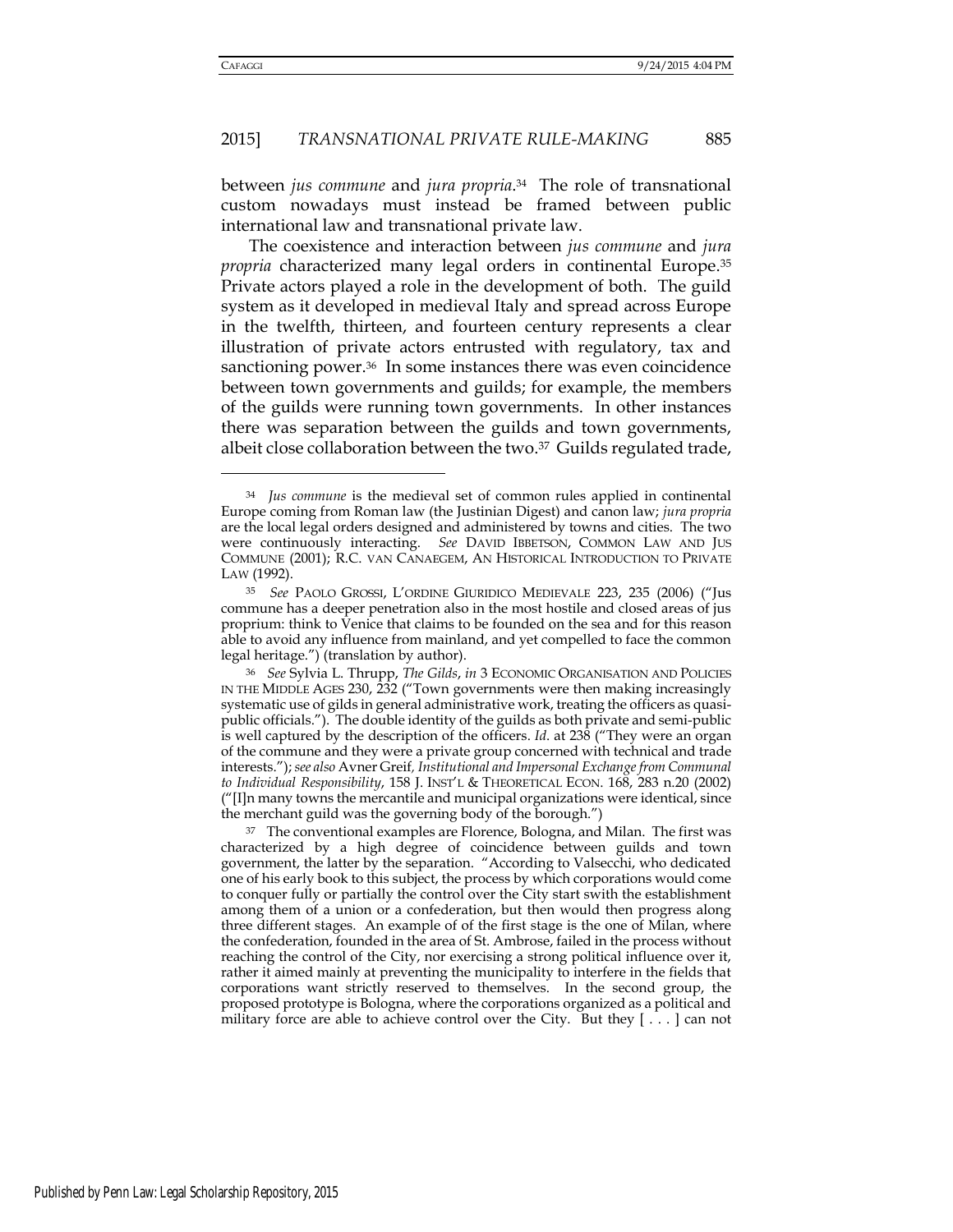between *jus commune* and *jura propria*.[34] The role of transnational custom nowadays must instead be framed between public international law and transnational private law.

The coexistence and interaction between *jus commune* and *jura propria* characterized many legal orders in continental Europe.[35] Private actors played a role in the development of both. The guild system as it developed in medieval Italy and spread across Europe in the twelfth, thirteen, and fourteen century represents a clear illustration of private actors entrusted with regulatory, tax and sanctioning power.[36] In some instances there was even coincidence between town governments and guilds; for example, the members of the guilds were running town governments. In other instances there was separation between the guilds and town governments, albeit close collaboration between the two.[37] Guilds regulated trade,

---

[34] *Jus commune* is the medieval set of common rules applied in continental Europe coming from Roman law (the Justinian Digest) and canon law; *jura propria* are the local legal orders designed and administered by towns and cities. The two were continuously interacting. *See* DAVID IBBETSON, COMMON LAW AND JUS COMMUNE (2001); R.C. VAN CANAEGEM, AN HISTORICAL INTRODUCTION TO PRIVATE LAW (1992).

[35] *See* PAOLO GROSSI, L'ORDINE GIURIDICO MEDIEVALE 223, 235 (2006) ("Jus commune has a deeper penetration also in the most hostile and closed areas of jus proprium: think to Venice that claims to be founded on the sea and for this reason able to avoid any influence from mainland, and yet compelled to face the common legal heritage.") (translation by author).

[36] *See* Sylvia L. Thrupp, *The Gilds*, *in* 3 ECONOMIC ORGANISATION AND POLICIES IN THE MIDDLE AGES 230, 232 ("Town governments were then making increasingly systematic use of gilds in general administrative work, treating the officers as quasi-public officials."). The double identity of the guilds as both private and semi-public is well captured by the description of the officers. *Id*. at 238 ("They were an organ of the commune and they were a private group concerned with technical and trade interests."); *see also* Avner Greif, *Institutional and Impersonal Exchange from Communal to Individual Responsibility*, 158 J. INST'L & THEORETICAL ECON. 168, 283 n.20 (2002) ("[I]n many towns the mercantile and municipal organizations were identical, since the merchant guild was the governing body of the borough.")

[37] The conventional examples are Florence, Bologna, and Milan. The first was characterized by a high degree of coincidence between guilds and town government, the latter by the separation. "According to Valsecchi, who dedicated one of his early book to this subject, the process by which corporations would come to conquer fully or partially the control over the City start swith the establishment among them of a union or a confederation, but then would then progress along three different stages. An example of of the first stage is the one of Milan, where the confederation, founded in the area of St. Ambrose, failed in the process without reaching the control of the City, nor exercising a strong political influence over it, rather it aimed mainly at preventing the municipality to interfere in the fields that corporations want strictly reserved to themselves. In the second group, the proposed prototype is Bologna, where the corporations organized as a political and military force are able to achieve control over the City. But they [ . . . ] can not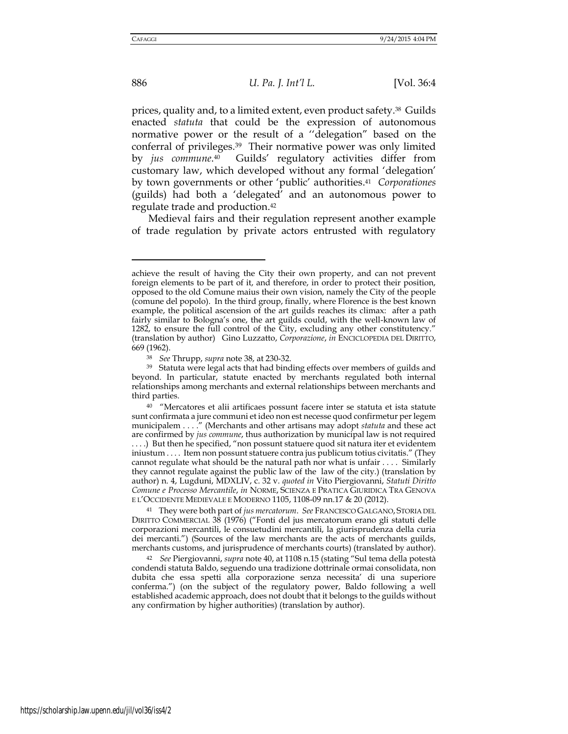prices, quality and, to a limited extent, even product safety.[38] Guilds enacted *statuta* that could be the expression of autonomous normative power or the result of a ''delegation" based on the conferral of privileges.[39] Their normative power was only limited by *jus commune*.[40] Guilds' regulatory activities differ from customary law, which developed without any formal 'delegation' by town governments or other 'public' authorities.[41] *Corporationes* (guilds) had both a 'delegated' and an autonomous power to regulate trade and production.[42]

Medieval fairs and their regulation represent another example of trade regulation by private actors entrusted with regulatory

---

achieve the result of having the City their own property, and can not prevent foreign elements to be part of it, and therefore, in order to protect their position, opposed to the old Comune maius their own vision, namely the City of the people (comune del popolo). In the third group, finally, where Florence is the best known example, the political ascension of the art guilds reaches its climax: after a path fairly similar to Bologna's one, the art guilds could, with the well-known law of 1282, to ensure the full control of the City, excluding any other constitutency." (translation by author) Gino Luzzatto, *Corporazione*, *in* ENCICLOPEDIA DEL DIRITTO, 669 (1962).

[38] *See* Thrupp, *supra* note 38, at 230-32.

[39] Statuta were legal acts that had binding effects over members of guilds and beyond. In particular, statute enacted by merchants regulated both internal relationships among merchants and external relationships between merchants and third parties.

[40] "Mercatores et alii artificaes possunt facere inter se statuta et ista statute sunt confirmata a jure communi et ideo non est necesse quod confirmetur per legem municipalem . . . ." (Merchants and other artisans may adopt *statuta* and these act are confirmed by *jus commune*, thus authorization by municipal law is not required . . . .) But then he specified, "non possunt statuere quod sit natura iter et evidentem iniustum . . . . Item non possunt statuere contra jus publicum totius civitatis." (They cannot regulate what should be the natural path nor what is unfair . . . . Similarly they cannot regulate against the public law of the law of the city.) (translation by author) n. 4, Lugduni, MDXLIV, c. 32 v. *quoted in* Vito Piergiovanni, *Statuti Diritto Comune e Processo Mercantile*, *in* NORME, SCIENZA E PRATICA GIURIDICA TRA GENOVA E L'OCCIDENTE MEDIEVALE E MODERNO 1105, 1108-09 nn.17 & 20 (2012).

[41] They were both part of *jus mercatorum*. *See* FRANCESCO GALGANO, STORIA DEL DIRITTO COMMERCIAL 38 (1976) ("Fonti del jus mercatorum erano gli statuti delle corporazioni mercantili, le consuetudini mercantili, la giurisprudenza della curia dei mercanti.") (Sources of the law merchants are the acts of merchants guilds, merchants customs, and jurisprudence of merchants courts) (translated by author).

[42] *See* Piergiovanni, *supra* note 40, at 1108 n.15 (stating "Sul tema della potestà condendi statuta Baldo, seguendo una tradizione dottrinale ormai consolidata, non dubita che essa spetti alla corporazione senza necessita' di una superiore conferma.") (on the subject of the regulatory power, Baldo following a well established academic approach, does not doubt that it belongs to the guilds without any confirmation by higher authorities) (translation by author).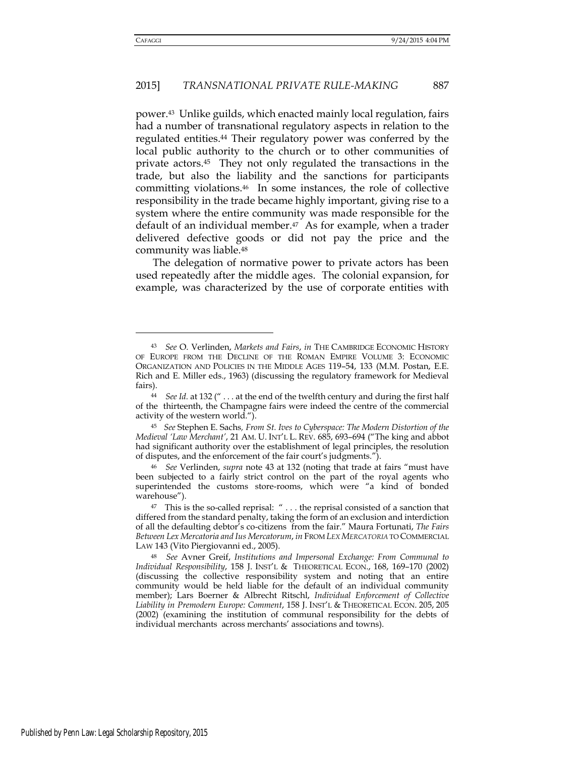power.[43] Unlike guilds, which enacted mainly local regulation, fairs had a number of transnational regulatory aspects in relation to the regulated entities.[44] Their regulatory power was conferred by the local public authority to the church or to other communities of private actors.[45] They not only regulated the transactions in the trade, but also the liability and the sanctions for participants committing violations.[46] In some instances, the role of collective responsibility in the trade became highly important, giving rise to a system where the entire community was made responsible for the default of an individual member.[47] As for example, when a trader delivered defective goods or did not pay the price and the community was liable.[48]

The delegation of normative power to private actors has been used repeatedly after the middle ages. The colonial expansion, for example, was characterized by the use of corporate entities with

---

[43] *See* O. Verlinden, *Markets and Fairs*, *in* THE CAMBRIDGE ECONOMIC HISTORY OF EUROPE FROM THE DECLINE OF THE ROMAN EMPIRE VOLUME 3: ECONOMIC ORGANIZATION AND POLICIES IN THE MIDDLE AGES 119–54, 133 (M.M. Postan, E.E. Rich and E. Miller eds., 1963) (discussing the regulatory framework for Medieval fairs).

[44] *See Id.* at 132 (" . . . at the end of the twelfth century and during the first half of the thirteenth, the Champagne fairs were indeed the centre of the commercial activity of the western world.").

[45] *See* Stephen E. Sachs, *From St. Ives to Cyberspace: The Modern Distortion of the Medieval 'Law Merchant'*, 21 AM. U. INT'L L. REV. 685, 693–694 ("The king and abbot had significant authority over the establishment of legal principles, the resolution of disputes, and the enforcement of the fair court's judgments.").

[46] *See* Verlinden, *supra* note 43 at 132 (noting that trade at fairs "must have been subjected to a fairly strict control on the part of the royal agents who superintended the customs store-rooms, which were "a kind of bonded warehouse").

[47] This is the so-called reprisal: " . . . the reprisal consisted of a sanction that differed from the standard penalty, taking the form of an exclusion and interdiction of all the defaulting debtor's co-citizens from the fair." Maura Fortunati, *The Fairs Between Lex Mercatoria and Ius Mercatorum*, *in* FROM *LEX MERCATORIA* TO COMMERCIAL LAW 143 (Vito Piergiovanni ed., 2005).

[48] *See* Avner Greif, *Institutions and Impersonal Exchange: From Communal to Individual Responsibility*, 158 J. INST'L & THEORETICAL ECON., 168, 169–170 (2002) (discussing the collective responsibility system and noting that an entire community would be held liable for the default of an individual community member); Lars Boerner & Albrecht Ritschl, *Individual Enforcement of Collective Liability in Premodern Europe: Comment*, 158 J. INST'L & THEORETICAL ECON. 205, 205 (2002) (examining the institution of communal responsibility for the debts of individual merchants across merchants' associations and towns).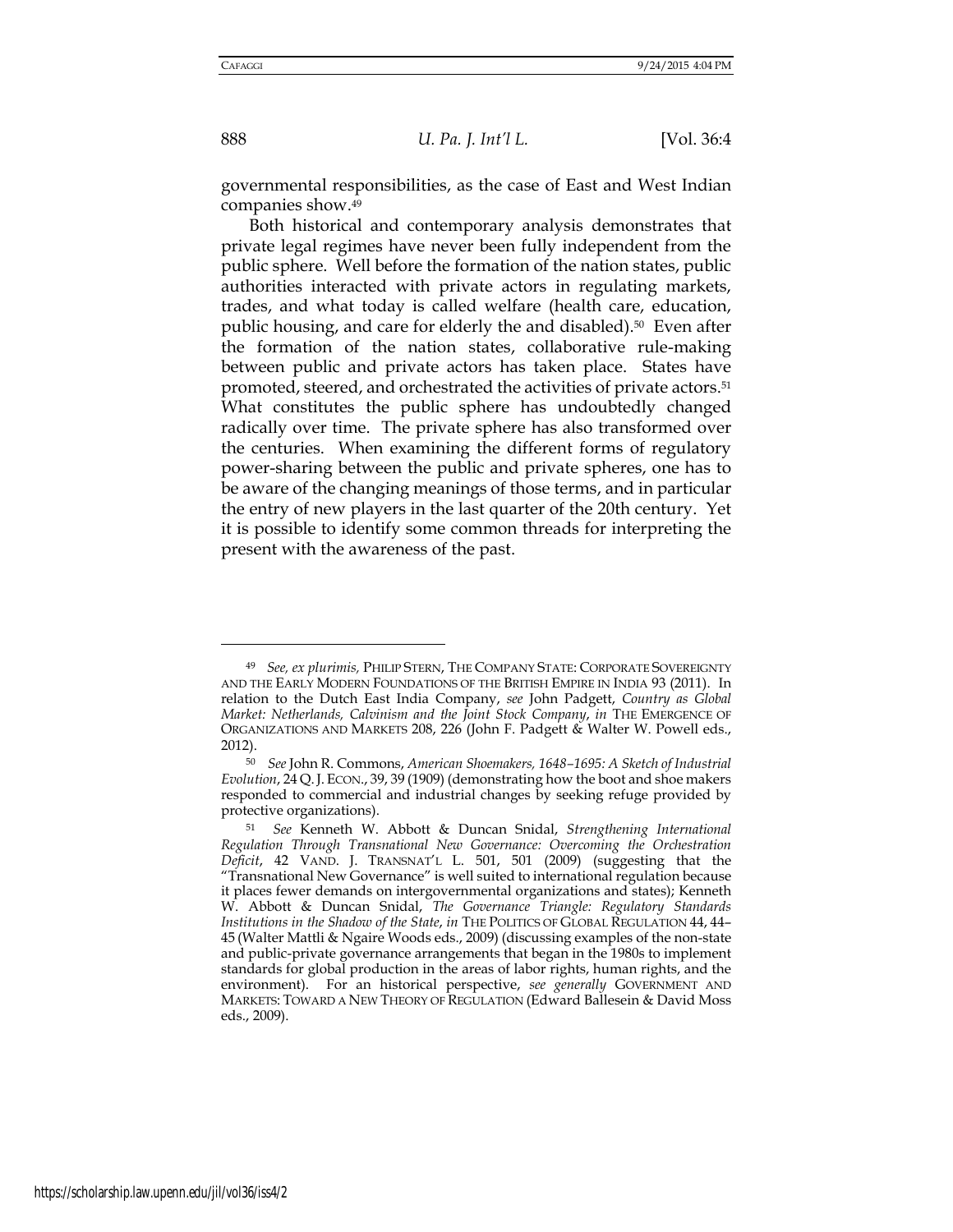governmental responsibilities, as the case of East and West Indian companies show.[49]

Both historical and contemporary analysis demonstrates that private legal regimes have never been fully independent from the public sphere. Well before the formation of the nation states, public authorities interacted with private actors in regulating markets, trades, and what today is called welfare (health care, education, public housing, and care for elderly the and disabled).[50] Even after the formation of the nation states, collaborative rule-making between public and private actors has taken place. States have promoted, steered, and orchestrated the activities of private actors.[51] What constitutes the public sphere has undoubtedly changed radically over time. The private sphere has also transformed over the centuries. When examining the different forms of regulatory power-sharing between the public and private spheres, one has to be aware of the changing meanings of those terms, and in particular the entry of new players in the last quarter of the 20th century. Yet it is possible to identify some common threads for interpreting the present with the awareness of the past.

---

[49] *See, ex plurimis,* PHILIP STERN, THE COMPANY STATE: CORPORATE SOVEREIGNTY AND THE EARLY MODERN FOUNDATIONS OF THE BRITISH EMPIRE IN INDIA 93 (2011). In relation to the Dutch East India Company, *see* John Padgett, *Country as Global Market: Netherlands, Calvinism and the Joint Stock Company*, *in* THE EMERGENCE OF ORGANIZATIONS AND MARKETS 208, 226 (John F. Padgett & Walter W. Powell eds., 2012).

[50] *See* John R. Commons, *American Shoemakers, 1648–1695: A Sketch of Industrial Evolution*, 24 Q. J. ECON., 39, 39 (1909) (demonstrating how the boot and shoe makers responded to commercial and industrial changes by seeking refuge provided by protective organizations).

[51] *See* Kenneth W. Abbott & Duncan Snidal, *Strengthening International Regulation Through Transnational New Governance: Overcoming the Orchestration Deficit*, 42 VAND. J. TRANSNAT'L L. 501, 501 (2009) (suggesting that the "Transnational New Governance" is well suited to international regulation because it places fewer demands on intergovernmental organizations and states); Kenneth W. Abbott & Duncan Snidal, *The Governance Triangle: Regulatory Standards Institutions in the Shadow of the State*, *in* THE POLITICS OF GLOBAL REGULATION 44, 44–45 (Walter Mattli & Ngaire Woods eds., 2009) (discussing examples of the non-state and public-private governance arrangements that began in the 1980s to implement standards for global production in the areas of labor rights, human rights, and the environment). For an historical perspective, *see generally* GOVERNMENT AND MARKETS: TOWARD A NEW THEORY OF REGULATION (Edward Ballesein & David Moss eds., 2009).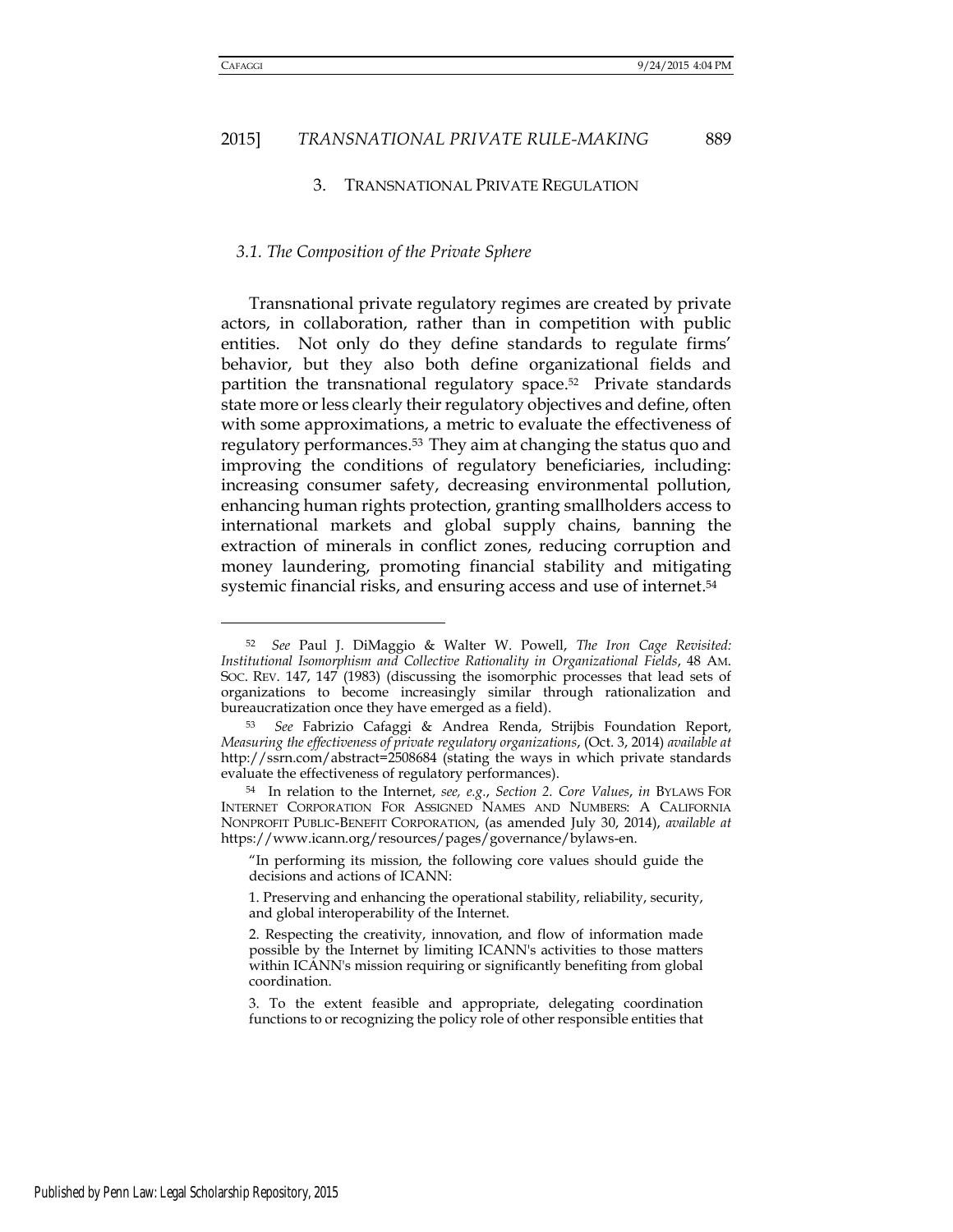## 3. TRANSNATIONAL PRIVATE REGULATION

### *3.1. The Composition of the Private Sphere*

Transnational private regulatory regimes are created by private actors, in collaboration, rather than in competition with public entities. Not only do they define standards to regulate firms' behavior, but they also both define organizational fields and partition the transnational regulatory space.[52] Private standards state more or less clearly their regulatory objectives and define, often with some approximations, a metric to evaluate the effectiveness of regulatory performances.[53] They aim at changing the status quo and improving the conditions of regulatory beneficiaries, including: increasing consumer safety, decreasing environmental pollution, enhancing human rights protection, granting smallholders access to international markets and global supply chains, banning the extraction of minerals in conflict zones, reducing corruption and money laundering, promoting financial stability and mitigating systemic financial risks, and ensuring access and use of internet.[54]

---

[52] *See* Paul J. DiMaggio & Walter W. Powell, *The Iron Cage Revisited: Institutional Isomorphism and Collective Rationality in Organizational Fields*, 48 AM. SOC. REV. 147, 147 (1983) (discussing the isomorphic processes that lead sets of organizations to become increasingly similar through rationalization and bureaucratization once they have emerged as a field).

[53] *See* Fabrizio Cafaggi & Andrea Renda, Strijbis Foundation Report, *Measuring the effectiveness of private regulatory organizations*, (Oct. 3, 2014) *available at* http://ssrn.com/abstract=2508684 (stating the ways in which private standards evaluate the effectiveness of regulatory performances).

[54] In relation to the Internet, *see, e.g.*, *Section 2. Core Values*, *in* BYLAWS FOR INTERNET CORPORATION FOR ASSIGNED NAMES AND NUMBERS: A CALIFORNIA NONPROFIT PUBLIC-BENEFIT CORPORATION, (as amended July 30, 2014), *available at* https://www.icann.org/resources/pages/governance/bylaws-en.

> "In performing its mission, the following core values should guide the decisions and actions of ICANN:
>
> 1. Preserving and enhancing the operational stability, reliability, security, and global interoperability of the Internet.
>
> 2. Respecting the creativity, innovation, and flow of information made possible by the Internet by limiting ICANN's activities to those matters within ICANN's mission requiring or significantly benefiting from global coordination.
>
> 3. To the extent feasible and appropriate, delegating coordination functions to or recognizing the policy role of other responsible entities that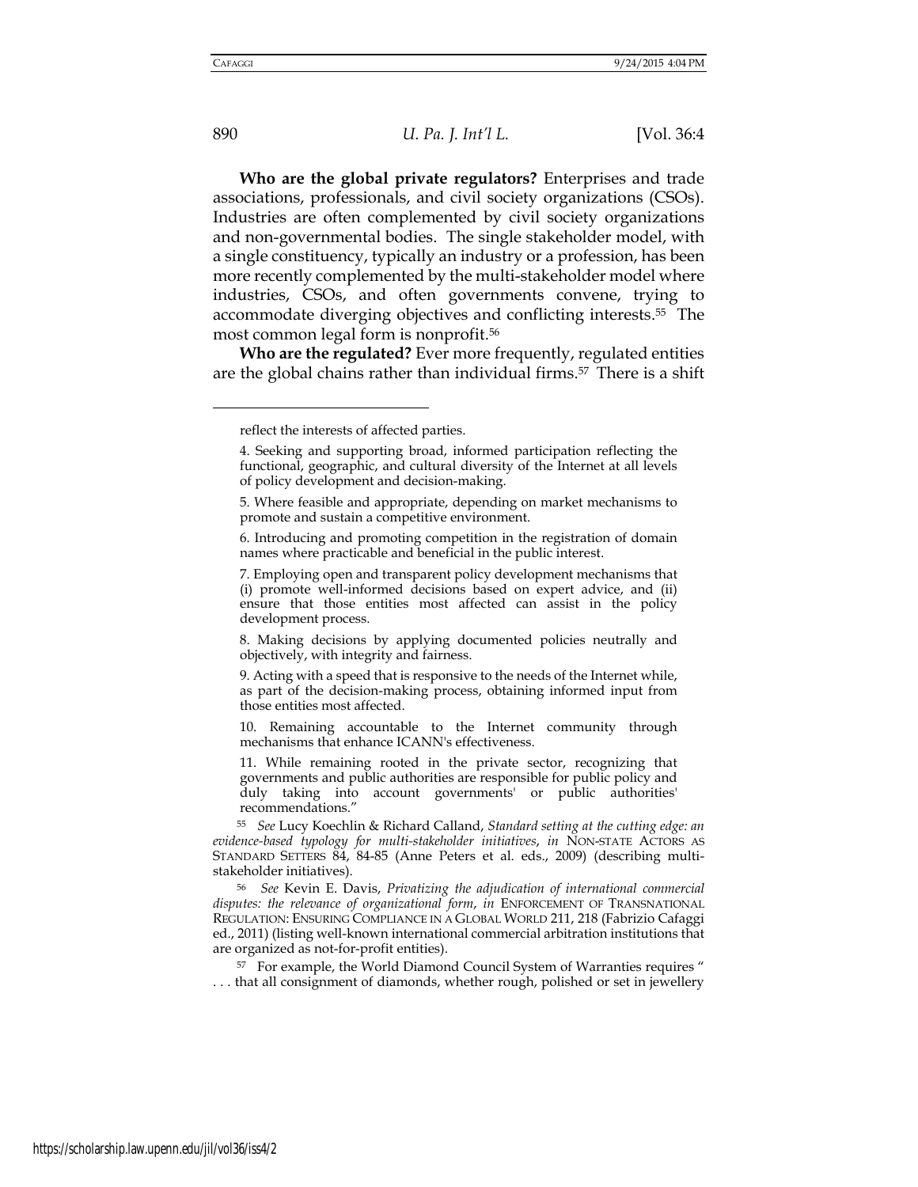**Who are the global private regulators?** Enterprises and trade associations, professionals, and civil society organizations (CSOs). Industries are often complemented by civil society organizations and non-governmental bodies. The single stakeholder model, with a single constituency, typically an industry or a profession, has been more recently complemented by the multi-stakeholder model where industries, CSOs, and often governments convene, trying to accommodate diverging objectives and conflicting interests.[55] The most common legal form is nonprofit.[56]

**Who are the regulated?** Ever more frequently, regulated entities are the global chains rather than individual firms.[57] There is a shift

---

reflect the interests of affected parties.

4. Seeking and supporting broad, informed participation reflecting the functional, geographic, and cultural diversity of the Internet at all levels of policy development and decision-making.

5. Where feasible and appropriate, depending on market mechanisms to promote and sustain a competitive environment.

6. Introducing and promoting competition in the registration of domain names where practicable and beneficial in the public interest.

7. Employing open and transparent policy development mechanisms that (i) promote well-informed decisions based on expert advice, and (ii) ensure that those entities most affected can assist in the policy development process.

8. Making decisions by applying documented policies neutrally and objectively, with integrity and fairness.

9. Acting with a speed that is responsive to the needs of the Internet while, as part of the decision-making process, obtaining informed input from those entities most affected.

10. Remaining accountable to the Internet community through mechanisms that enhance ICANN's effectiveness.

11. While remaining rooted in the private sector, recognizing that governments and public authorities are responsible for public policy and duly taking into account governments' or public authorities' recommendations."

[55] *See* Lucy Koechlin & Richard Calland, *Standard setting at the cutting edge: an evidence-based typology for multi-stakeholder initiatives*, *in* NON-STATE ACTORS AS STANDARD SETTERS 84, 84-85 (Anne Peters et al. eds., 2009) (describing multi-stakeholder initiatives).

[56] *See* Kevin E. Davis, *Privatizing the adjudication of international commercial disputes: the relevance of organizational form*, *in* ENFORCEMENT OF TRANSNATIONAL REGULATION: ENSURING COMPLIANCE IN A GLOBAL WORLD 211, 218 (Fabrizio Cafaggi ed., 2011) (listing well-known international commercial arbitration institutions that are organized as not-for-profit entities).

[57] For example, the World Diamond Council System of Warranties requires " . . . that all consignment of diamonds, whether rough, polished or set in jewellery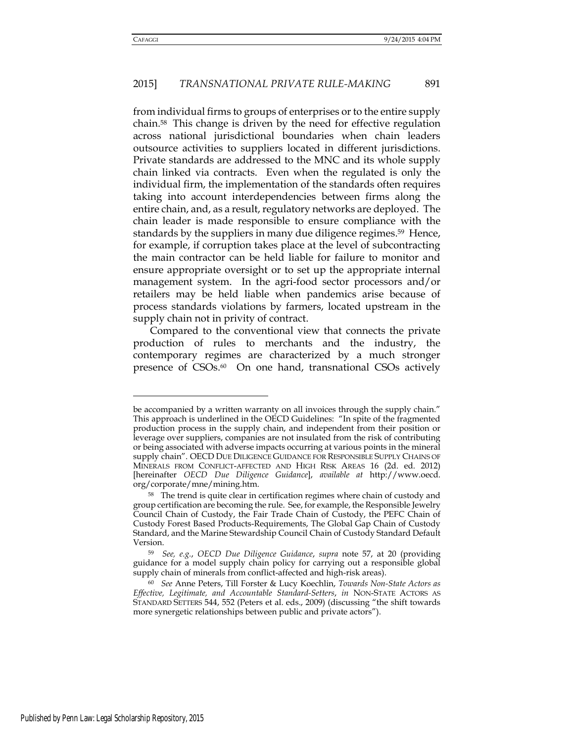from individual firms to groups of enterprises or to the entire supply chain.[58] This change is driven by the need for effective regulation across national jurisdictional boundaries when chain leaders outsource activities to suppliers located in different jurisdictions. Private standards are addressed to the MNC and its whole supply chain linked via contracts. Even when the regulated is only the individual firm, the implementation of the standards often requires taking into account interdependencies between firms along the entire chain, and, as a result, regulatory networks are deployed. The chain leader is made responsible to ensure compliance with the standards by the suppliers in many due diligence regimes.[59] Hence, for example, if corruption takes place at the level of subcontracting the main contractor can be held liable for failure to monitor and ensure appropriate oversight or to set up the appropriate internal management system. In the agri-food sector processors and/or retailers may be held liable when pandemics arise because of process standards violations by farmers, located upstream in the supply chain not in privity of contract.

Compared to the conventional view that connects the private production of rules to merchants and the industry, the contemporary regimes are characterized by a much stronger presence of CSOs.[60] On one hand, transnational CSOs actively

---

be accompanied by a written warranty on all invoices through the supply chain." This approach is underlined in the OECD Guidelines: "In spite of the fragmented production process in the supply chain, and independent from their position or leverage over suppliers, companies are not insulated from the risk of contributing or being associated with adverse impacts occurring at various points in the mineral supply chain". OECD DUE DILIGENCE GUIDANCE FOR RESPONSIBLE SUPPLY CHAINS OF MINERALS FROM CONFLICT-AFFECTED AND HIGH RISK AREAS 16 (2d. ed. 2012) [hereinafter *OECD Due Diligence Guidance*], *available at* http://www.oecd.org/corporate/mne/mining.htm.

[58] The trend is quite clear in certification regimes where chain of custody and group certification are becoming the rule. See, for example, the Responsible Jewelry Council Chain of Custody, the Fair Trade Chain of Custody, the PEFC Chain of Custody Forest Based Products-Requirements, The Global Gap Chain of Custody Standard, and the Marine Stewardship Council Chain of Custody Standard Default Version.

[59] *See, e.g.*, *OECD Due Diligence Guidance*, *supra* note 57, at 20 (providing guidance for a model supply chain policy for carrying out a responsible global supply chain of minerals from conflict-affected and high-risk areas).

[60] *See* Anne Peters, Till Forster & Lucy Koechlin, *Towards Non-State Actors as Effective, Legitimate, and Accountable Standard-Setters*, *in* NON-STATE ACTORS AS STANDARD SETTERS 544, 552 (Peters et al. eds., 2009) (discussing "the shift towards more synergetic relationships between public and private actors").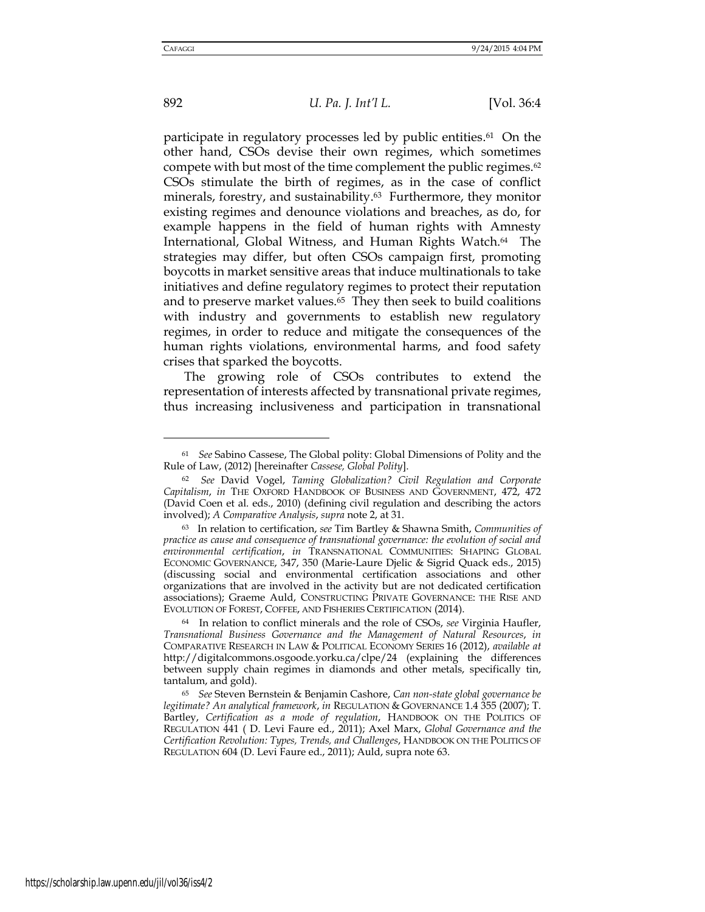participate in regulatory processes led by public entities.[61] On the other hand, CSOs devise their own regimes, which sometimes compete with but most of the time complement the public regimes.[62] CSOs stimulate the birth of regimes, as in the case of conflict minerals, forestry, and sustainability.[63] Furthermore, they monitor existing regimes and denounce violations and breaches, as do, for example happens in the field of human rights with Amnesty International, Global Witness, and Human Rights Watch.[64] The strategies may differ, but often CSOs campaign first, promoting boycotts in market sensitive areas that induce multinationals to take initiatives and define regulatory regimes to protect their reputation and to preserve market values.[65] They then seek to build coalitions with industry and governments to establish new regulatory regimes, in order to reduce and mitigate the consequences of the human rights violations, environmental harms, and food safety crises that sparked the boycotts.

The growing role of CSOs contributes to extend the representation of interests affected by transnational private regimes, thus increasing inclusiveness and participation in transnational

---

[61] *See* Sabino Cassese, The Global polity: Global Dimensions of Polity and the Rule of Law, (2012) [hereinafter *Cassese, Global Polity*].

[62] *See* David Vogel, *Taming Globalization? Civil Regulation and Corporate Capitalism*, *in* THE OXFORD HANDBOOK OF BUSINESS AND GOVERNMENT, 472, 472 (David Coen et al. eds., 2010) (defining civil regulation and describing the actors involved); *A Comparative Analysis*, *supra* note 2, at 31.

[63] In relation to certification, *see* Tim Bartley & Shawna Smith, *Communities of practice as cause and consequence of transnational governance: the evolution of social and environmental certification*, *in* TRANSNATIONAL COMMUNITIES: SHAPING GLOBAL ECONOMIC GOVERNANCE, 347, 350 (Marie-Laure Djelic & Sigrid Quack eds., 2015) (discussing social and environmental certification associations and other organizations that are involved in the activity but are not dedicated certification associations); Graeme Auld, CONSTRUCTING PRIVATE GOVERNANCE: THE RISE AND EVOLUTION OF FOREST, COFFEE, AND FISHERIES CERTIFICATION (2014).

[64] In relation to conflict minerals and the role of CSOs, *see* Virginia Haufler, *Transnational Business Governance and the Management of Natural Resources*, *in* COMPARATIVE RESEARCH IN LAW & POLITICAL ECONOMY SERIES 16 (2012), *available at* http://digitalcommons.osgoode.yorku.ca/clpe/24 (explaining the differences between supply chain regimes in diamonds and other metals, specifically tin, tantalum, and gold).

[65] *See* Steven Bernstein & Benjamin Cashore, *Can non-state global governance be legitimate? An analytical framework*, *in* REGULATION & GOVERNANCE 1.4 355 (2007); T. Bartley, *Certification as a mode of regulation*, HANDBOOK ON THE POLITICS OF REGULATION 441 ( D. Levi Faure ed., 2011); Axel Marx, *Global Governance and the Certification Revolution: Types, Trends, and Challenges*, HANDBOOK ON THE POLITICS OF REGULATION 604 (D. Levi Faure ed., 2011); Auld, supra note 63.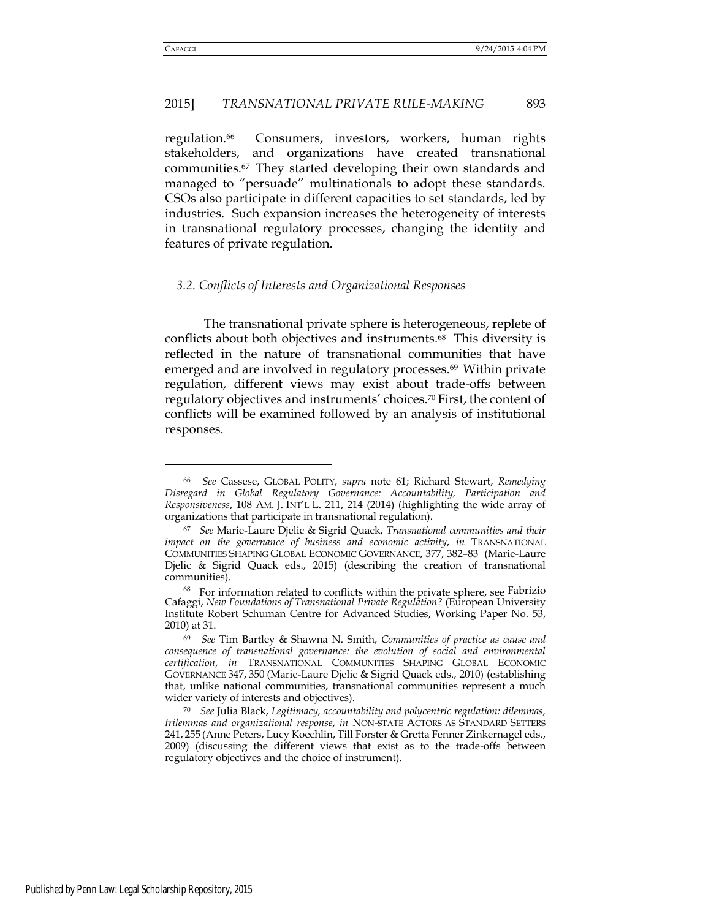regulation.[66] Consumers, investors, workers, human rights stakeholders, and organizations have created transnational communities.[67] They started developing their own standards and managed to "persuade" multinationals to adopt these standards. CSOs also participate in different capacities to set standards, led by industries. Such expansion increases the heterogeneity of interests in transnational regulatory processes, changing the identity and features of private regulation.

### *3.2. Conflicts of Interests and Organizational Responses*

The transnational private sphere is heterogeneous, replete of conflicts about both objectives and instruments.[68] This diversity is reflected in the nature of transnational communities that have emerged and are involved in regulatory processes.[69] Within private regulation, different views may exist about trade-offs between regulatory objectives and instruments' choices.[70] First, the content of conflicts will be examined followed by an analysis of institutional responses.

---

[66] *See* Cassese, GLOBAL POLITY, *supra* note 61; Richard Stewart, *Remedying Disregard in Global Regulatory Governance: Accountability, Participation and Responsiveness*, 108 AM. J. INT'L L. 211, 214 (2014) (highlighting the wide array of organizations that participate in transnational regulation).

[67] *See* Marie-Laure Djelic & Sigrid Quack, *Transnational communities and their impact on the governance of business and economic activity*, *in* TRANSNATIONAL COMMUNITIES SHAPING GLOBAL ECONOMIC GOVERNANCE, 377, 382–83 (Marie-Laure Djelic & Sigrid Quack eds., 2015) (describing the creation of transnational communities).

[68] For information related to conflicts within the private sphere, see Fabrizio Cafaggi, *New Foundations of Transnational Private Regulation?* (European University Institute Robert Schuman Centre for Advanced Studies, Working Paper No. 53, 2010) at 31.

[69] *See* Tim Bartley & Shawna N. Smith, *Communities of practice as cause and consequence of transnational governance: the evolution of social and environmental certification*, *in* TRANSNATIONAL COMMUNITIES SHAPING GLOBAL ECONOMIC GOVERNANCE 347, 350 (Marie-Laure Djelic & Sigrid Quack eds., 2010) (establishing that, unlike national communities, transnational communities represent a much wider variety of interests and objectives).

[70] *See* Julia Black, *Legitimacy, accountability and polycentric regulation: dilemmas, trilemmas and organizational response*, *in* NON-STATE ACTORS AS STANDARD SETTERS 241, 255 (Anne Peters, Lucy Koechlin, Till Forster & Gretta Fenner Zinkernagel eds., 2009) (discussing the different views that exist as to the trade-offs between regulatory objectives and the choice of instrument).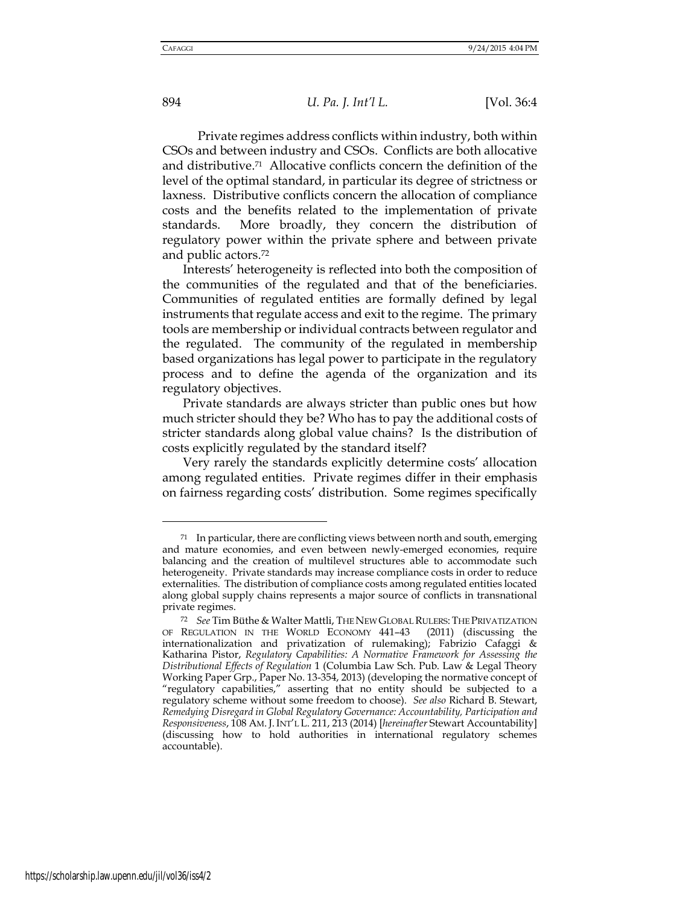Private regimes address conflicts within industry, both within CSOs and between industry and CSOs. Conflicts are both allocative and distributive.[71] Allocative conflicts concern the definition of the level of the optimal standard, in particular its degree of strictness or laxness. Distributive conflicts concern the allocation of compliance costs and the benefits related to the implementation of private standards. More broadly, they concern the distribution of regulatory power within the private sphere and between private and public actors.[72]

Interests' heterogeneity is reflected into both the composition of the communities of the regulated and that of the beneficiaries. Communities of regulated entities are formally defined by legal instruments that regulate access and exit to the regime. The primary tools are membership or individual contracts between regulator and the regulated. The community of the regulated in membership based organizations has legal power to participate in the regulatory process and to define the agenda of the organization and its regulatory objectives.

Private standards are always stricter than public ones but how much stricter should they be? Who has to pay the additional costs of stricter standards along global value chains? Is the distribution of costs explicitly regulated by the standard itself?

Very rarely the standards explicitly determine costs' allocation among regulated entities. Private regimes differ in their emphasis on fairness regarding costs' distribution. Some regimes specifically

---

[71] In particular, there are conflicting views between north and south, emerging and mature economies, and even between newly-emerged economies, require balancing and the creation of multilevel structures able to accommodate such heterogeneity. Private standards may increase compliance costs in order to reduce externalities. The distribution of compliance costs among regulated entities located along global supply chains represents a major source of conflicts in transnational private regimes.

[72] *See* Tim Büthe & Walter Mattli, THE NEW GLOBAL RULERS: THE PRIVATIZATION OF REGULATION IN THE WORLD ECONOMY 441–43 (2011) (discussing the internationalization and privatization of rulemaking); Fabrizio Cafaggi & Katharina Pistor, *Regulatory Capabilities: A Normative Framework for Assessing the Distributional Effects of Regulation* 1 (Columbia Law Sch. Pub. Law & Legal Theory Working Paper Grp., Paper No. 13-354, 2013) (developing the normative concept of "regulatory capabilities," asserting that no entity should be subjected to a regulatory scheme without some freedom to choose). *See also* Richard B. Stewart, *Remedying Disregard in Global Regulatory Governance: Accountability, Participation and Responsiveness*, 108 AM. J. INT'L L. 211, 213 (2014) [*hereinafter* Stewart Accountability] (discussing how to hold authorities in international regulatory schemes accountable).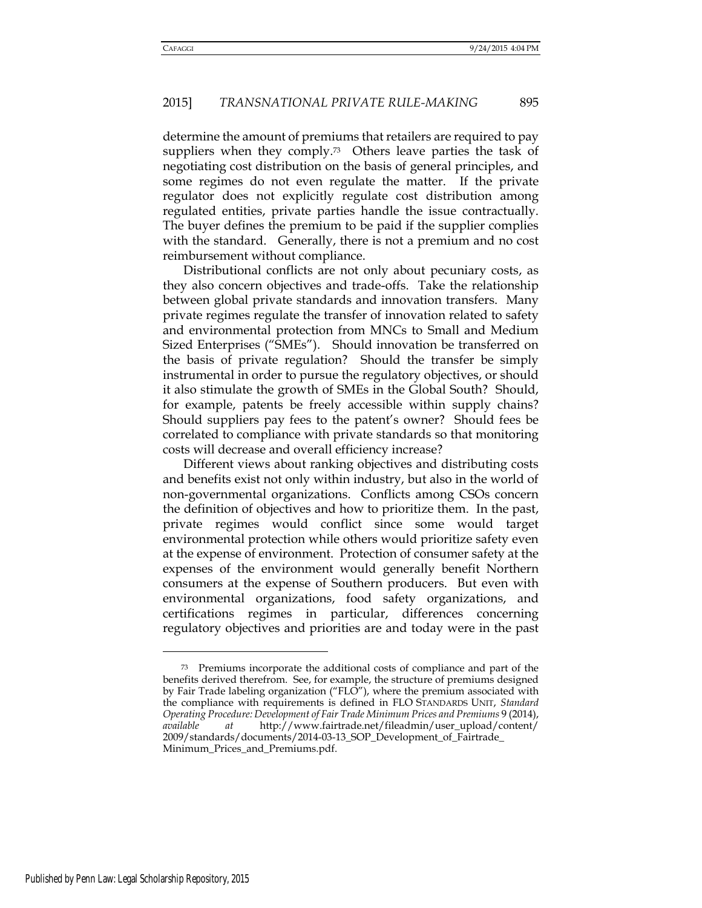determine the amount of premiums that retailers are required to pay suppliers when they comply.[73] Others leave parties the task of negotiating cost distribution on the basis of general principles, and some regimes do not even regulate the matter. If the private regulator does not explicitly regulate cost distribution among regulated entities, private parties handle the issue contractually. The buyer defines the premium to be paid if the supplier complies with the standard. Generally, there is not a premium and no cost reimbursement without compliance.

Distributional conflicts are not only about pecuniary costs, as they also concern objectives and trade-offs. Take the relationship between global private standards and innovation transfers. Many private regimes regulate the transfer of innovation related to safety and environmental protection from MNCs to Small and Medium Sized Enterprises ("SMEs"). Should innovation be transferred on the basis of private regulation? Should the transfer be simply instrumental in order to pursue the regulatory objectives, or should it also stimulate the growth of SMEs in the Global South? Should, for example, patents be freely accessible within supply chains? Should suppliers pay fees to the patent's owner? Should fees be correlated to compliance with private standards so that monitoring costs will decrease and overall efficiency increase?

Different views about ranking objectives and distributing costs and benefits exist not only within industry, but also in the world of non-governmental organizations. Conflicts among CSOs concern the definition of objectives and how to prioritize them. In the past, private regimes would conflict since some would target environmental protection while others would prioritize safety even at the expense of environment. Protection of consumer safety at the expenses of the environment would generally benefit Northern consumers at the expense of Southern producers. But even with environmental organizations, food safety organizations, and certifications regimes in particular, differences concerning regulatory objectives and priorities are and today were in the past

---

[73] Premiums incorporate the additional costs of compliance and part of the benefits derived therefrom. See, for example, the structure of premiums designed by Fair Trade labeling organization ("FLO"), where the premium associated with the compliance with requirements is defined in FLO STANDARDS UNIT, *Standard Operating Procedure: Development of Fair Trade Minimum Prices and Premiums* 9 (2014), *available at* http://www.fairtrade.net/fileadmin/user_upload/content/2009/standards/documents/2014-03-13_SOP_Development_of_Fairtrade_Minimum_Prices_and_Premiums.pdf.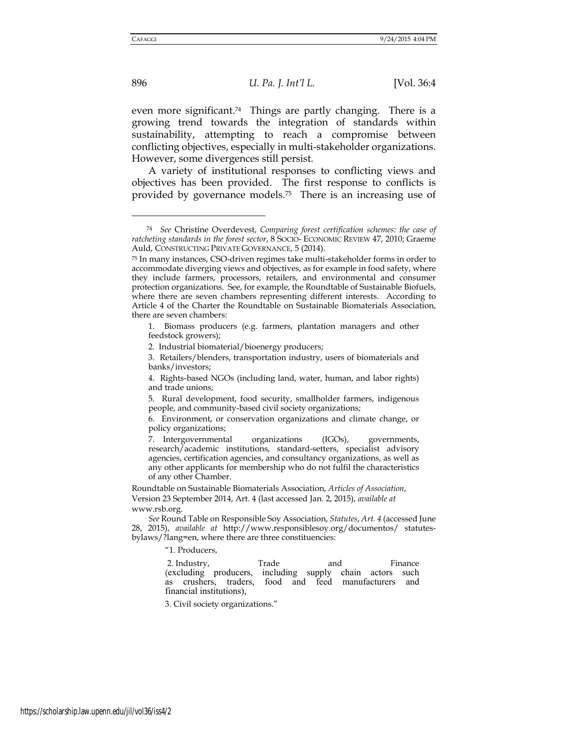even more significant.[74] Things are partly changing. There is a growing trend towards the integration of standards within sustainability, attempting to reach a compromise between conflicting objectives, especially in multi-stakeholder organizations. However, some divergences still persist.

A variety of institutional responses to conflicting views and objectives has been provided. The first response to conflicts is provided by governance models.[75] There is an increasing use of

---

[74] *See* Christine Overdevest, *Comparing forest certification schemes: the case of ratcheting standards in the forest sector*, 8 SOCIO- ECONOMIC REVIEW 47, 2010; Graeme Auld, CONSTRUCTING PRIVATE GOVERNANCE, 5 (2014).

[75] In many instances, CSO-driven regimes take multi-stakeholder forms in order to accommodate diverging views and objectives, as for example in food safety, where they include farmers, processors, retailers, and environmental and consumer protection organizations. See, for example, the Roundtable of Sustainable Biofuels, where there are seven chambers representing different interests. According to Article 4 of the Charter the Roundtable on Sustainable Biomaterials Association, there are seven chambers:

> 1. Biomass producers (e.g. farmers, plantation managers and other feedstock growers);
>
> 2. Industrial biomaterial/bioenergy producers;
>
> 3. Retailers/blenders, transportation industry, users of biomaterials and banks/investors;
>
> 4. Rights-based NGOs (including land, water, human, and labor rights) and trade unions;
>
> 5. Rural development, food security, smallholder farmers, indigenous people, and community-based civil society organizations;
>
> 6. Environment, or conservation organizations and climate change, or policy organizations;
>
> 7. Intergovernmental organizations (IGOs), governments, research/academic institutions, standard-setters, specialist advisory agencies, certification agencies, and consultancy organizations, as well as any other applicants for membership who do not fulfil the characteristics of any other Chamber.

Roundtable on Sustainable Biomaterials Association, *Articles of Association*, Version 23 September 2014, Art. 4 (last accessed Jan. 2, 2015), *available at* www.rsb.org.

*See* Round Table on Responsible Soy Association, *Statutes*, *Art. 4* (accessed June 28, 2015), *available at* http://www.responsiblesoy.org/documentos/ statutes-bylaws/?lang=en, where there are three constituencies:

> "1. Producers,
>
> 2. Industry, Trade and Finance (excluding producers, including supply chain actors such as crushers, traders, food and feed manufacturers and financial institutions),
>
> 3. Civil society organizations."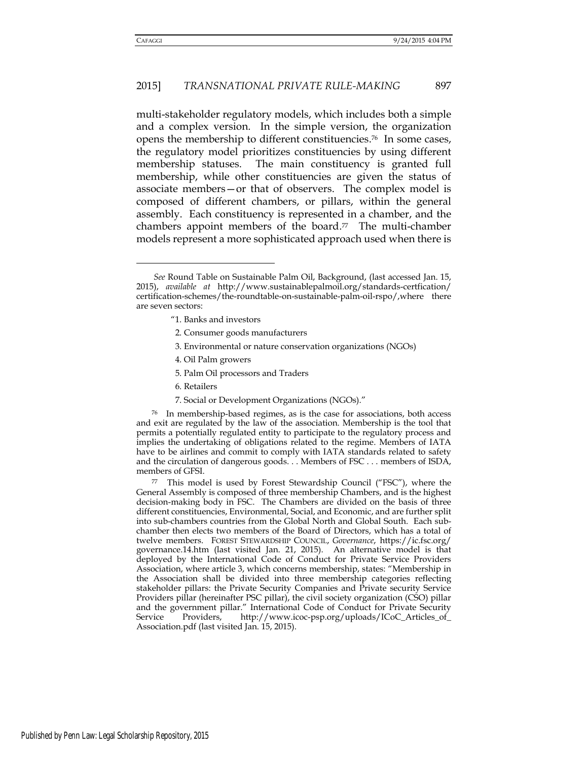multi-stakeholder regulatory models, which includes both a simple and a complex version. In the simple version, the organization opens the membership to different constituencies.[76] In some cases, the regulatory model prioritizes constituencies by using different membership statuses. The main constituency is granted full membership, while other constituencies are given the status of associate members—or that of observers. The complex model is composed of different chambers, or pillars, within the general assembly. Each constituency is represented in a chamber, and the chambers appoint members of the board.[77] The multi-chamber models represent a more sophisticated approach used when there is

---

*See* Round Table on Sustainable Palm Oil, Background, (last accessed Jan. 15, 2015), *available at* http://www.sustainablepalmoil.org/standards-certfication/certification-schemes/the-roundtable-on-sustainable-palm-oil-rspo/,where there are seven sectors:

> "1. Banks and investors
> 2. Consumer goods manufacturers
> 3. Environmental or nature conservation organizations (NGOs)
> 4. Oil Palm growers
> 5. Palm Oil processors and Traders
> 6. Retailers
> 7. Social or Development Organizations (NGOs)."

[76] In membership-based regimes, as is the case for associations, both access and exit are regulated by the law of the association. Membership is the tool that permits a potentially regulated entity to participate to the regulatory process and implies the undertaking of obligations related to the regime. Members of IATA have to be airlines and commit to comply with IATA standards related to safety and the circulation of dangerous goods. . . Members of FSC . . . members of ISDA, members of GFSI.

[77] This model is used by Forest Stewardship Council ("FSC"), where the General Assembly is composed of three membership Chambers, and is the highest decision-making body in FSC. The Chambers are divided on the basis of three different constituencies, Environmental, Social, and Economic, and are further split into sub-chambers countries from the Global North and Global South. Each sub-chamber then elects two members of the Board of Directors, which has a total of twelve members. FOREST STEWARDSHIP COUNCIL, *Governance*, https://ic.fsc.org/governance.14.htm (last visited Jan. 21, 2015). An alternative model is that deployed by the International Code of Conduct for Private Service Providers Association, where article 3, which concerns membership, states: "Membership in the Association shall be divided into three membership categories reflecting stakeholder pillars: the Private Security Companies and Private security Service Providers pillar (hereinafter PSC pillar), the civil society organization (CSO) pillar and the government pillar." International Code of Conduct for Private Security Service Providers, http://www.icoc-psp.org/uploads/ICoC_Articles_of_Association.pdf (last visited Jan. 15, 2015).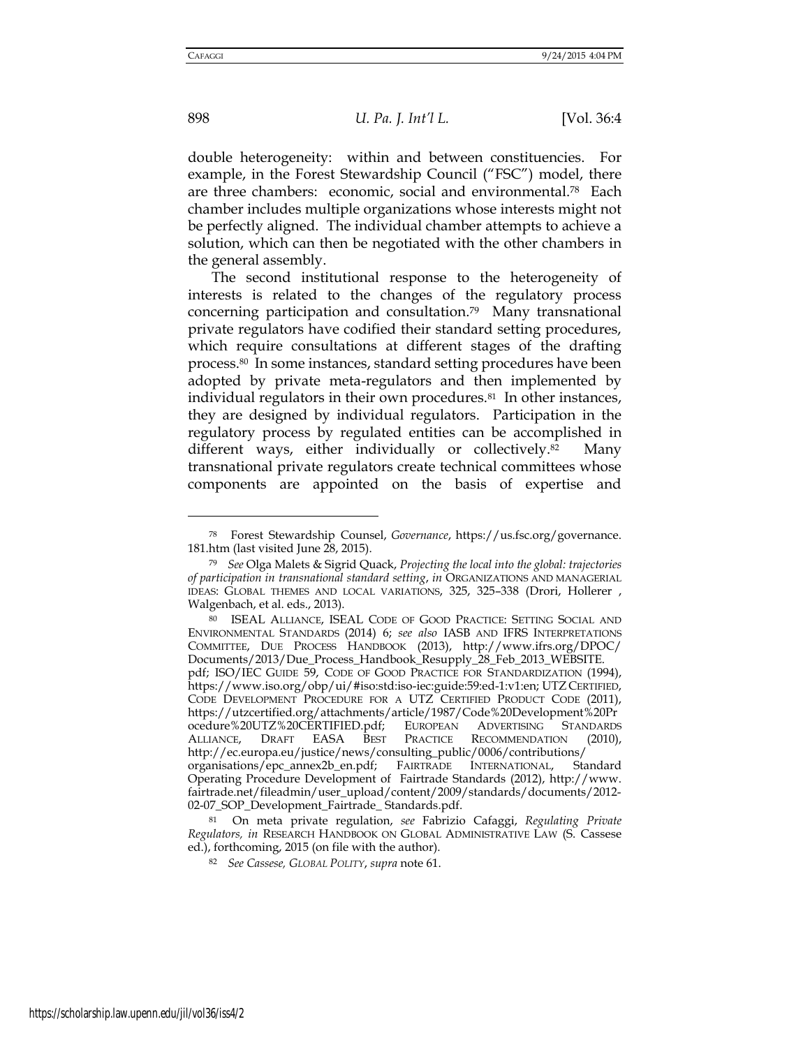double heterogeneity: within and between constituencies. For example, in the Forest Stewardship Council ("FSC") model, there are three chambers: economic, social and environmental.[78] Each chamber includes multiple organizations whose interests might not be perfectly aligned. The individual chamber attempts to achieve a solution, which can then be negotiated with the other chambers in the general assembly.

The second institutional response to the heterogeneity of interests is related to the changes of the regulatory process concerning participation and consultation.[79] Many transnational private regulators have codified their standard setting procedures, which require consultations at different stages of the drafting process.[80] In some instances, standard setting procedures have been adopted by private meta-regulators and then implemented by individual regulators in their own procedures.[81] In other instances, they are designed by individual regulators. Participation in the regulatory process by regulated entities can be accomplished in different ways, either individually or collectively.[82] Many transnational private regulators create technical committees whose components are appointed on the basis of expertise and

---

[78] Forest Stewardship Counsel, *Governance*, https://us.fsc.org/governance.181.htm (last visited June 28, 2015).

[79] *See* Olga Malets & Sigrid Quack, *Projecting the local into the global: trajectories of participation in transnational standard setting*, *in* ORGANIZATIONS AND MANAGERIAL IDEAS: GLOBAL THEMES AND LOCAL VARIATIONS, 325, 325–338 (Drori, Hollerer , Walgenbach, et al. eds., 2013).

[80] ISEAL ALLIANCE, ISEAL CODE OF GOOD PRACTICE: SETTING SOCIAL AND ENVIRONMENTAL STANDARDS (2014) 6; *see also* IASB AND IFRS INTERPRETATIONS COMMITTEE, DUE PROCESS HANDBOOK (2013), http://www.ifrs.org/DPOC/Documents/2013/Due_Process_Handbook_Resupply_28_Feb_2013_WEBSITE.pdf; ISO/IEC GUIDE 59, CODE OF GOOD PRACTICE FOR STANDARDIZATION (1994), https://www.iso.org/obp/ui/#iso:std:iso-iec:guide:59:ed-1:v1:en; UTZ CERTIFIED, CODE DEVELOPMENT PROCEDURE FOR A UTZ CERTIFIED PRODUCT CODE (2011), https://utzcertified.org/attachments/article/1987/Code%20Development%20Procedure%20UTZ%20CERTIFIED.pdf; EUROPEAN ADVERTISING STANDARDS ALLIANCE, DRAFT EASA BEST PRACTICE RECOMMENDATION (2010), http://ec.europa.eu/justice/news/consulting_public/0006/contributions/organisations/epc_annex2b_en.pdf; FAIRTRADE INTERNATIONAL, Standard Operating Procedure Development of Fairtrade Standards (2012), http://www.fairtrade.net/fileadmin/user_upload/content/2009/standards/documents/2012-02-07_SOP_Development_Fairtrade_ Standards.pdf.

[81] On meta private regulation, *see* Fabrizio Cafaggi, *Regulating Private Regulators, in* RESEARCH HANDBOOK ON GLOBAL ADMINISTRATIVE LAW (S. Cassese ed.), forthcoming, 2015 (on file with the author).

[82] *See Cassese, GLOBAL POLITY*, *supra* note 61.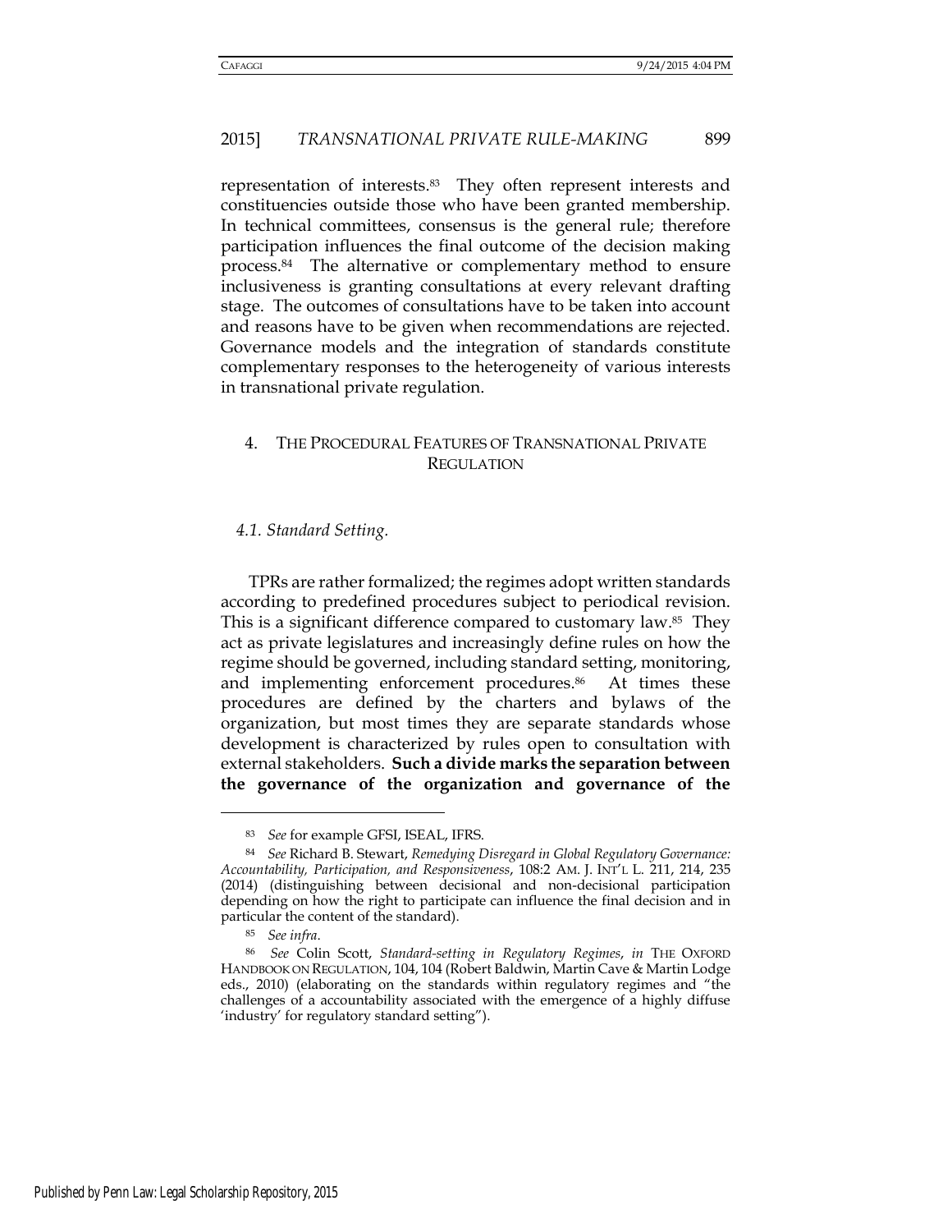representation of interests.[83] They often represent interests and constituencies outside those who have been granted membership. In technical committees, consensus is the general rule; therefore participation influences the final outcome of the decision making process.[84] The alternative or complementary method to ensure inclusiveness is granting consultations at every relevant drafting stage. The outcomes of consultations have to be taken into account and reasons have to be given when recommendations are rejected. Governance models and the integration of standards constitute complementary responses to the heterogeneity of various interests in transnational private regulation.

## 4. THE PROCEDURAL FEATURES OF TRANSNATIONAL PRIVATE REGULATION

### *4.1. Standard Setting.*

TPRs are rather formalized; the regimes adopt written standards according to predefined procedures subject to periodical revision. This is a significant difference compared to customary law.[85] They act as private legislatures and increasingly define rules on how the regime should be governed, including standard setting, monitoring, and implementing enforcement procedures.[86] At times these procedures are defined by the charters and bylaws of the organization, but most times they are separate standards whose development is characterized by rules open to consultation with external stakeholders. **Such a divide marks the separation between the governance of the organization and governance of the**

---

[83] *See* for example GFSI, ISEAL, IFRS.

[84] *See* Richard B. Stewart, *Remedying Disregard in Global Regulatory Governance: Accountability, Participation, and Responsiveness*, 108:2 AM. J. INT'L L. 211, 214, 235 (2014) (distinguishing between decisional and non-decisional participation depending on how the right to participate can influence the final decision and in particular the content of the standard).

[85] *See infra*.

[86] *See* Colin Scott, *Standard-setting in Regulatory Regimes*, *in* THE OXFORD HANDBOOK ON REGULATION, 104, 104 (Robert Baldwin, Martin Cave & Martin Lodge eds., 2010) (elaborating on the standards within regulatory regimes and "the challenges of a accountability associated with the emergence of a highly diffuse 'industry' for regulatory standard setting").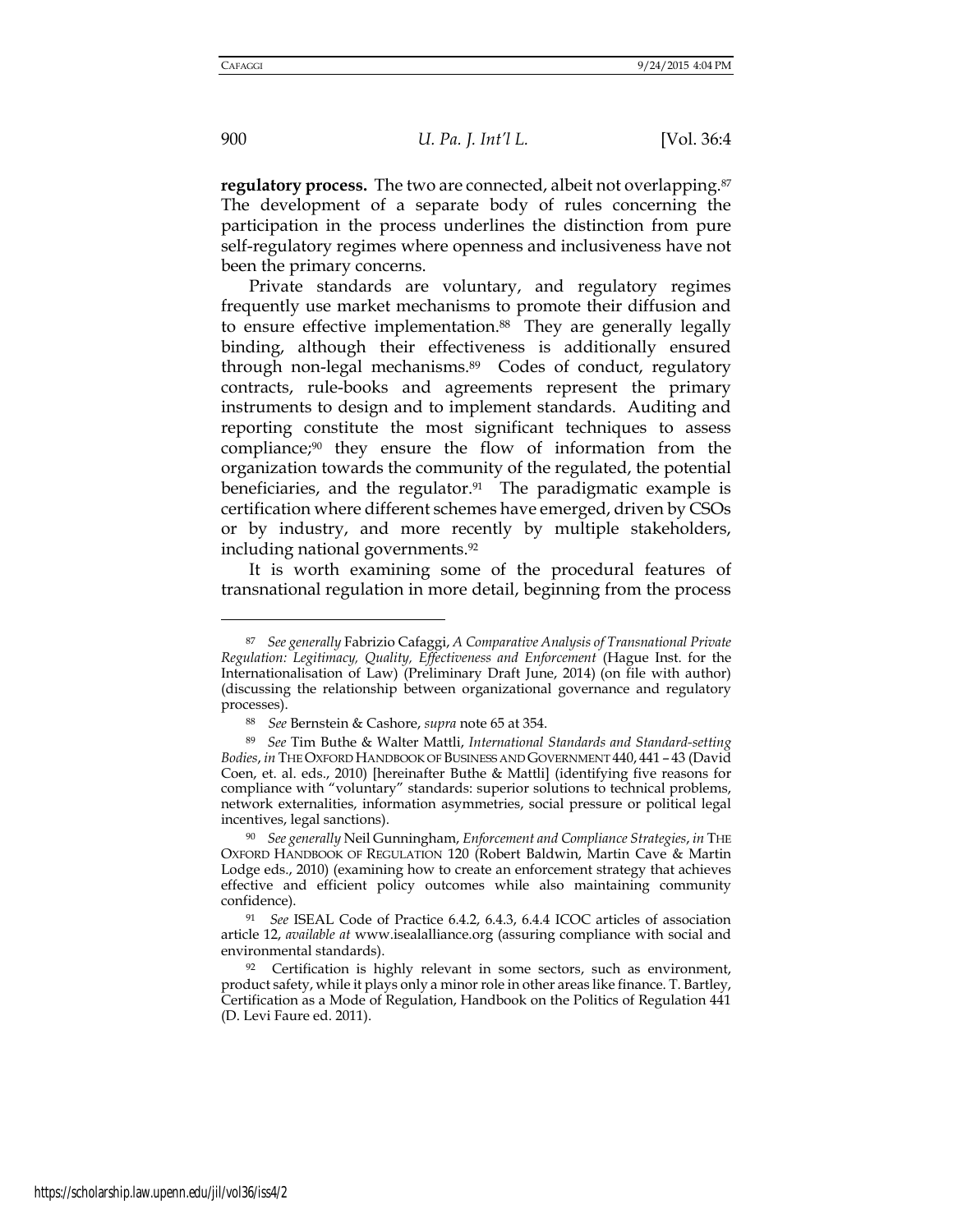**regulatory process.** The two are connected, albeit not overlapping.[87] The development of a separate body of rules concerning the participation in the process underlines the distinction from pure self-regulatory regimes where openness and inclusiveness have not been the primary concerns.

Private standards are voluntary, and regulatory regimes frequently use market mechanisms to promote their diffusion and to ensure effective implementation.[88] They are generally legally binding, although their effectiveness is additionally ensured through non-legal mechanisms.[89] Codes of conduct, regulatory contracts, rule-books and agreements represent the primary instruments to design and to implement standards. Auditing and reporting constitute the most significant techniques to assess compliance;[90] they ensure the flow of information from the organization towards the community of the regulated, the potential beneficiaries, and the regulator.[91] The paradigmatic example is certification where different schemes have emerged, driven by CSOs or by industry, and more recently by multiple stakeholders, including national governments.[92]

It is worth examining some of the procedural features of transnational regulation in more detail, beginning from the process

---

[87] *See generally* Fabrizio Cafaggi, *A Comparative Analysis of Transnational Private Regulation: Legitimacy, Quality, Effectiveness and Enforcement* (Hague Inst. for the Internationalisation of Law) (Preliminary Draft June, 2014) (on file with author) (discussing the relationship between organizational governance and regulatory processes).

[88] *See* Bernstein & Cashore, *supra* note 65 at 354.

[89] *See* Tim Buthe & Walter Mattli, *International Standards and Standard-setting Bodies*, *in* THE OXFORD HANDBOOK OF BUSINESS AND GOVERNMENT 440, 441 – 43 (David Coen, et. al. eds., 2010) [hereinafter Buthe & Mattli] (identifying five reasons for compliance with "voluntary" standards: superior solutions to technical problems, network externalities, information asymmetries, social pressure or political legal incentives, legal sanctions).

[90] *See generally* Neil Gunningham, *Enforcement and Compliance Strategies*, *in* THE OXFORD HANDBOOK OF REGULATION 120 (Robert Baldwin, Martin Cave & Martin Lodge eds., 2010) (examining how to create an enforcement strategy that achieves effective and efficient policy outcomes while also maintaining community confidence).

[91] *See* ISEAL Code of Practice 6.4.2, 6.4.3, 6.4.4 ICOC articles of association article 12, *available at* www.isealalliance.org (assuring compliance with social and environmental standards).

[92] Certification is highly relevant in some sectors, such as environment, product safety, while it plays only a minor role in other areas like finance. T. Bartley, Certification as a Mode of Regulation, Handbook on the Politics of Regulation 441 (D. Levi Faure ed. 2011).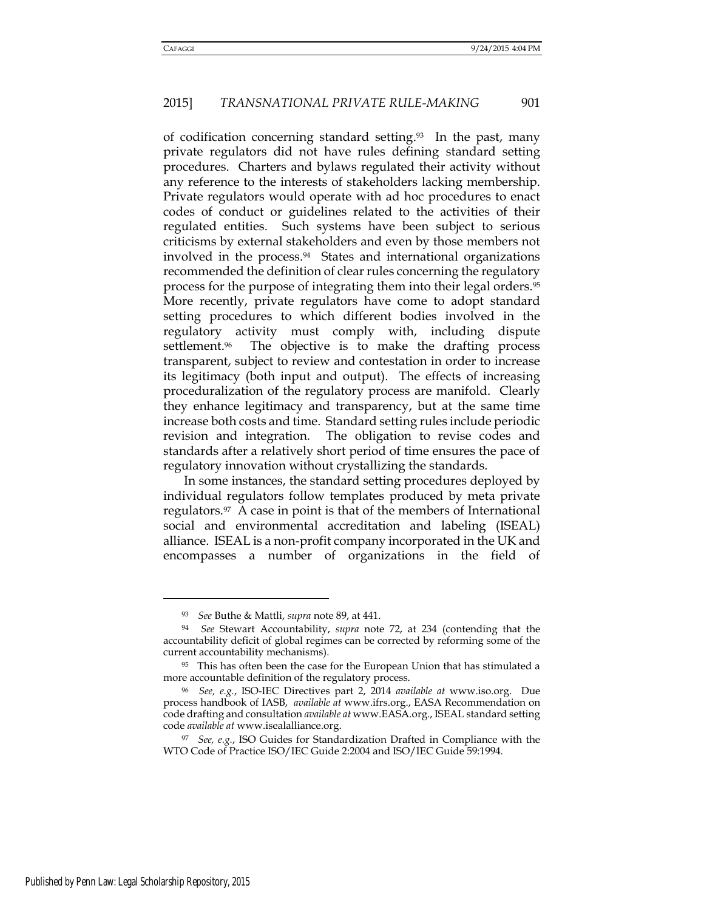of codification concerning standard setting.[93] In the past, many private regulators did not have rules defining standard setting procedures. Charters and bylaws regulated their activity without any reference to the interests of stakeholders lacking membership. Private regulators would operate with ad hoc procedures to enact codes of conduct or guidelines related to the activities of their regulated entities. Such systems have been subject to serious criticisms by external stakeholders and even by those members not involved in the process.[94] States and international organizations recommended the definition of clear rules concerning the regulatory process for the purpose of integrating them into their legal orders.[95] More recently, private regulators have come to adopt standard setting procedures to which different bodies involved in the regulatory activity must comply with, including dispute settlement.[96] The objective is to make the drafting process transparent, subject to review and contestation in order to increase its legitimacy (both input and output). The effects of increasing proceduralization of the regulatory process are manifold. Clearly they enhance legitimacy and transparency, but at the same time increase both costs and time. Standard setting rules include periodic revision and integration. The obligation to revise codes and standards after a relatively short period of time ensures the pace of regulatory innovation without crystallizing the standards.

In some instances, the standard setting procedures deployed by individual regulators follow templates produced by meta private regulators.[97] A case in point is that of the members of International social and environmental accreditation and labeling (ISEAL) alliance. ISEAL is a non-profit company incorporated in the UK and encompasses a number of organizations in the field of

---

[93] *See* Buthe & Mattli, *supra* note 89, at 441.

[94] *See* Stewart Accountability, *supra* note 72, at 234 (contending that the accountability deficit of global regimes can be corrected by reforming some of the current accountability mechanisms).

[95] This has often been the case for the European Union that has stimulated a more accountable definition of the regulatory process.

[96] *See, e.g.*, ISO-IEC Directives part 2, 2014 *available at* www.iso.org. Due process handbook of IASB, *available at* www.ifrs.org., EASA Recommendation on code drafting and consultation *available at* www.EASA.org., ISEAL standard setting code *available at* www.isealalliance.org.

[97] *See, e.g.*, ISO Guides for Standardization Drafted in Compliance with the WTO Code of Practice ISO/IEC Guide 2:2004 and ISO/IEC Guide 59:1994.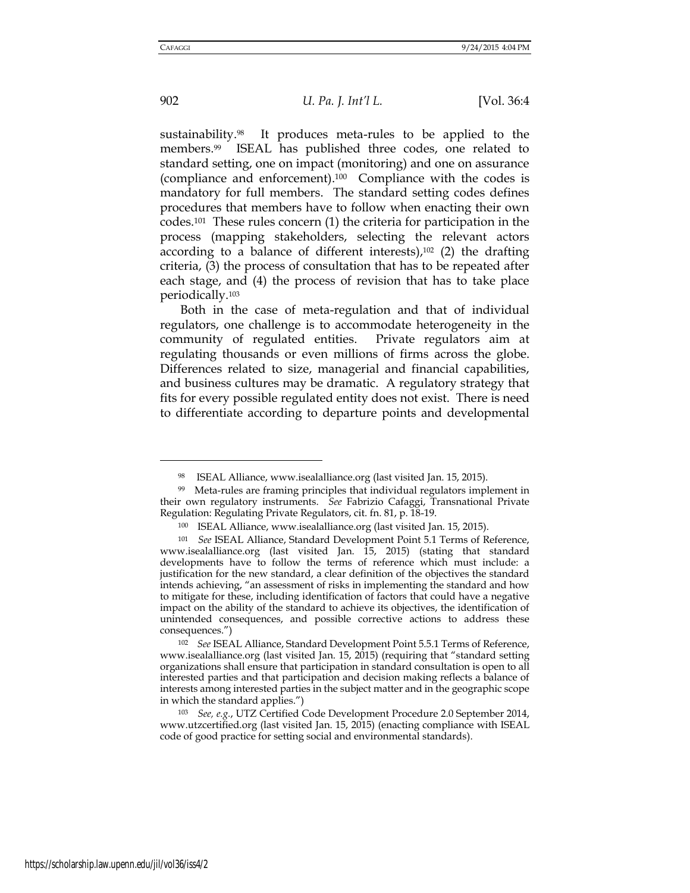sustainability.[98] It produces meta-rules to be applied to the members.[99] ISEAL has published three codes, one related to standard setting, one on impact (monitoring) and one on assurance (compliance and enforcement).[100] Compliance with the codes is mandatory for full members. The standard setting codes defines procedures that members have to follow when enacting their own codes.[101] These rules concern (1) the criteria for participation in the process (mapping stakeholders, selecting the relevant actors according to a balance of different interests),[102] (2) the drafting criteria, (3) the process of consultation that has to be repeated after each stage, and (4) the process of revision that has to take place periodically.[103]

Both in the case of meta-regulation and that of individual regulators, one challenge is to accommodate heterogeneity in the community of regulated entities. Private regulators aim at regulating thousands or even millions of firms across the globe. Differences related to size, managerial and financial capabilities, and business cultures may be dramatic. A regulatory strategy that fits for every possible regulated entity does not exist. There is need to differentiate according to departure points and developmental

---

[98] ISEAL Alliance, www.isealalliance.org (last visited Jan. 15, 2015).

[99] Meta-rules are framing principles that individual regulators implement in their own regulatory instruments. *See* Fabrizio Cafaggi, Transnational Private Regulation: Regulating Private Regulators, cit. fn. 81, p. 18-19.

[100] ISEAL Alliance, www.isealalliance.org (last visited Jan. 15, 2015).

[101] *See* ISEAL Alliance, Standard Development Point 5.1 Terms of Reference, www.isealalliance.org (last visited Jan. 15, 2015) (stating that standard developments have to follow the terms of reference which must include: a justification for the new standard, a clear definition of the objectives the standard intends achieving, "an assessment of risks in implementing the standard and how to mitigate for these, including identification of factors that could have a negative impact on the ability of the standard to achieve its objectives, the identification of unintended consequences, and possible corrective actions to address these consequences.")

[102] *See* ISEAL Alliance, Standard Development Point 5.5.1 Terms of Reference, www.isealalliance.org (last visited Jan. 15, 2015) (requiring that "standard setting organizations shall ensure that participation in standard consultation is open to all interested parties and that participation and decision making reflects a balance of interests among interested parties in the subject matter and in the geographic scope in which the standard applies.")

[103] *See, e.g.*, UTZ Certified Code Development Procedure 2.0 September 2014, www.utzcertified.org (last visited Jan. 15, 2015) (enacting compliance with ISEAL code of good practice for setting social and environmental standards).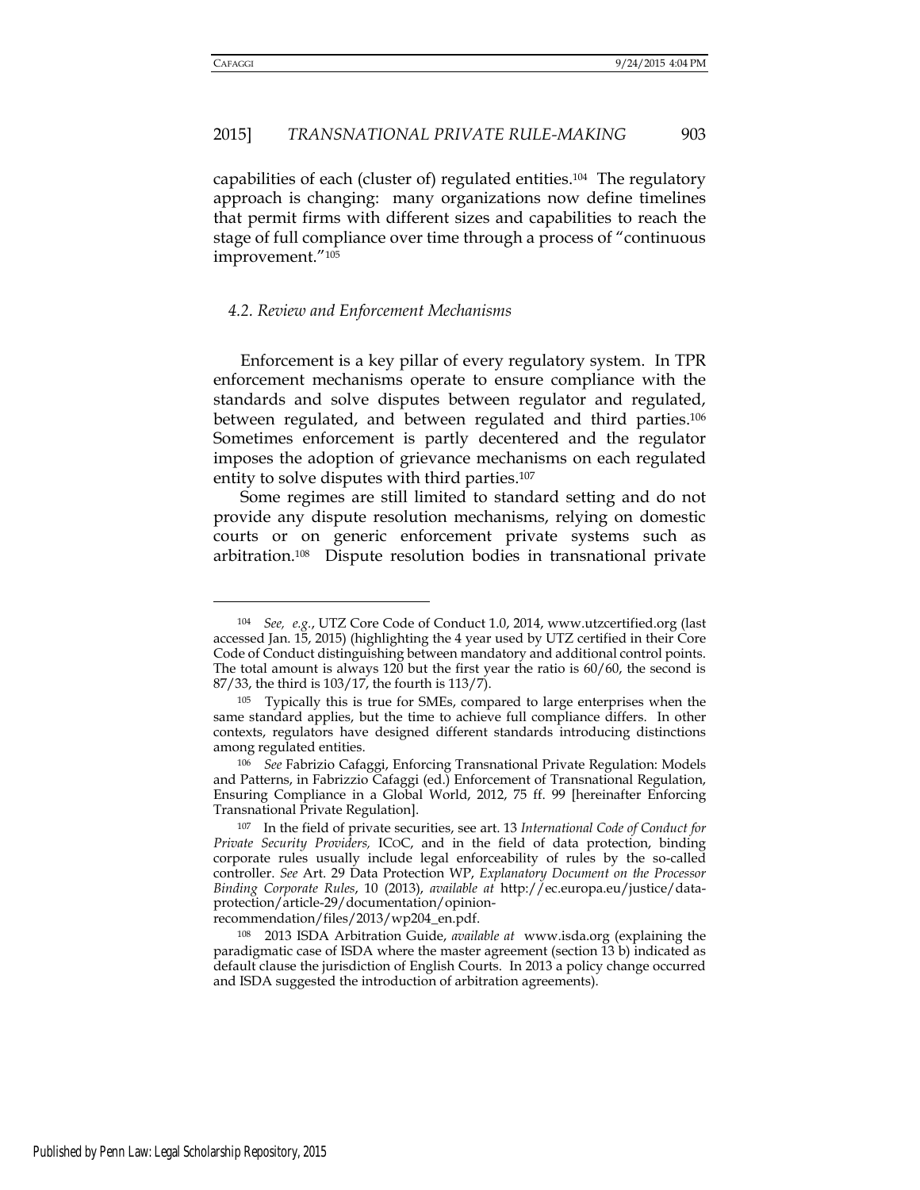capabilities of each (cluster of) regulated entities.[104] The regulatory approach is changing: many organizations now define timelines that permit firms with different sizes and capabilities to reach the stage of full compliance over time through a process of "continuous improvement."[105]

### *4.2. Review and Enforcement Mechanisms*

Enforcement is a key pillar of every regulatory system. In TPR enforcement mechanisms operate to ensure compliance with the standards and solve disputes between regulator and regulated, between regulated, and between regulated and third parties.[106] Sometimes enforcement is partly decentered and the regulator imposes the adoption of grievance mechanisms on each regulated entity to solve disputes with third parties.[107]

Some regimes are still limited to standard setting and do not provide any dispute resolution mechanisms, relying on domestic courts or on generic enforcement private systems such as arbitration.[108] Dispute resolution bodies in transnational private

---

[104] *See, e.g.*, UTZ Core Code of Conduct 1.0, 2014, www.utzcertified.org (last accessed Jan. 15, 2015) (highlighting the 4 year used by UTZ certified in their Core Code of Conduct distinguishing between mandatory and additional control points. The total amount is always 120 but the first year the ratio is 60/60, the second is 87/33, the third is 103/17, the fourth is 113/7).

[105] Typically this is true for SMEs, compared to large enterprises when the same standard applies, but the time to achieve full compliance differs. In other contexts, regulators have designed different standards introducing distinctions among regulated entities.

[106] *See* Fabrizio Cafaggi, Enforcing Transnational Private Regulation: Models and Patterns, in Fabrizzio Cafaggi (ed.) Enforcement of Transnational Regulation, Ensuring Compliance in a Global World, 2012, 75 ff. 99 [hereinafter Enforcing Transnational Private Regulation].

[107] In the field of private securities, see art. 13 *International Code of Conduct for Private Security Providers,* ICoC, and in the field of data protection, binding corporate rules usually include legal enforceability of rules by the so-called controller. *See* Art. 29 Data Protection WP, *Explanatory Document on the Processor Binding Corporate Rules*, 10 (2013), *available at* http://ec.europa.eu/justice/data-protection/article-29/documentation/opinion-recommendation/files/2013/wp204_en.pdf.

[108] 2013 ISDA Arbitration Guide, *available at* www.isda.org (explaining the paradigmatic case of ISDA where the master agreement (section 13 b) indicated as default clause the jurisdiction of English Courts. In 2013 a policy change occurred and ISDA suggested the introduction of arbitration agreements).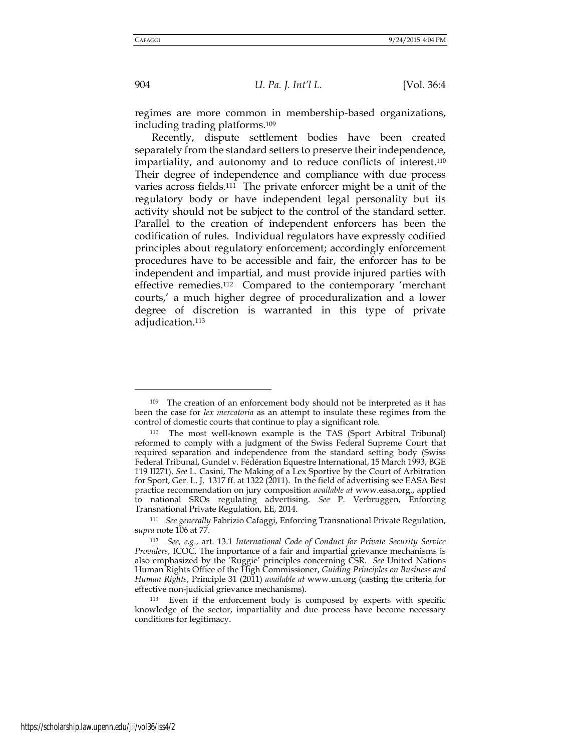regimes are more common in membership-based organizations, including trading platforms.[109]

Recently, dispute settlement bodies have been created separately from the standard setters to preserve their independence, impartiality, and autonomy and to reduce conflicts of interest.[110] Their degree of independence and compliance with due process varies across fields.[111] The private enforcer might be a unit of the regulatory body or have independent legal personality but its activity should not be subject to the control of the standard setter. Parallel to the creation of independent enforcers has been the codification of rules. Individual regulators have expressly codified principles about regulatory enforcement; accordingly enforcement procedures have to be accessible and fair, the enforcer has to be independent and impartial, and must provide injured parties with effective remedies.[112] Compared to the contemporary 'merchant courts,' a much higher degree of proceduralization and a lower degree of discretion is warranted in this type of private adjudication.[113]

---

[109] The creation of an enforcement body should not be interpreted as it has been the case for *lex mercatoria* as an attempt to insulate these regimes from the control of domestic courts that continue to play a significant role.

[110] The most well-known example is the TAS (Sport Arbitral Tribunal) reformed to comply with a judgment of the Swiss Federal Supreme Court that required separation and independence from the standard setting body (Swiss Federal Tribunal, Gundel v. Fédération Equestre International, 15 March 1993, BGE 119 II271). *See* L. Casini, The Making of a Lex Sportive by the Court of Arbitration for Sport, Ger. L. J. 1317 ff. at 1322 (2011). In the field of advertising see EASA Best practice recommendation on jury composition *available at* www.easa.org., applied to national SROs regulating advertising. *See* P. Verbruggen, Enforcing Transnational Private Regulation, EE, 2014.

[111] *See generally* Fabrizio Cafaggi, Enforcing Transnational Private Regulation, s*upra* note 106 at 77.

[112] *See, e.g.*, art. 13.1 *International Code of Conduct for Private Security Service Providers*, ICOC. The importance of a fair and impartial grievance mechanisms is also emphasized by the 'Ruggie' principles concerning CSR. *See* United Nations Human Rights Office of the High Commissioner, *Guiding Principles on Business and Human Rights*, Principle 31 (2011) *available at* www.un.org (casting the criteria for effective non-judicial grievance mechanisms).

[113] Even if the enforcement body is composed by experts with specific knowledge of the sector, impartiality and due process have become necessary conditions for legitimacy.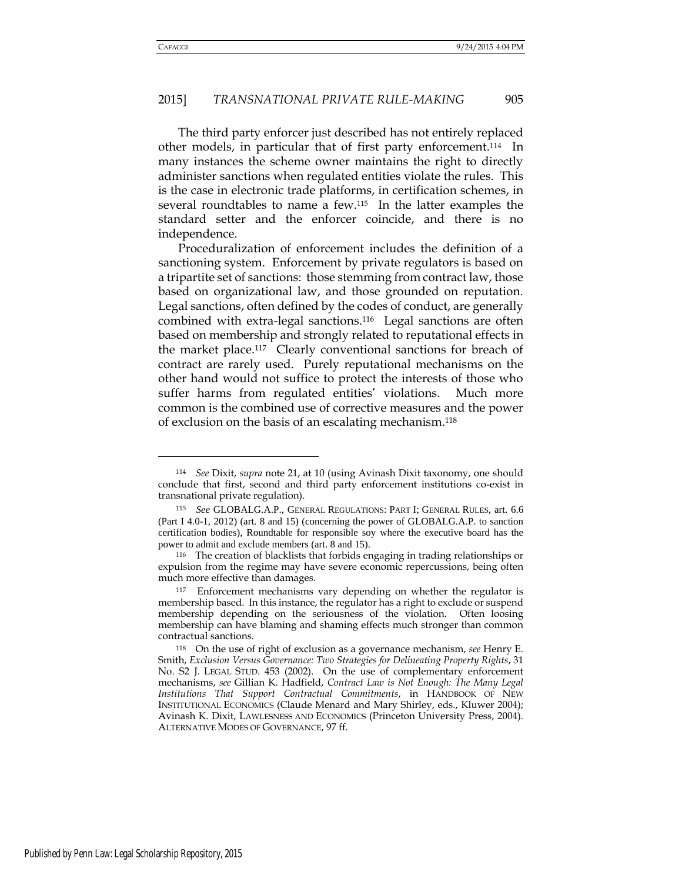The third party enforcer just described has not entirely replaced other models, in particular that of first party enforcement.[114] In many instances the scheme owner maintains the right to directly administer sanctions when regulated entities violate the rules. This is the case in electronic trade platforms, in certification schemes, in several roundtables to name a few.[115] In the latter examples the standard setter and the enforcer coincide, and there is no independence.

Proceduralization of enforcement includes the definition of a sanctioning system. Enforcement by private regulators is based on a tripartite set of sanctions: those stemming from contract law, those based on organizational law, and those grounded on reputation. Legal sanctions, often defined by the codes of conduct, are generally combined with extra-legal sanctions.[116] Legal sanctions are often based on membership and strongly related to reputational effects in the market place.[117] Clearly conventional sanctions for breach of contract are rarely used. Purely reputational mechanisms on the other hand would not suffice to protect the interests of those who suffer harms from regulated entities' violations. Much more common is the combined use of corrective measures and the power of exclusion on the basis of an escalating mechanism.[118]

---

[114] *See* Dixit, *supra* note 21, at 10 (using Avinash Dixit taxonomy, one should conclude that first, second and third party enforcement institutions co-exist in transnational private regulation).

[115] *See* GLOBALG.A.P., GENERAL REGULATIONS: PART I; GENERAL RULES, art. 6.6 (Part I 4.0-1, 2012) (art. 8 and 15) (concerning the power of GLOBALG.A.P. to sanction certification bodies), Roundtable for responsible soy where the executive board has the power to admit and exclude members (art. 8 and 15).

[116] The creation of blacklists that forbids engaging in trading relationships or expulsion from the regime may have severe economic repercussions, being often much more effective than damages.

[117] Enforcement mechanisms vary depending on whether the regulator is membership based. In this instance, the regulator has a right to exclude or suspend membership depending on the seriousness of the violation. Often loosing membership can have blaming and shaming effects much stronger than common contractual sanctions.

[118] On the use of right of exclusion as a governance mechanism, *see* Henry E. Smith, *Exclusion Versus Governance: Two Strategies for Delineating Property Rights*, 31 No. S2 J. LEGAL STUD. 453 (2002). On the use of complementary enforcement mechanisms, *see* Gillian K. Hadfield, *Contract Law is Not Enough: The Many Legal Institutions That Support Contractual Commitments*, in HANDBOOK OF NEW INSTITUTIONAL ECONOMICS (Claude Menard and Mary Shirley, eds., Kluwer 2004); Avinash K. Dixit, LAWLESSNESS AND ECONOMICS (Princeton University Press, 2004). ALTERNATIVE MODES OF GOVERNANCE, 97 ff.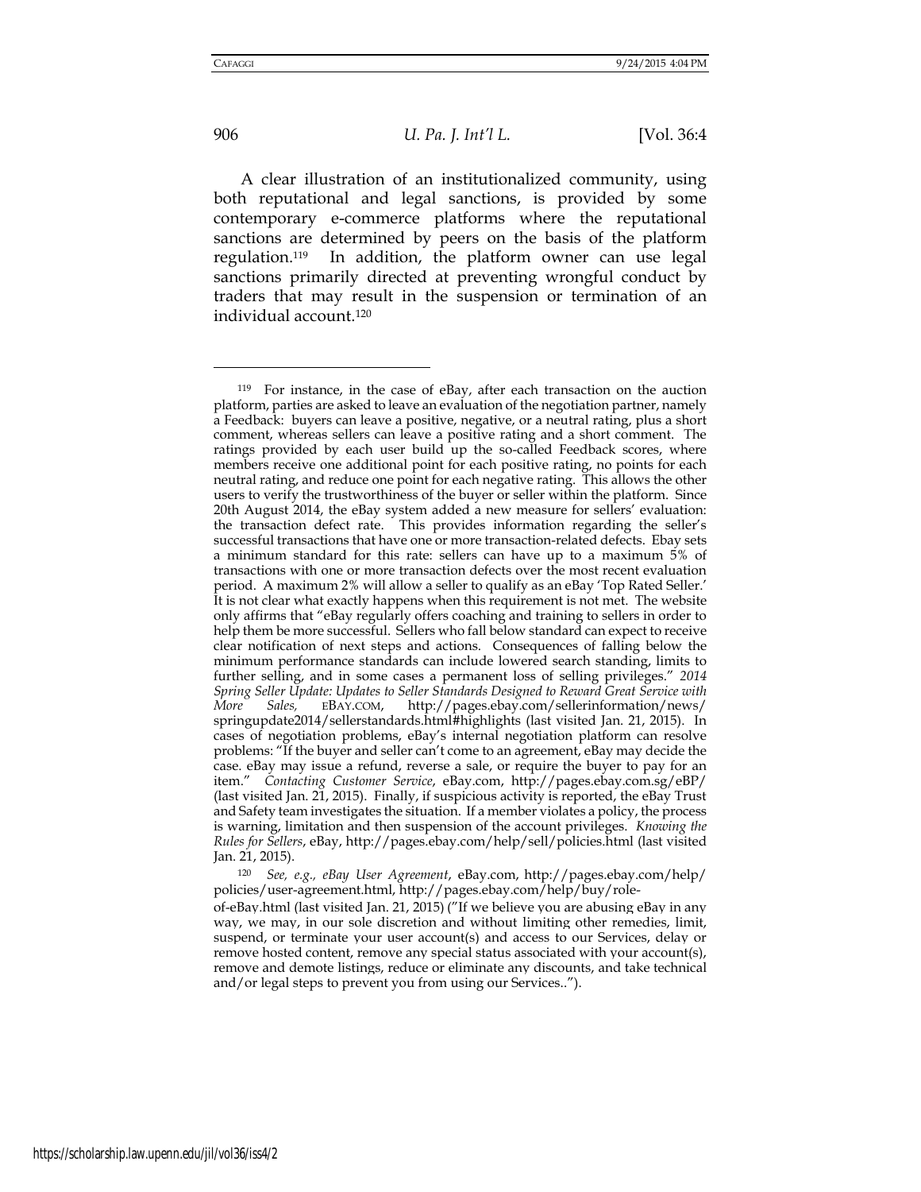A clear illustration of an institutionalized community, using both reputational and legal sanctions, is provided by some contemporary e-commerce platforms where the reputational sanctions are determined by peers on the basis of the platform regulation.[119] In addition, the platform owner can use legal sanctions primarily directed at preventing wrongful conduct by traders that may result in the suspension or termination of an individual account.[120]

---

[119] For instance, in the case of eBay, after each transaction on the auction platform, parties are asked to leave an evaluation of the negotiation partner, namely a Feedback: buyers can leave a positive, negative, or a neutral rating, plus a short comment, whereas sellers can leave a positive rating and a short comment. The ratings provided by each user build up the so-called Feedback scores, where members receive one additional point for each positive rating, no points for each neutral rating, and reduce one point for each negative rating. This allows the other users to verify the trustworthiness of the buyer or seller within the platform. Since 20th August 2014, the eBay system added a new measure for sellers' evaluation: the transaction defect rate. This provides information regarding the seller's successful transactions that have one or more transaction-related defects. Ebay sets a minimum standard for this rate: sellers can have up to a maximum 5% of transactions with one or more transaction defects over the most recent evaluation period. A maximum 2% will allow a seller to qualify as an eBay 'Top Rated Seller.' It is not clear what exactly happens when this requirement is not met. The website only affirms that "eBay regularly offers coaching and training to sellers in order to help them be more successful. Sellers who fall below standard can expect to receive clear notification of next steps and actions. Consequences of falling below the minimum performance standards can include lowered search standing, limits to further selling, and in some cases a permanent loss of selling privileges." *2014 Spring Seller Update: Updates to Seller Standards Designed to Reward Great Service with More Sales,* EBAY.COM, http://pages.ebay.com/sellerinformation/news/springupdate2014/sellerstandards.html#highlights (last visited Jan. 21, 2015). In cases of negotiation problems, eBay's internal negotiation platform can resolve problems: "If the buyer and seller can't come to an agreement, eBay may decide the case. eBay may issue a refund, reverse a sale, or require the buyer to pay for an item." *Contacting Customer Service*, eBay.com, http://pages.ebay.com.sg/eBP/ (last visited Jan. 21, 2015). Finally, if suspicious activity is reported, the eBay Trust and Safety team investigates the situation. If a member violates a policy, the process is warning, limitation and then suspension of the account privileges. *Knowing the Rules for Sellers*, eBay, http://pages.ebay.com/help/sell/policies.html (last visited Jan. 21, 2015).

[120] *See, e.g., eBay User Agreement*, eBay.com, http://pages.ebay.com/help/policies/user-agreement.html, http://pages.ebay.com/help/buy/role-of-eBay.html (last visited Jan. 21, 2015) ("If we believe you are abusing eBay in any way, we may, in our sole discretion and without limiting other remedies, limit, suspend, or terminate your user account(s) and access to our Services, delay or remove hosted content, remove any special status associated with your account(s), remove and demote listings, reduce or eliminate any discounts, and take technical and/or legal steps to prevent you from using our Services..").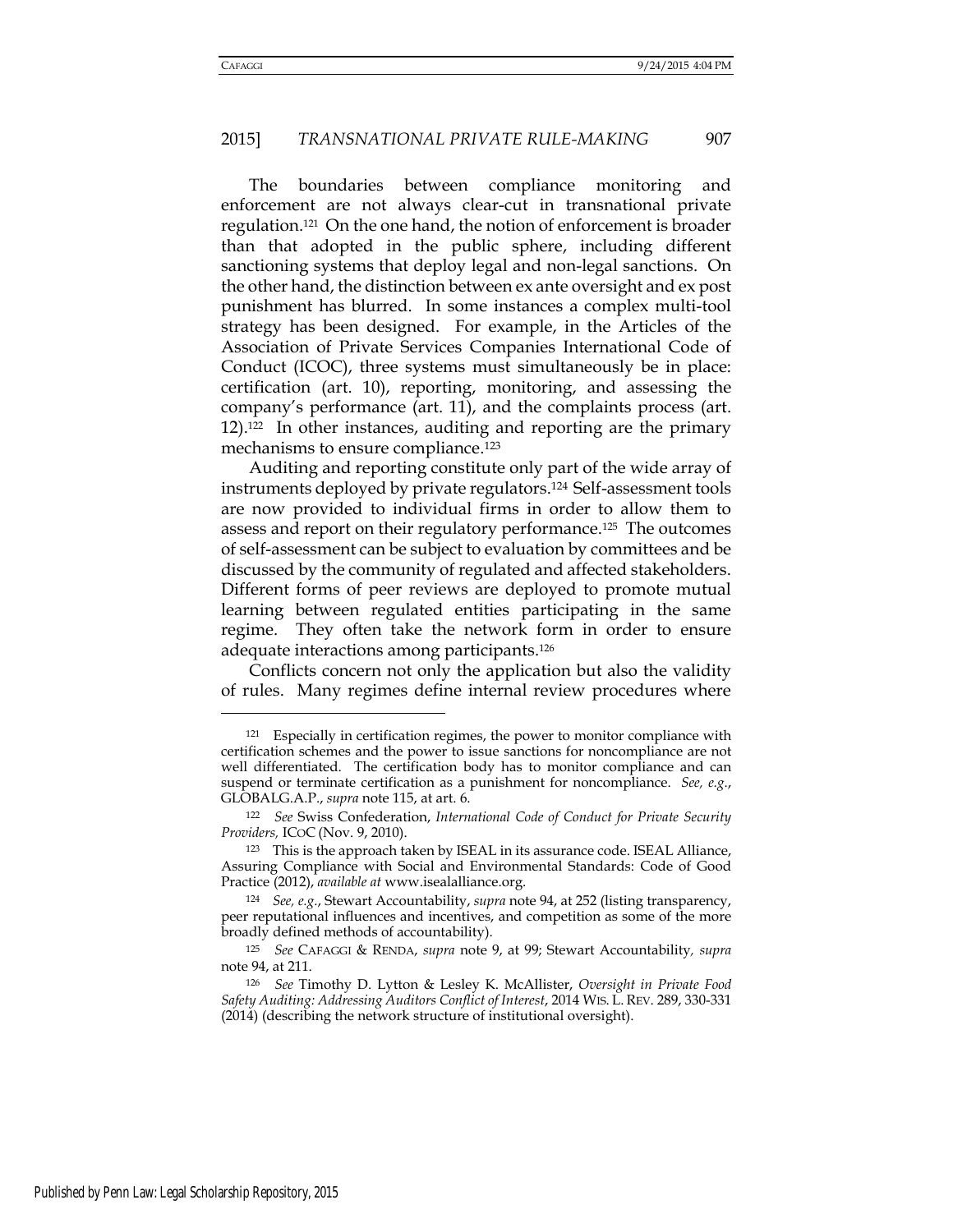The boundaries between compliance monitoring and enforcement are not always clear-cut in transnational private regulation.[121] On the one hand, the notion of enforcement is broader than that adopted in the public sphere, including different sanctioning systems that deploy legal and non-legal sanctions. On the other hand, the distinction between ex ante oversight and ex post punishment has blurred. In some instances a complex multi-tool strategy has been designed. For example, in the Articles of the Association of Private Services Companies International Code of Conduct (ICOC), three systems must simultaneously be in place: certification (art. 10), reporting, monitoring, and assessing the company's performance (art. 11), and the complaints process (art. 12).[122] In other instances, auditing and reporting are the primary mechanisms to ensure compliance.[123]

Auditing and reporting constitute only part of the wide array of instruments deployed by private regulators.[124] Self-assessment tools are now provided to individual firms in order to allow them to assess and report on their regulatory performance.[125] The outcomes of self-assessment can be subject to evaluation by committees and be discussed by the community of regulated and affected stakeholders. Different forms of peer reviews are deployed to promote mutual learning between regulated entities participating in the same regime. They often take the network form in order to ensure adequate interactions among participants.[126]

Conflicts concern not only the application but also the validity of rules. Many regimes define internal review procedures where

---

[121] Especially in certification regimes, the power to monitor compliance with certification schemes and the power to issue sanctions for noncompliance are not well differentiated. The certification body has to monitor compliance and can suspend or terminate certification as a punishment for noncompliance. *See, e.g.*, GLOBALG.A.P., *supra* note 115, at art. 6.

[122] *See* Swiss Confederation, *International Code of Conduct for Private Security Providers,* ICoC (Nov. 9, 2010).

[123] This is the approach taken by ISEAL in its assurance code. ISEAL Alliance, Assuring Compliance with Social and Environmental Standards: Code of Good Practice (2012), *available at* www.isealalliance.org.

[124] *See, e.g.*, Stewart Accountability, *supra* note 94, at 252 (listing transparency, peer reputational influences and incentives, and competition as some of the more broadly defined methods of accountability).

[125] *See* CAFAGGI & RENDA, *supra* note 9, at 99; Stewart Accountability*, supra* note 94, at 211.

[126] *See* Timothy D. Lytton & Lesley K. McAllister, *Oversight in Private Food Safety Auditing: Addressing Auditors Conflict of Interest*, 2014 WIS. L. REV. 289, 330-331 (2014) (describing the network structure of institutional oversight).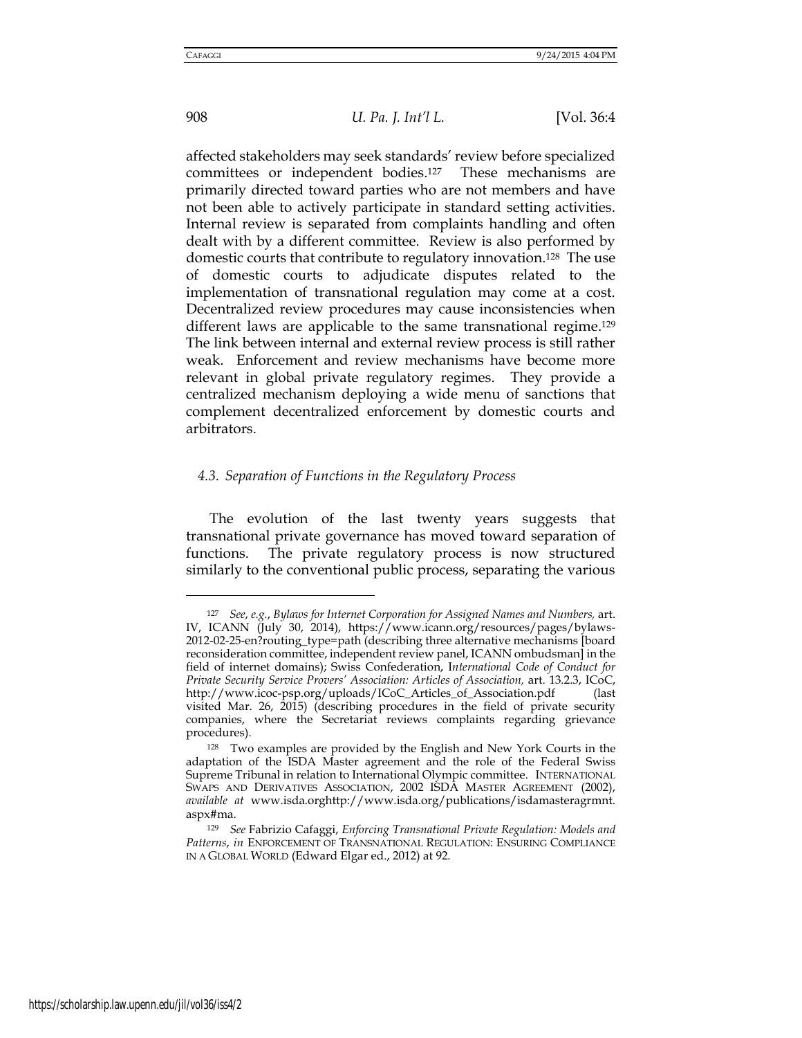affected stakeholders may seek standards' review before specialized committees or independent bodies.[127] These mechanisms are primarily directed toward parties who are not members and have not been able to actively participate in standard setting activities. Internal review is separated from complaints handling and often dealt with by a different committee. Review is also performed by domestic courts that contribute to regulatory innovation.[128] The use of domestic courts to adjudicate disputes related to the implementation of transnational regulation may come at a cost. Decentralized review procedures may cause inconsistencies when different laws are applicable to the same transnational regime.[129] The link between internal and external review process is still rather weak. Enforcement and review mechanisms have become more relevant in global private regulatory regimes. They provide a centralized mechanism deploying a wide menu of sanctions that complement decentralized enforcement by domestic courts and arbitrators.

### *4.3. Separation of Functions in the Regulatory Process*

The evolution of the last twenty years suggests that transnational private governance has moved toward separation of functions. The private regulatory process is now structured similarly to the conventional public process, separating the various

---

[127] *See*, *e.g.*, *Bylaws for Internet Corporation for Assigned Names and Numbers,* art. IV, ICANN (July 30, 2014), https://www.icann.org/resources/pages/bylaws-2012-02-25-en?routing_type=path (describing three alternative mechanisms [board reconsideration committee, independent review panel, ICANN ombudsman] in the field of internet domains); Swiss Confederation, I*nternational Code of Conduct for Private Security Service Provers' Association: Articles of Association,* art. 13.2.3, ICoC, http://www.icoc-psp.org/uploads/ICoC_Articles_of_Association.pdf (last visited Mar. 26, 2015) (describing procedures in the field of private security companies, where the Secretariat reviews complaints regarding grievance procedures).

[128] Two examples are provided by the English and New York Courts in the adaptation of the ISDA Master agreement and the role of the Federal Swiss Supreme Tribunal in relation to International Olympic committee. INTERNATIONAL SWAPS AND DERIVATIVES ASSOCIATION, 2002 ISDA MASTER AGREEMENT (2002), *available at* www.isda.orghttp://www.isda.org/publications/isdamasteragrmnt.aspx#ma.

[129] *See* Fabrizio Cafaggi, *Enforcing Transnational Private Regulation: Models and Patterns*, *in* ENFORCEMENT OF TRANSNATIONAL REGULATION: ENSURING COMPLIANCE IN A GLOBAL WORLD (Edward Elgar ed., 2012) at 92.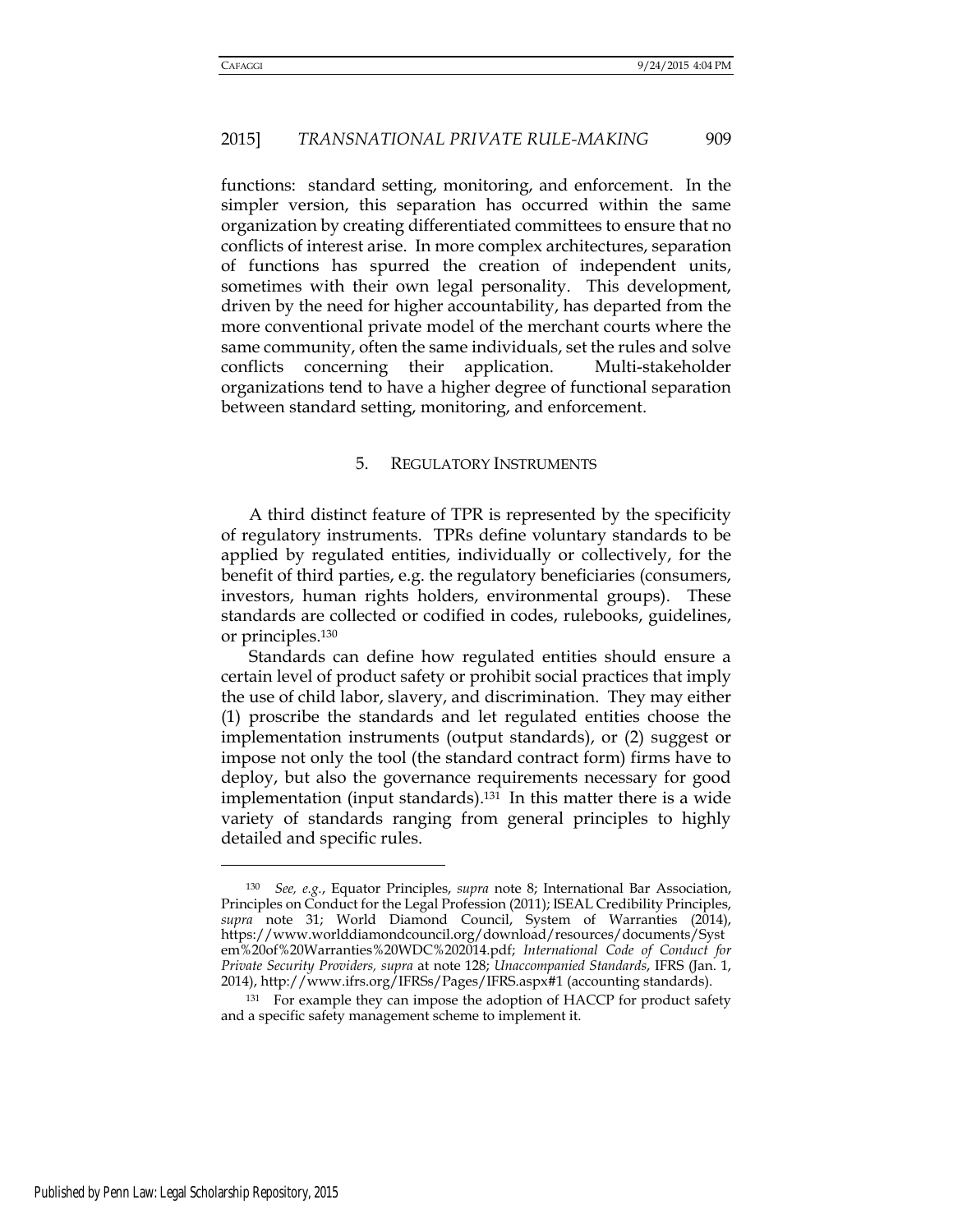functions: standard setting, monitoring, and enforcement. In the simpler version, this separation has occurred within the same organization by creating differentiated committees to ensure that no conflicts of interest arise. In more complex architectures, separation of functions has spurred the creation of independent units, sometimes with their own legal personality. This development, driven by the need for higher accountability, has departed from the more conventional private model of the merchant courts where the same community, often the same individuals, set the rules and solve conflicts concerning their application. Multi-stakeholder organizations tend to have a higher degree of functional separation between standard setting, monitoring, and enforcement.

### 5. REGULATORY INSTRUMENTS

A third distinct feature of TPR is represented by the specificity of regulatory instruments. TPRs define voluntary standards to be applied by regulated entities, individually or collectively, for the benefit of third parties, e.g. the regulatory beneficiaries (consumers, investors, human rights holders, environmental groups). These standards are collected or codified in codes, rulebooks, guidelines, or principles.[130]

Standards can define how regulated entities should ensure a certain level of product safety or prohibit social practices that imply the use of child labor, slavery, and discrimination. They may either (1) proscribe the standards and let regulated entities choose the implementation instruments (output standards), or (2) suggest or impose not only the tool (the standard contract form) firms have to deploy, but also the governance requirements necessary for good implementation (input standards).[131] In this matter there is a wide variety of standards ranging from general principles to highly detailed and specific rules.

---

[130] *See, e.g.*, Equator Principles, *supra* note 8; International Bar Association, Principles on Conduct for the Legal Profession (2011); ISEAL Credibility Principles, *supra* note 31; World Diamond Council, System of Warranties (2014), https://www.worlddiamondcouncil.org/download/resources/documents/System%20of%20Warranties%20WDC%202014.pdf; *International Code of Conduct for Private Security Providers, supra* at note 128; *Unaccompanied Standards*, IFRS (Jan. 1, 2014), http://www.ifrs.org/IFRSs/Pages/IFRS.aspx#1 (accounting standards).

[131] For example they can impose the adoption of HACCP for product safety and a specific safety management scheme to implement it.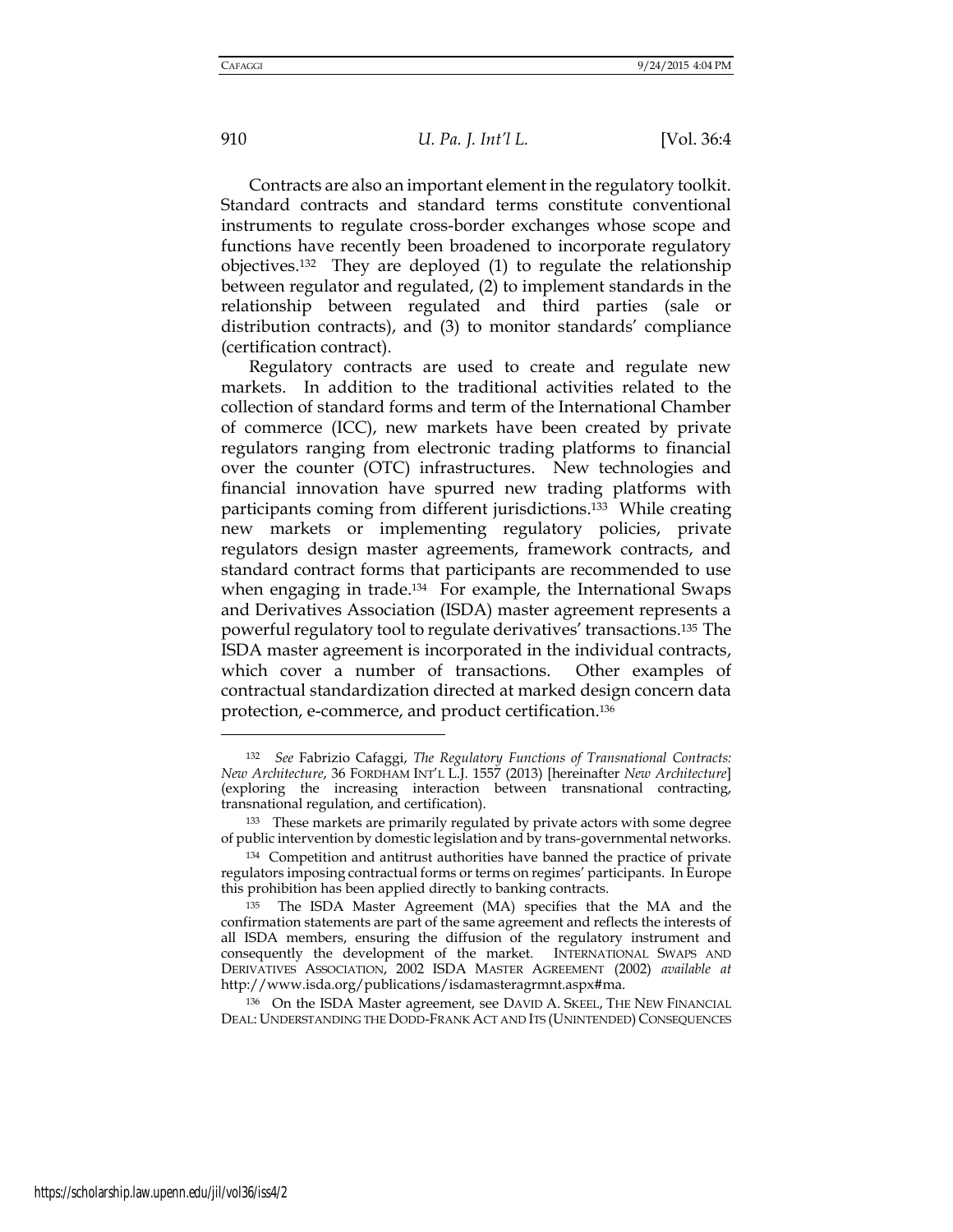Contracts are also an important element in the regulatory toolkit. Standard contracts and standard terms constitute conventional instruments to regulate cross-border exchanges whose scope and functions have recently been broadened to incorporate regulatory objectives.[132] They are deployed (1) to regulate the relationship between regulator and regulated, (2) to implement standards in the relationship between regulated and third parties (sale or distribution contracts), and (3) to monitor standards' compliance (certification contract).

Regulatory contracts are used to create and regulate new markets. In addition to the traditional activities related to the collection of standard forms and term of the International Chamber of commerce (ICC), new markets have been created by private regulators ranging from electronic trading platforms to financial over the counter (OTC) infrastructures. New technologies and financial innovation have spurred new trading platforms with participants coming from different jurisdictions.[133] While creating new markets or implementing regulatory policies, private regulators design master agreements, framework contracts, and standard contract forms that participants are recommended to use when engaging in trade.[134] For example, the International Swaps and Derivatives Association (ISDA) master agreement represents a powerful regulatory tool to regulate derivatives' transactions.[135] The ISDA master agreement is incorporated in the individual contracts, which cover a number of transactions. Other examples of contractual standardization directed at marked design concern data protection, e-commerce, and product certification.[136]

---

[132] *See* Fabrizio Cafaggi, *The Regulatory Functions of Transnational Contracts: New Architecture*, 36 FORDHAM INT'L L.J. 1557 (2013) [hereinafter *New Architecture*] (exploring the increasing interaction between transnational contracting, transnational regulation, and certification).

[133] These markets are primarily regulated by private actors with some degree of public intervention by domestic legislation and by trans-governmental networks.

[134] Competition and antitrust authorities have banned the practice of private regulators imposing contractual forms or terms on regimes' participants. In Europe this prohibition has been applied directly to banking contracts.

[135] The ISDA Master Agreement (MA) specifies that the MA and the confirmation statements are part of the same agreement and reflects the interests of all ISDA members, ensuring the diffusion of the regulatory instrument and consequently the development of the market. INTERNATIONAL SWAPS AND DERIVATIVES ASSOCIATION, 2002 ISDA MASTER AGREEMENT (2002) *available at* http://www.isda.org/publications/isdamasteragrmnt.aspx#ma.

[136] On the ISDA Master agreement, see DAVID A. SKEEL, THE NEW FINANCIAL DEAL: UNDERSTANDING THE DODD-FRANK ACT AND ITS (UNINTENDED) CONSEQUENCES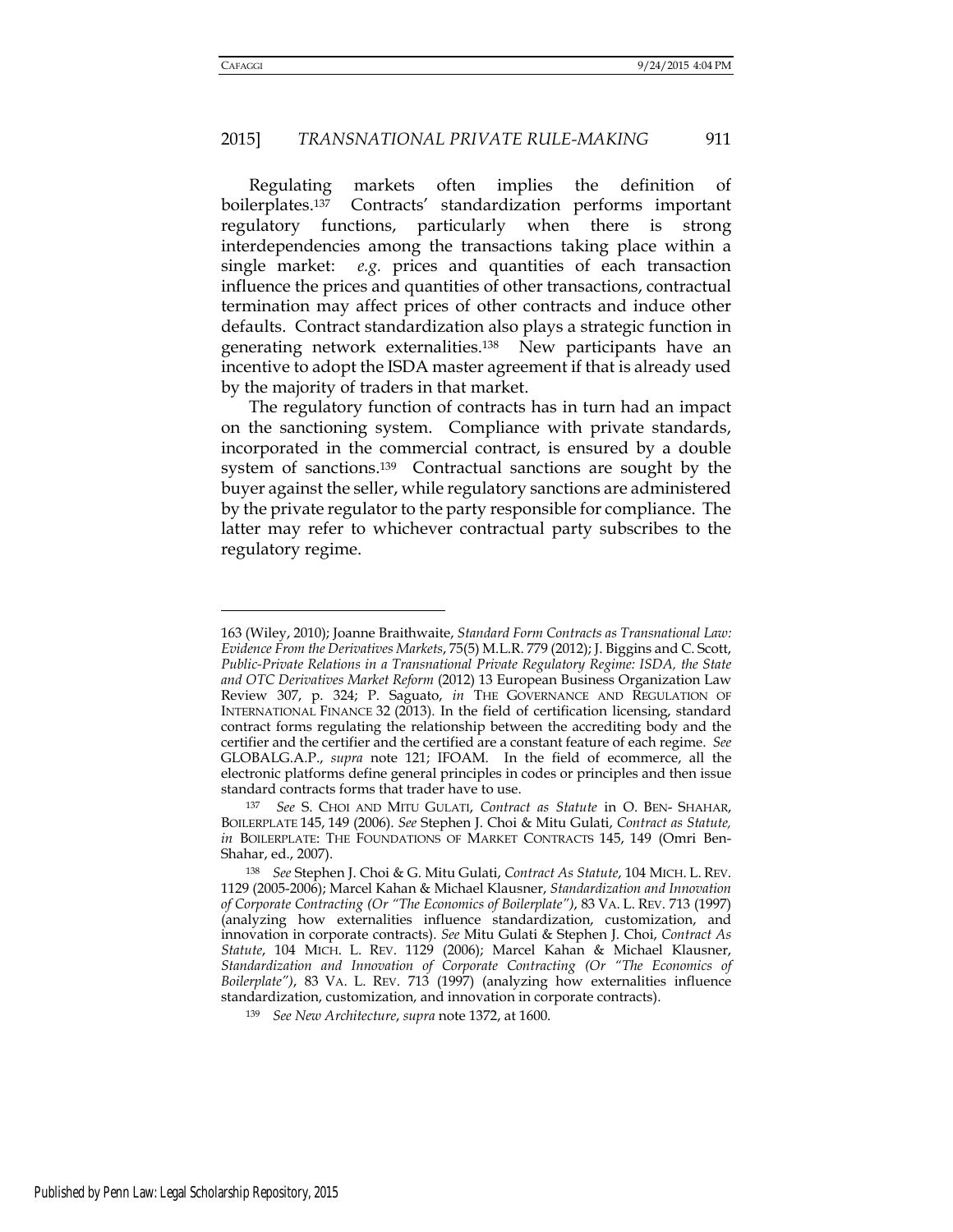Regulating markets often implies the definition of boilerplates.[137] Contracts' standardization performs important regulatory functions, particularly when there is strong interdependencies among the transactions taking place within a single market: *e.g.* prices and quantities of each transaction influence the prices and quantities of other transactions, contractual termination may affect prices of other contracts and induce other defaults. Contract standardization also plays a strategic function in generating network externalities.[138] New participants have an incentive to adopt the ISDA master agreement if that is already used by the majority of traders in that market.

The regulatory function of contracts has in turn had an impact on the sanctioning system. Compliance with private standards, incorporated in the commercial contract, is ensured by a double system of sanctions.[139] Contractual sanctions are sought by the buyer against the seller, while regulatory sanctions are administered by the private regulator to the party responsible for compliance. The latter may refer to whichever contractual party subscribes to the regulatory regime.

---

163 (Wiley, 2010); Joanne Braithwaite, *Standard Form Contracts as Transnational Law: Evidence From the Derivatives Markets*, 75(5) M.L.R. 779 (2012); J. Biggins and C. Scott, *Public-Private Relations in a Transnational Private Regulatory Regime: ISDA, the State and OTC Derivatives Market Reform* (2012) 13 European Business Organization Law Review 307, p. 324; P. Saguato, *in* THE GOVERNANCE AND REGULATION OF INTERNATIONAL FINANCE 32 (2013). In the field of certification licensing, standard contract forms regulating the relationship between the accrediting body and the certifier and the certifier and the certified are a constant feature of each regime. *See* GLOBALG.A.P., *supra* note 121; IFOAM. In the field of ecommerce, all the electronic platforms define general principles in codes or principles and then issue standard contracts forms that trader have to use.

[137] *See* S. CHOI AND MITU GULATI, *Contract as Statute* in O. BEN- SHAHAR, BOILERPLATE 145, 149 (2006). *See* Stephen J. Choi & Mitu Gulati, *Contract as Statute, in* BOILERPLATE: THE FOUNDATIONS OF MARKET CONTRACTS 145, 149 (Omri Ben-Shahar, ed., 2007).

[138] *See* Stephen J. Choi & G. Mitu Gulati, *Contract As Statute*, 104 MICH. L. REV. 1129 (2005-2006); Marcel Kahan & Michael Klausner, *Standardization and Innovation of Corporate Contracting (Or "The Economics of Boilerplate")*, 83 VA. L. REV. 713 (1997) (analyzing how externalities influence standardization, customization, and innovation in corporate contracts). *See* Mitu Gulati & Stephen J. Choi, *Contract As Statute*, 104 MICH. L. REV. 1129 (2006); Marcel Kahan & Michael Klausner, *Standardization and Innovation of Corporate Contracting (Or "The Economics of Boilerplate")*, 83 VA. L. REV. 713 (1997) (analyzing how externalities influence standardization, customization, and innovation in corporate contracts).

[139] *See New Architecture*, *supra* note 1372, at 1600.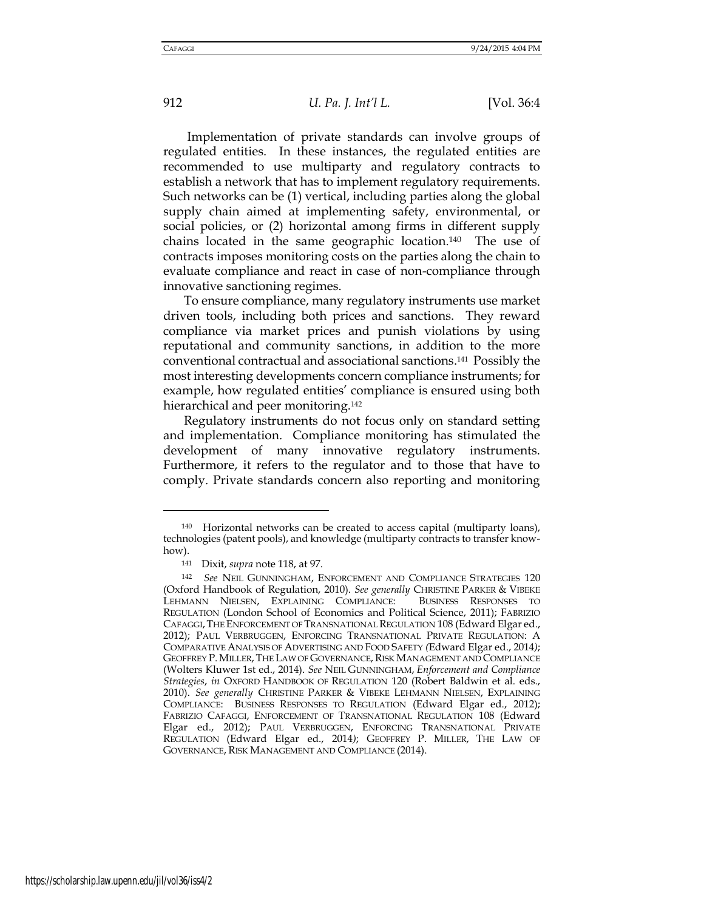Implementation of private standards can involve groups of regulated entities. In these instances, the regulated entities are recommended to use multiparty and regulatory contracts to establish a network that has to implement regulatory requirements. Such networks can be (1) vertical, including parties along the global supply chain aimed at implementing safety, environmental, or social policies, or (2) horizontal among firms in different supply chains located in the same geographic location.[140] The use of contracts imposes monitoring costs on the parties along the chain to evaluate compliance and react in case of non-compliance through innovative sanctioning regimes.

To ensure compliance, many regulatory instruments use market driven tools, including both prices and sanctions. They reward compliance via market prices and punish violations by using reputational and community sanctions, in addition to the more conventional contractual and associational sanctions.[141] Possibly the most interesting developments concern compliance instruments; for example, how regulated entities' compliance is ensured using both hierarchical and peer monitoring.[142]

Regulatory instruments do not focus only on standard setting and implementation. Compliance monitoring has stimulated the development of many innovative regulatory instruments. Furthermore, it refers to the regulator and to those that have to comply. Private standards concern also reporting and monitoring

---

[140] Horizontal networks can be created to access capital (multiparty loans), technologies (patent pools), and knowledge (multiparty contracts to transfer know-how).

[141] Dixit, *supra* note 118, at 97.

[142] *See* NEIL GUNNINGHAM, ENFORCEMENT AND COMPLIANCE STRATEGIES 120 (Oxford Handbook of Regulation, 2010). *See generally* CHRISTINE PARKER & VIBEKE LEHMANN NIELSEN, EXPLAINING COMPLIANCE: BUSINESS RESPONSES TO REGULATION (London School of Economics and Political Science, 2011); FABRIZIO CAFAGGI, THE ENFORCEMENT OF TRANSNATIONAL REGULATION 108 (Edward Elgar ed., 2012); PAUL VERBRUGGEN, ENFORCING TRANSNATIONAL PRIVATE REGULATION: A COMPARATIVE ANALYSIS OF ADVERTISING AND FOOD SAFETY (Edward Elgar ed., 2014); GEOFFREY P. MILLER, THE LAW OF GOVERNANCE, RISK MANAGEMENT AND COMPLIANCE (Wolters Kluwer 1st ed., 2014). *See* NEIL GUNNINGHAM, *Enforcement and Compliance Strategies*, *in* OXFORD HANDBOOK OF REGULATION 120 (Robert Baldwin et al. eds., 2010). *See generally* CHRISTINE PARKER & VIBEKE LEHMANN NIELSEN, EXPLAINING COMPLIANCE: BUSINESS RESPONSES TO REGULATION (Edward Elgar ed., 2012); FABRIZIO CAFAGGI, ENFORCEMENT OF TRANSNATIONAL REGULATION 108 (Edward Elgar ed., 2012); PAUL VERBRUGGEN, ENFORCING TRANSNATIONAL PRIVATE REGULATION (Edward Elgar ed., 2014); GEOFFREY P. MILLER, THE LAW OF GOVERNANCE, RISK MANAGEMENT AND COMPLIANCE (2014).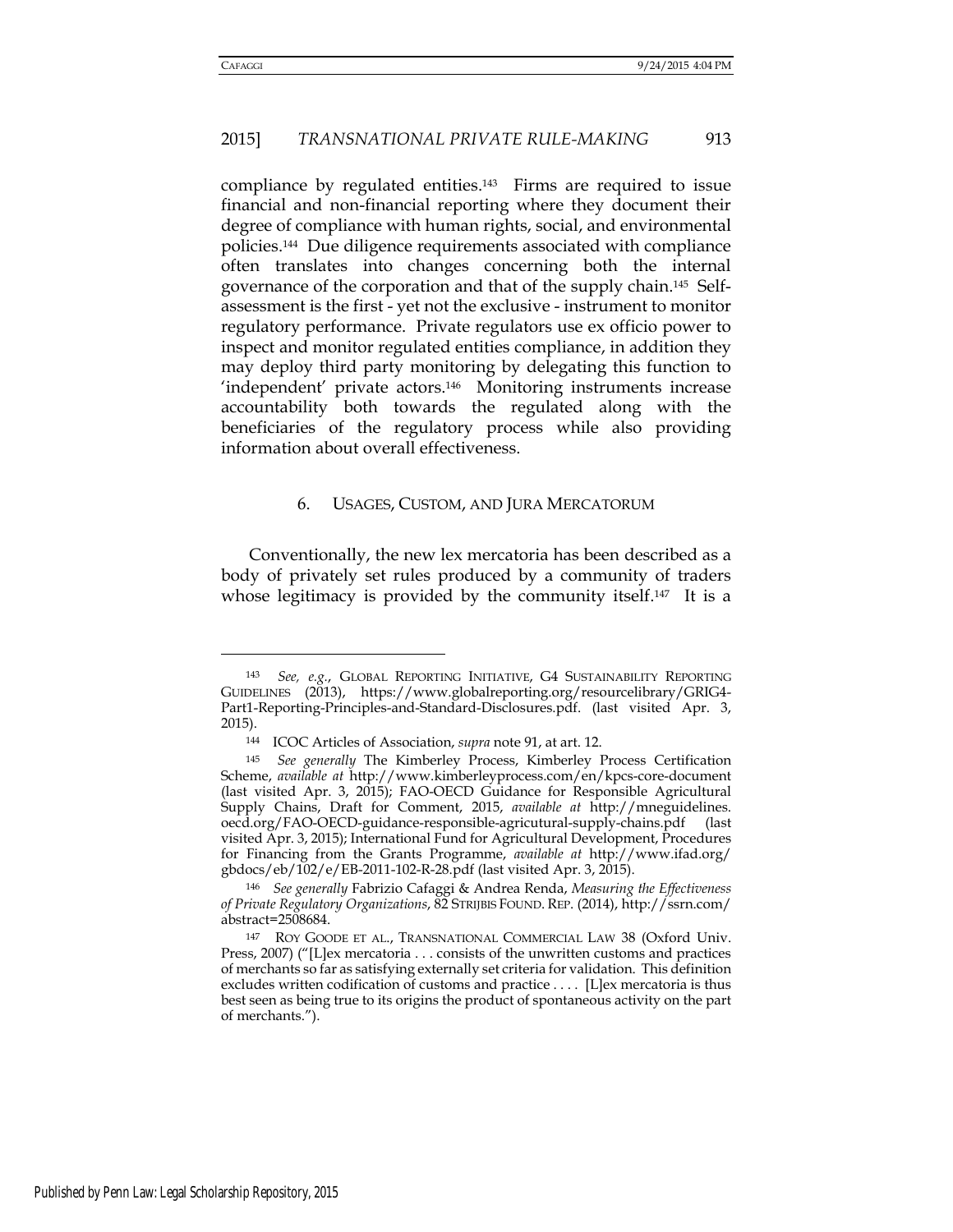compliance by regulated entities.[143] Firms are required to issue financial and non-financial reporting where they document their degree of compliance with human rights, social, and environmental policies.[144] Due diligence requirements associated with compliance often translates into changes concerning both the internal governance of the corporation and that of the supply chain.[145] Self-assessment is the first - yet not the exclusive - instrument to monitor regulatory performance. Private regulators use ex officio power to inspect and monitor regulated entities compliance, in addition they may deploy third party monitoring by delegating this function to 'independent' private actors.[146] Monitoring instruments increase accountability both towards the regulated along with the beneficiaries of the regulatory process while also providing information about overall effectiveness.

### 6. USAGES, CUSTOM, AND JURA MERCATORUM

Conventionally, the new lex mercatoria has been described as a body of privately set rules produced by a community of traders whose legitimacy is provided by the community itself.[147] It is a

---

[143] *See, e.g.*, GLOBAL REPORTING INITIATIVE, G4 SUSTAINABILITY REPORTING GUIDELINES (2013), https://www.globalreporting.org/resourcelibrary/GRIG4-Part1-Reporting-Principles-and-Standard-Disclosures.pdf. (last visited Apr. 3, 2015).

[144] ICOC Articles of Association, *supra* note 91, at art. 12.

[145] *See generally* The Kimberley Process, Kimberley Process Certification Scheme, *available at* http://www.kimberleyprocess.com/en/kpcs-core-document (last visited Apr. 3, 2015); FAO-OECD Guidance for Responsible Agricultural Supply Chains, Draft for Comment, 2015, *available at* http://mneguidelines.oecd.org/FAO-OECD-guidance-responsible-agricutural-supply-chains.pdf (last visited Apr. 3, 2015); International Fund for Agricultural Development, Procedures for Financing from the Grants Programme, *available at* http://www.ifad.org/gbdocs/eb/102/e/EB-2011-102-R-28.pdf (last visited Apr. 3, 2015).

[146] *See generally* Fabrizio Cafaggi & Andrea Renda, *Measuring the Effectiveness of Private Regulatory Organizations*, 82 STRIJBIS FOUND. REP. (2014), http://ssrn.com/abstract=2508684.

[147] ROY GOODE ET AL., TRANSNATIONAL COMMERCIAL LAW 38 (Oxford Univ. Press, 2007) ("[L]ex mercatoria . . . consists of the unwritten customs and practices of merchants so far as satisfying externally set criteria for validation. This definition excludes written codification of customs and practice . . . . [L]ex mercatoria is thus best seen as being true to its origins the product of spontaneous activity on the part of merchants.").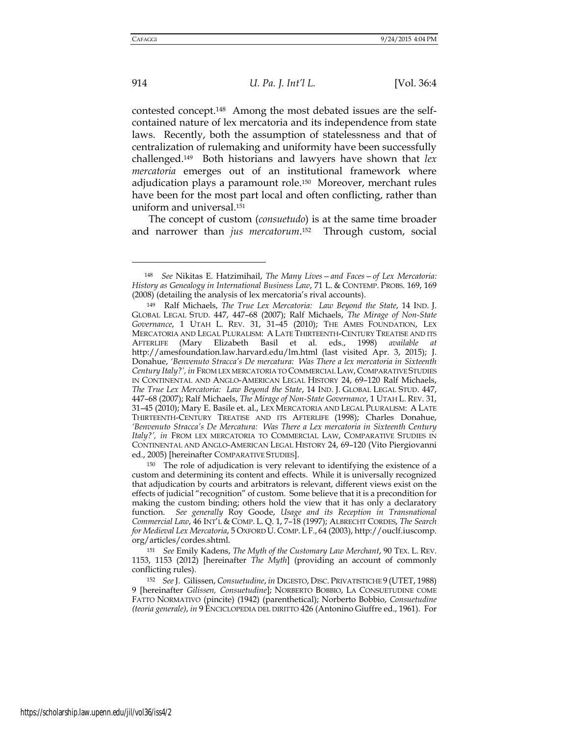contested concept.[148] Among the most debated issues are the self-contained nature of lex mercatoria and its independence from state laws. Recently, both the assumption of statelessness and that of centralization of rulemaking and uniformity have been successfully challenged.[149] Both historians and lawyers have shown that *lex mercatoria* emerges out of an institutional framework where adjudication plays a paramount role.[150] Moreover, merchant rules have been for the most part local and often conflicting, rather than uniform and universal.[151]

The concept of custom (*consuetudo*) is at the same time broader and narrower than *jus mercatorum*.[152] Through custom, social

---

[148] *See* Nikitas E. Hatzimihail, *The Many Lives—and Faces—of Lex Mercatoria: History as Genealogy in International Business Law*, 71 L. & CONTEMP. PROBS. 169, 169 (2008) (detailing the analysis of lex mercatoria's rival accounts).

[149] Ralf Michaels, *The True Lex Mercatoria: Law Beyond the State*, 14 IND. J. GLOBAL LEGAL STUD. 447, 447–68 (2007); Ralf Michaels, *The Mirage of Non-State Governance*, 1 UTAH L. REV. 31, 31–45 (2010); THE AMES FOUNDATION, LEX MERCATORIA AND LEGAL PLURALISM: A LATE THIRTEENTH-CENTURY TREATISE AND ITS AFTERLIFE (Mary Elizabeth Basil et al. eds., 1998) *available at* http://amesfoundation.law.harvard.edu/lm.html (last visited Apr. 3, 2015); J. Donahue, *'Benvenuto Stracca's De mercatura: Was There a lex mercatoria in Sixteenth Century Italy?', in* FROM LEX MERCATORIA TO COMMERCIAL LAW, COMPARATIVE STUDIES IN CONTINENTAL AND ANGLO-AMERICAN LEGAL HISTORY 24, 69–120 Ralf Michaels, *The True Lex Mercatoria: Law Beyond the State*, 14 IND. J. GLOBAL LEGAL STUD. 447, 447–68 (2007); Ralf Michaels, *The Mirage of Non-State Governance*, 1 UTAH L. REV. 31, 31–45 (2010); Mary E. Basile et. al., LEX MERCATORIA AND LEGAL PLURALISM: A LATE THIRTEENTH-CENTURY TREATISE AND ITS AFTERLIFE (1998); Charles Donahue, *'Benvenuto Stracca's De Mercatura: Was There a Lex mercatoria in Sixteenth Century Italy?', in* FROM LEX MERCATORIA TO COMMERCIAL LAW, COMPARATIVE STUDIES IN CONTINENTAL AND ANGLO-AMERICAN LEGAL HISTORY 24, 69–120 (Vito Piergiovanni ed., 2005) [hereinafter COMPARATIVE STUDIES].

[150] The role of adjudication is very relevant to identifying the existence of a custom and determining its content and effects. While it is universally recognized that adjudication by courts and arbitrators is relevant, different views exist on the effects of judicial "recognition" of custom. Some believe that it is a precondition for making the custom binding; others hold the view that it has only a declaratory function. *See generally* Roy Goode, *Usage and its Reception in Transnational Commercial Law*, 46 INT'L & COMP. L. Q. 1, 7–18 (1997); ALBRECHT CORDES, *The Search for Medieval Lex Mercatoria*, 5 OXFORD U. COMP. L F., 64 (2003), http://ouclf.iuscomp.org/articles/cordes.shtml.

[151] *See* Emily Kadens, *The Myth of the Customary Law Merchant*, 90 TEX. L. REV. 1153, 1153 (2012) [hereinafter *The Myth*] (providing an account of commonly conflicting rules).

[152] *See* J. Gilissen, *Consuetudine*, *in* DIGESTO, DISC. PRIVATISTICHE 9 (UTET, 1988) 9 [hereinafter *Gilissen, Consuetudine*]; NORBERTO BOBBIO, LA CONSUETUDINE COME FATTO NORMATIVO (pincite) (1942) (parenthetical); Norberto Bobbio, *Consuetudine (teoria generale)*, *in* 9 ENCICLOPEDIA DEL DIRITTO 426 (Antonino Giuffre ed., 1961). For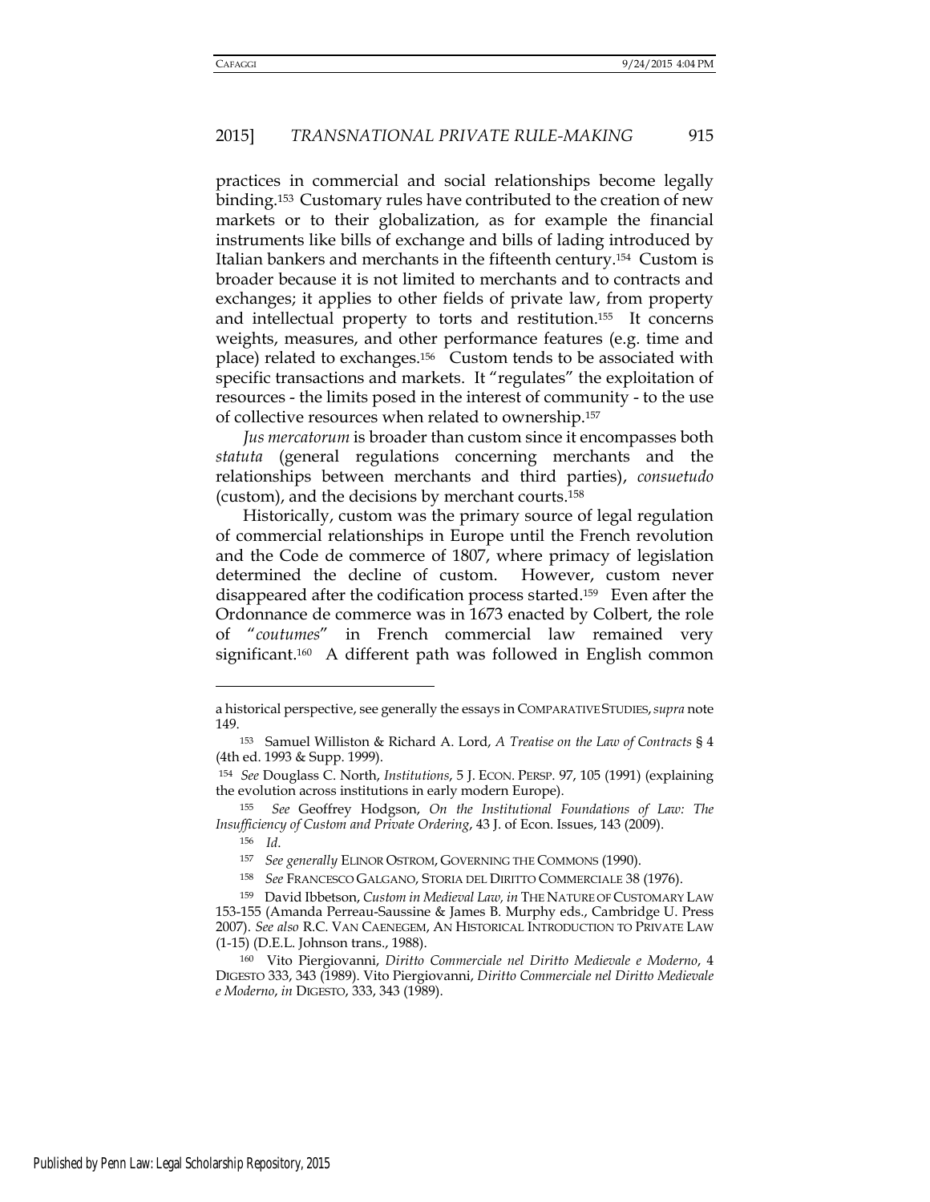practices in commercial and social relationships become legally binding.[153] Customary rules have contributed to the creation of new markets or to their globalization, as for example the financial instruments like bills of exchange and bills of lading introduced by Italian bankers and merchants in the fifteenth century.[154] Custom is broader because it is not limited to merchants and to contracts and exchanges; it applies to other fields of private law, from property and intellectual property to torts and restitution.[155] It concerns weights, measures, and other performance features (e.g. time and place) related to exchanges.[156] Custom tends to be associated with specific transactions and markets. It "regulates" the exploitation of resources - the limits posed in the interest of community - to the use of collective resources when related to ownership.[157]

*Jus mercatorum* is broader than custom since it encompasses both *statuta* (general regulations concerning merchants and the relationships between merchants and third parties), *consuetudo* (custom), and the decisions by merchant courts.[158]

Historically, custom was the primary source of legal regulation of commercial relationships in Europe until the French revolution and the Code de commerce of 1807, where primacy of legislation determined the decline of custom. However, custom never disappeared after the codification process started.[159] Even after the Ordonnance de commerce was in 1673 enacted by Colbert, the role of "*coutumes*" in French commercial law remained very significant.[160] A different path was followed in English common

---

a historical perspective, see generally the essays in COMPARATIVE STUDIES, *supra* note 149.

[153] Samuel Williston & Richard A. Lord, *A Treatise on the Law of Contracts* § 4 (4th ed. 1993 & Supp. 1999).

[154] *See* Douglass C. North, *Institutions*, 5 J. ECON. PERSP. 97, 105 (1991) (explaining the evolution across institutions in early modern Europe).

[155] *See* Geoffrey Hodgson, *On the Institutional Foundations of Law: The Insufficiency of Custom and Private Ordering*, 43 J. of Econ. Issues, 143 (2009).

[156] *Id*.

[157] *See generally* ELINOR OSTROM, GOVERNING THE COMMONS (1990).

[158] *See* FRANCESCO GALGANO, STORIA DEL DIRITTO COMMERCIALE 38 (1976).

[159] David Ibbetson, *Custom in Medieval Law, in* THE NATURE OF CUSTOMARY LAW 153-155 (Amanda Perreau-Saussine & James B. Murphy eds., Cambridge U. Press 2007). *See also* R.C. VAN CAENEGEM, AN HISTORICAL INTRODUCTION TO PRIVATE LAW (1-15) (D.E.L. Johnson trans., 1988).

[160] Vito Piergiovanni, *Diritto Commerciale nel Diritto Medievale e Moderno*, 4 DIGESTO 333, 343 (1989). Vito Piergiovanni, *Diritto Commerciale nel Diritto Medievale e Moderno*, *in* DIGESTO, 333, 343 (1989).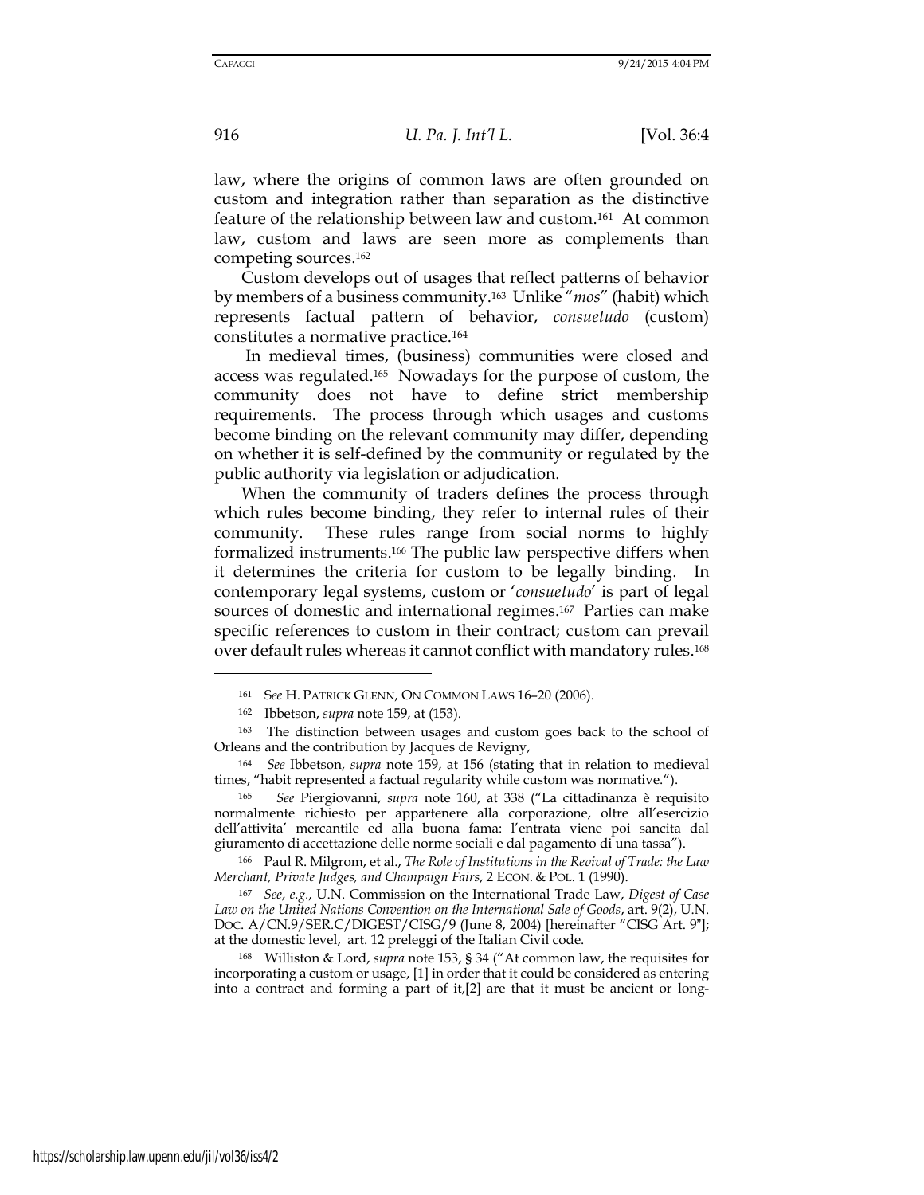law, where the origins of common laws are often grounded on custom and integration rather than separation as the distinctive feature of the relationship between law and custom.[161] At common law, custom and laws are seen more as complements than competing sources.[162]

Custom develops out of usages that reflect patterns of behavior by members of a business community.[163] Unlike "*mos*" (habit) which represents factual pattern of behavior, *consuetudo* (custom) constitutes a normative practice.[164]

In medieval times, (business) communities were closed and access was regulated.[165] Nowadays for the purpose of custom, the community does not have to define strict membership requirements. The process through which usages and customs become binding on the relevant community may differ, depending on whether it is self-defined by the community or regulated by the public authority via legislation or adjudication.

When the community of traders defines the process through which rules become binding, they refer to internal rules of their community. These rules range from social norms to highly formalized instruments.[166] The public law perspective differs when it determines the criteria for custom to be legally binding. In contemporary legal systems, custom or '*consuetudo*' is part of legal sources of domestic and international regimes.[167] Parties can make specific references to custom in their contract; custom can prevail over default rules whereas it cannot conflict with mandatory rules.[168]

---

[161] S*ee* H. PATRICK GLENN, ON COMMON LAWS 16–20 (2006).

[162] Ibbetson, *supra* note 159, at (153).

[163] The distinction between usages and custom goes back to the school of Orleans and the contribution by Jacques de Revigny,

[164] *See* Ibbetson, *supra* note 159, at 156 (stating that in relation to medieval times, "habit represented a factual regularity while custom was normative.").

[165] *See* Piergiovanni, *supra* note 160, at 338 ("La cittadinanza è requisito normalmente richiesto per appartenere alla corporazione, oltre all'esercizio dell'attivita' mercantile ed alla buona fama: l'entrata viene poi sancita dal giuramento di accettazione delle norme sociali e dal pagamento di una tassa").

[166] Paul R. Milgrom, et al., *The Role of Institutions in the Revival of Trade: the Law Merchant, Private Judges, and Champaign Fairs*, 2 ECON. & POL. 1 (1990).

[167] *See*, *e.g.*, U.N. Commission on the International Trade Law, *Digest of Case Law on the United Nations Convention on the International Sale of Goods*, art. 9(2), U.N. DOC. A/CN.9/SER.C/DIGEST/CISG/9 (June 8, 2004) [hereinafter "CISG Art. 9"]; at the domestic level, art. 12 preleggi of the Italian Civil code.

[168] Williston & Lord, *supra* note 153, § 34 ("At common law, the requisites for incorporating a custom or usage, [1] in order that it could be considered as entering into a contract and forming a part of it,[2] are that it must be ancient or long-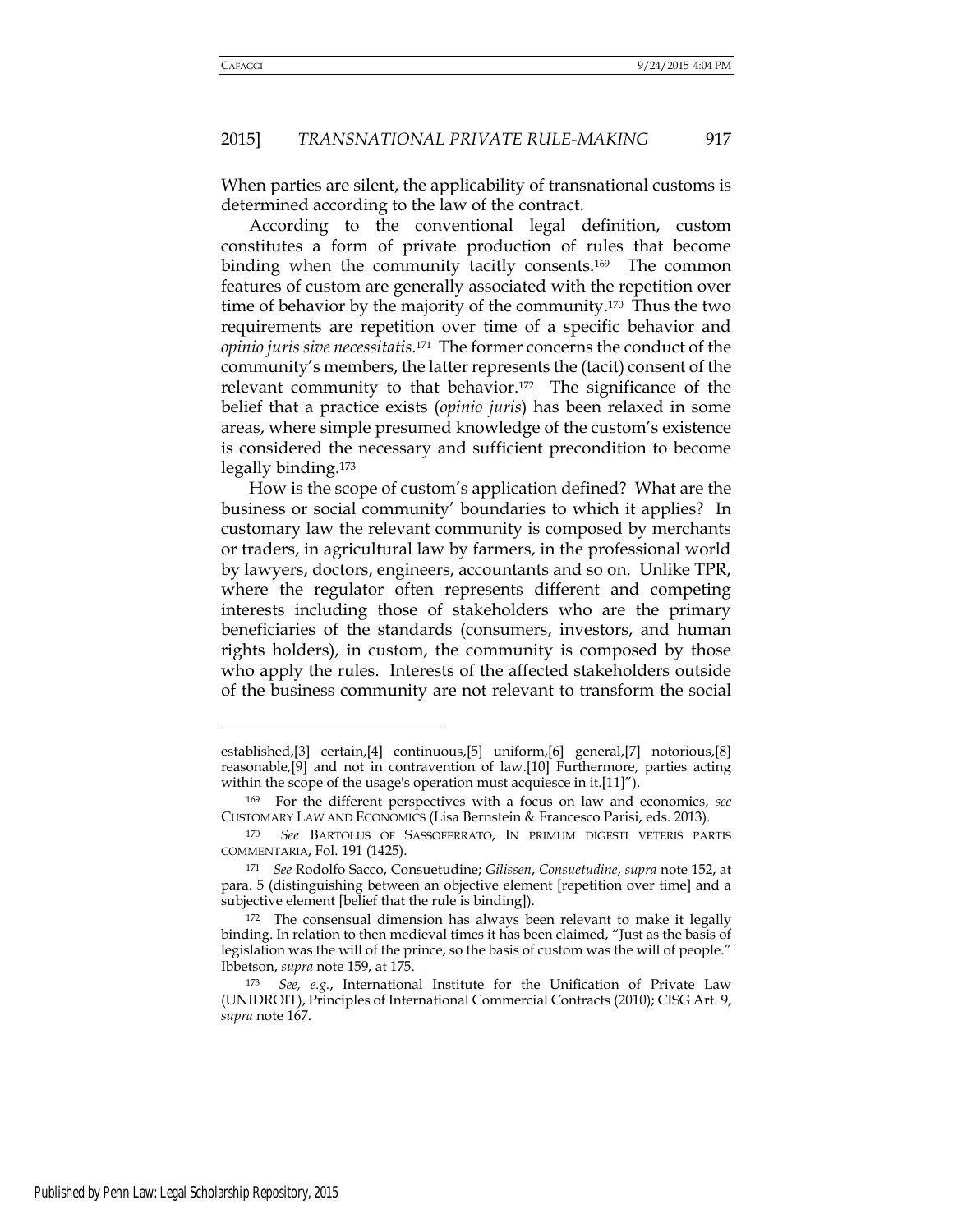When parties are silent, the applicability of transnational customs is determined according to the law of the contract.

According to the conventional legal definition, custom constitutes a form of private production of rules that become binding when the community tacitly consents.[169] The common features of custom are generally associated with the repetition over time of behavior by the majority of the community.[170] Thus the two requirements are repetition over time of a specific behavior and *opinio juris sive necessitatis*.[171] The former concerns the conduct of the community's members, the latter represents the (tacit) consent of the relevant community to that behavior.[172] The significance of the belief that a practice exists (*opinio juris*) has been relaxed in some areas, where simple presumed knowledge of the custom's existence is considered the necessary and sufficient precondition to become legally binding.[173]

How is the scope of custom's application defined? What are the business or social community' boundaries to which it applies? In customary law the relevant community is composed by merchants or traders, in agricultural law by farmers, in the professional world by lawyers, doctors, engineers, accountants and so on. Unlike TPR, where the regulator often represents different and competing interests including those of stakeholders who are the primary beneficiaries of the standards (consumers, investors, and human rights holders), in custom, the community is composed by those who apply the rules. Interests of the affected stakeholders outside of the business community are not relevant to transform the social

---

established,[3] certain,[4] continuous,[5] uniform,[6] general,[7] notorious,[8] reasonable,[9] and not in contravention of law.[10] Furthermore, parties acting within the scope of the usage's operation must acquiesce in it.[11]").

[169] For the different perspectives with a focus on law and economics, *see* CUSTOMARY LAW AND ECONOMICS (Lisa Bernstein & Francesco Parisi, eds. 2013).

[170] *See* BARTOLUS OF SASSOFERRATO, IN PRIMUM DIGESTI VETERIS PARTIS COMMENTARIA, Fol. 191 (1425).

[171] *See* Rodolfo Sacco, Consuetudine; *Gilissen*, *Consuetudine*, *supra* note 152, at para. 5 (distinguishing between an objective element [repetition over time] and a subjective element [belief that the rule is binding]).

[172] The consensual dimension has always been relevant to make it legally binding. In relation to then medieval times it has been claimed, "Just as the basis of legislation was the will of the prince, so the basis of custom was the will of people." Ibbetson, *supra* note 159, at 175.

[173] *See, e.g.*, International Institute for the Unification of Private Law (UNIDROIT), Principles of International Commercial Contracts (2010); CISG Art. 9, *supra* note 167.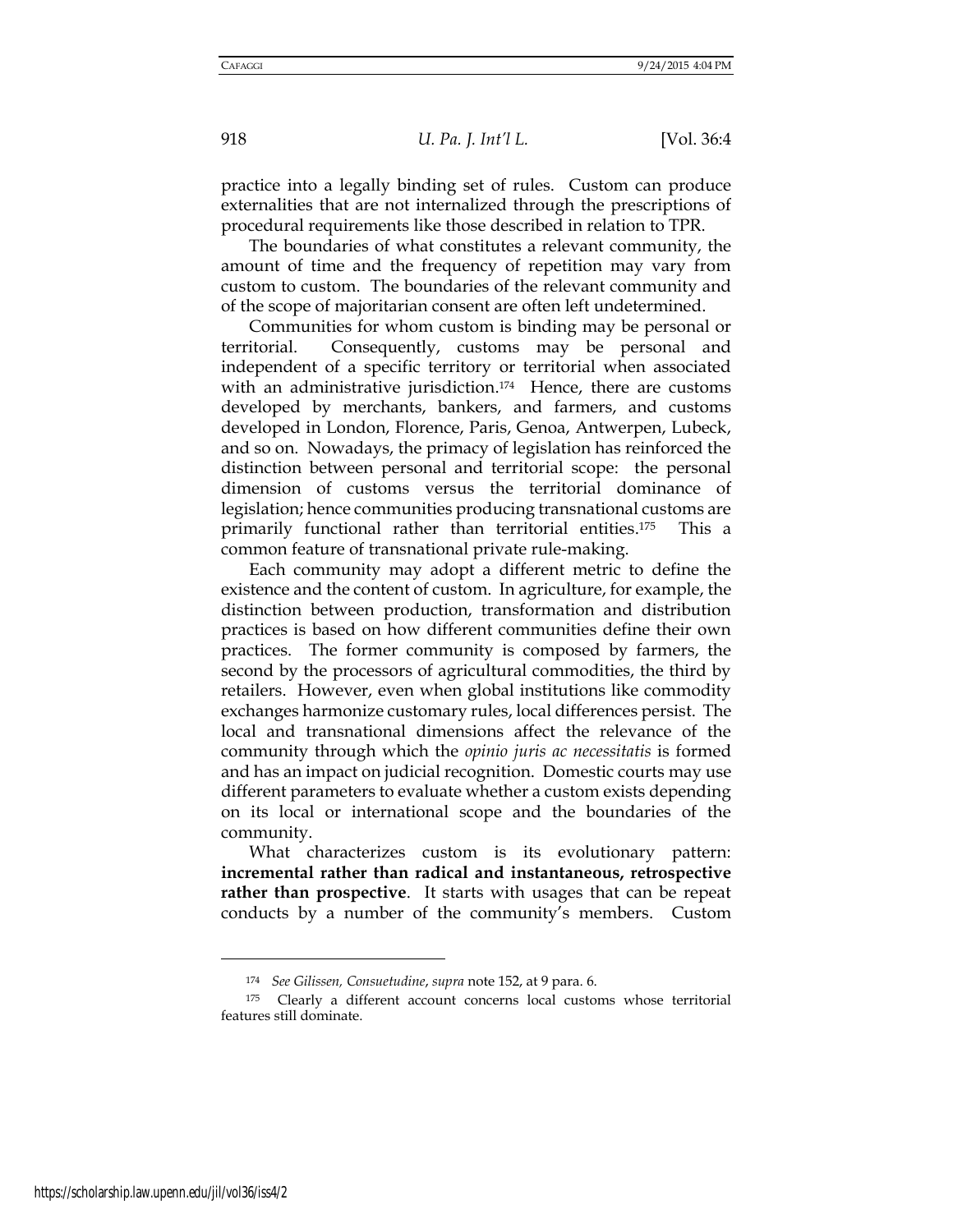practice into a legally binding set of rules. Custom can produce externalities that are not internalized through the prescriptions of procedural requirements like those described in relation to TPR.

The boundaries of what constitutes a relevant community, the amount of time and the frequency of repetition may vary from custom to custom. The boundaries of the relevant community and of the scope of majoritarian consent are often left undetermined.

Communities for whom custom is binding may be personal or territorial. Consequently, customs may be personal and independent of a specific territory or territorial when associated with an administrative jurisdiction.[174] Hence, there are customs developed by merchants, bankers, and farmers, and customs developed in London, Florence, Paris, Genoa, Antwerpen, Lubeck, and so on. Nowadays, the primacy of legislation has reinforced the distinction between personal and territorial scope: the personal dimension of customs versus the territorial dominance of legislation; hence communities producing transnational customs are primarily functional rather than territorial entities.[175] This a common feature of transnational private rule-making.

Each community may adopt a different metric to define the existence and the content of custom. In agriculture, for example, the distinction between production, transformation and distribution practices is based on how different communities define their own practices. The former community is composed by farmers, the second by the processors of agricultural commodities, the third by retailers. However, even when global institutions like commodity exchanges harmonize customary rules, local differences persist. The local and transnational dimensions affect the relevance of the community through which the *opinio juris ac necessitatis* is formed and has an impact on judicial recognition. Domestic courts may use different parameters to evaluate whether a custom exists depending on its local or international scope and the boundaries of the community.

What characterizes custom is its evolutionary pattern: **incremental rather than radical and instantaneous, retrospective rather than prospective**. It starts with usages that can be repeat conducts by a number of the community's members. Custom

---

[174] *See Gilissen, Consuetudine*, *supra* note 152, at 9 para. 6.

[175] Clearly a different account concerns local customs whose territorial features still dominate.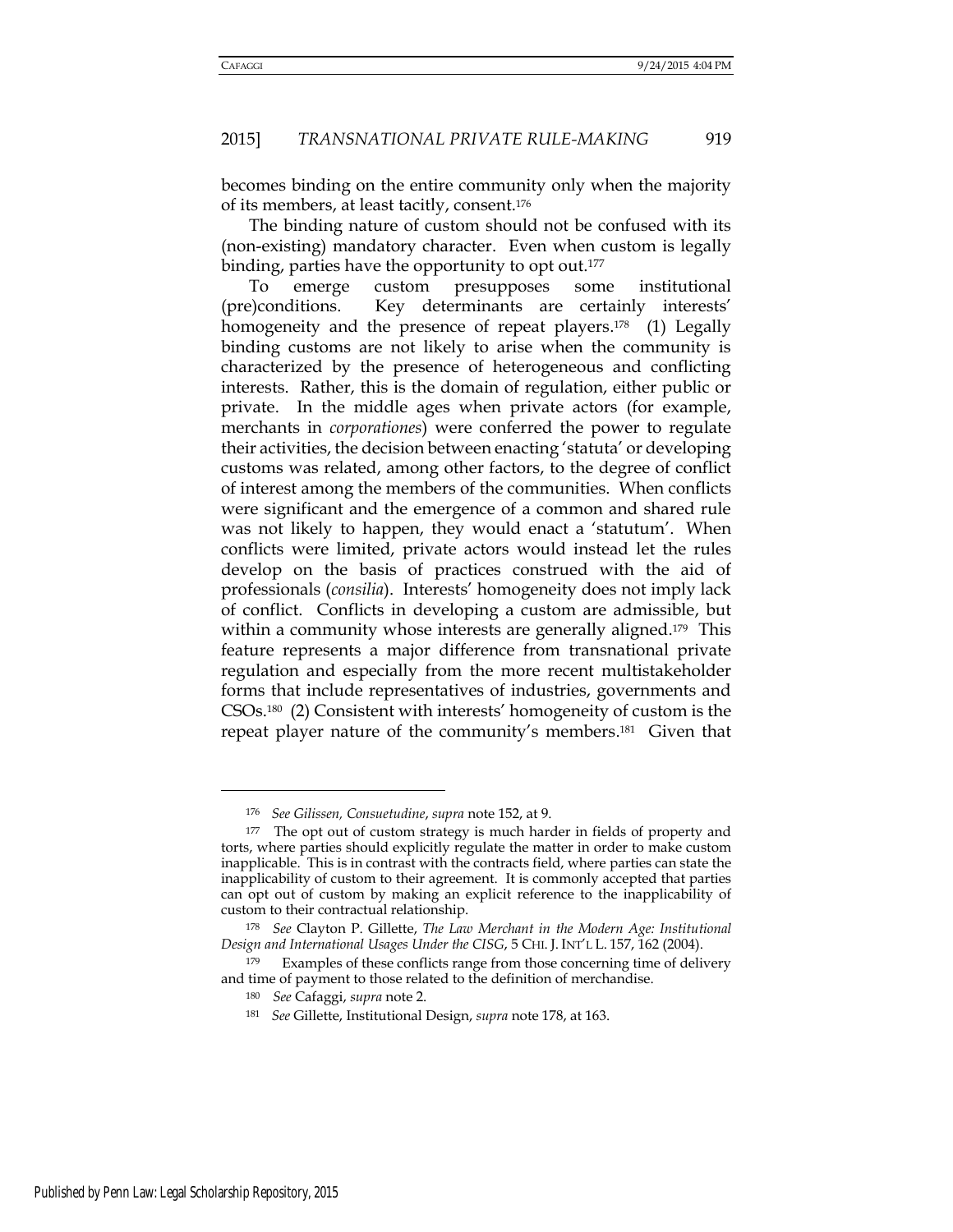becomes binding on the entire community only when the majority of its members, at least tacitly, consent.[176]

The binding nature of custom should not be confused with its (non-existing) mandatory character. Even when custom is legally binding, parties have the opportunity to opt out.[177]

To emerge custom presupposes some institutional (pre)conditions. Key determinants are certainly interests' homogeneity and the presence of repeat players.[178] (1) Legally binding customs are not likely to arise when the community is characterized by the presence of heterogeneous and conflicting interests. Rather, this is the domain of regulation, either public or private. In the middle ages when private actors (for example, merchants in *corporationes*) were conferred the power to regulate their activities, the decision between enacting 'statuta' or developing customs was related, among other factors, to the degree of conflict of interest among the members of the communities. When conflicts were significant and the emergence of a common and shared rule was not likely to happen, they would enact a 'statutum'. When conflicts were limited, private actors would instead let the rules develop on the basis of practices construed with the aid of professionals (*consilia*). Interests' homogeneity does not imply lack of conflict. Conflicts in developing a custom are admissible, but within a community whose interests are generally aligned.[179] This feature represents a major difference from transnational private regulation and especially from the more recent multistakeholder forms that include representatives of industries, governments and CSOs.[180] (2) Consistent with interests' homogeneity of custom is the repeat player nature of the community's members.[181] Given that

---

[176] *See Gilissen, Consuetudine*, *supra* note 152, at 9.

[177] The opt out of custom strategy is much harder in fields of property and torts, where parties should explicitly regulate the matter in order to make custom inapplicable. This is in contrast with the contracts field, where parties can state the inapplicability of custom to their agreement. It is commonly accepted that parties can opt out of custom by making an explicit reference to the inapplicability of custom to their contractual relationship.

[178] *See* Clayton P. Gillette, *The Law Merchant in the Modern Age: Institutional Design and International Usages Under the CISG*, 5 CHI. J. INT'L L. 157, 162 (2004).

[179] Examples of these conflicts range from those concerning time of delivery and time of payment to those related to the definition of merchandise.

[180] *See* Cafaggi, *supra* note 2.

[181] *See* Gillette, Institutional Design, *supra* note 178, at 163.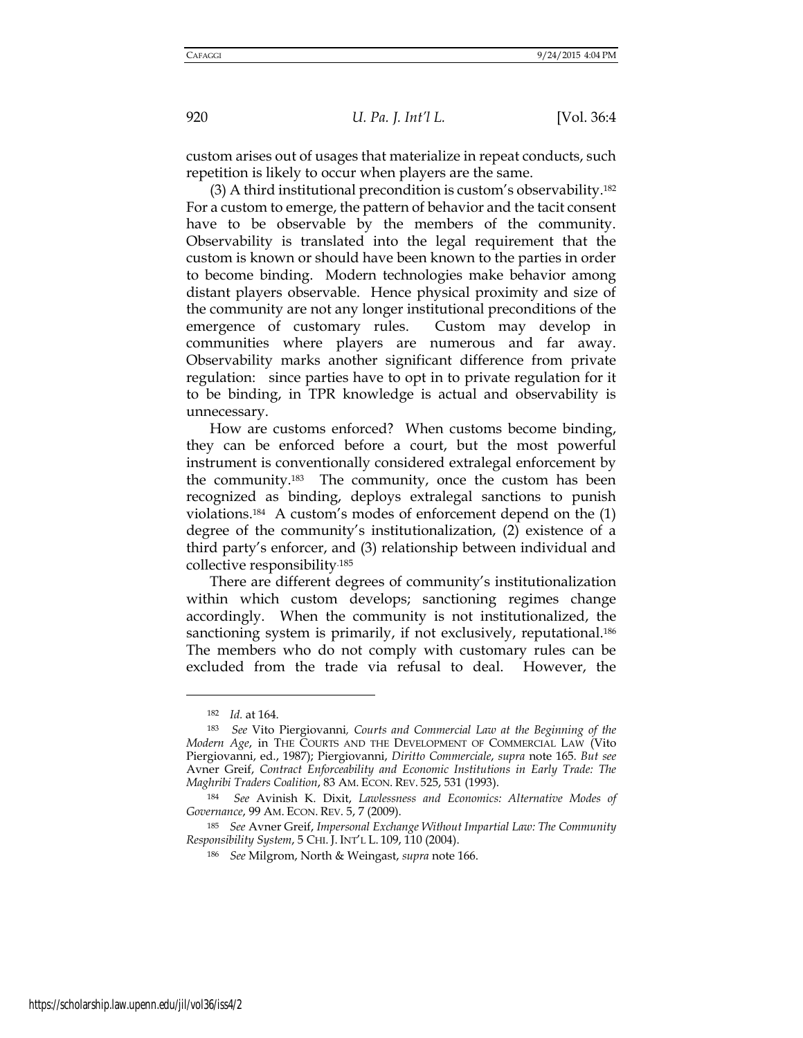custom arises out of usages that materialize in repeat conducts, such repetition is likely to occur when players are the same.

(3) A third institutional precondition is custom's observability.[182] For a custom to emerge, the pattern of behavior and the tacit consent have to be observable by the members of the community. Observability is translated into the legal requirement that the custom is known or should have been known to the parties in order to become binding. Modern technologies make behavior among distant players observable. Hence physical proximity and size of the community are not any longer institutional preconditions of the emergence of customary rules. Custom may develop in communities where players are numerous and far away. Observability marks another significant difference from private regulation: since parties have to opt in to private regulation for it to be binding, in TPR knowledge is actual and observability is unnecessary.

How are customs enforced? When customs become binding, they can be enforced before a court, but the most powerful instrument is conventionally considered extralegal enforcement by the community.[183] The community, once the custom has been recognized as binding, deploys extralegal sanctions to punish violations.[184] A custom's modes of enforcement depend on the (1) degree of the community's institutionalization, (2) existence of a third party's enforcer, and (3) relationship between individual and collective responsibility.[185]

There are different degrees of community's institutionalization within which custom develops; sanctioning regimes change accordingly. When the community is not institutionalized, the sanctioning system is primarily, if not exclusively, reputational.[186] The members who do not comply with customary rules can be excluded from the trade via refusal to deal. However, the

---

[182] *Id.* at 164.

[183] *See* Vito Piergiovanni, *Courts and Commercial Law at the Beginning of the Modern Age*, in THE COURTS AND THE DEVELOPMENT OF COMMERCIAL LAW (Vito Piergiovanni, ed., 1987); Piergiovanni, *Diritto Commerciale*, *supra* note 165. *But see* Avner Greif, *Contract Enforceability and Economic Institutions in Early Trade: The Maghribi Traders Coalition*, 83 AM. ECON. REV. 525, 531 (1993).

[184] *See* Avinish K. Dixit, *Lawlessness and Economics: Alternative Modes of Governance*, 99 AM. ECON. REV. 5, 7 (2009).

[185] *See* Avner Greif, *Impersonal Exchange Without Impartial Law: The Community Responsibility System*, 5 CHI. J. INT'L L. 109, 110 (2004).

[186] *See* Milgrom, North & Weingast, *supra* note 166.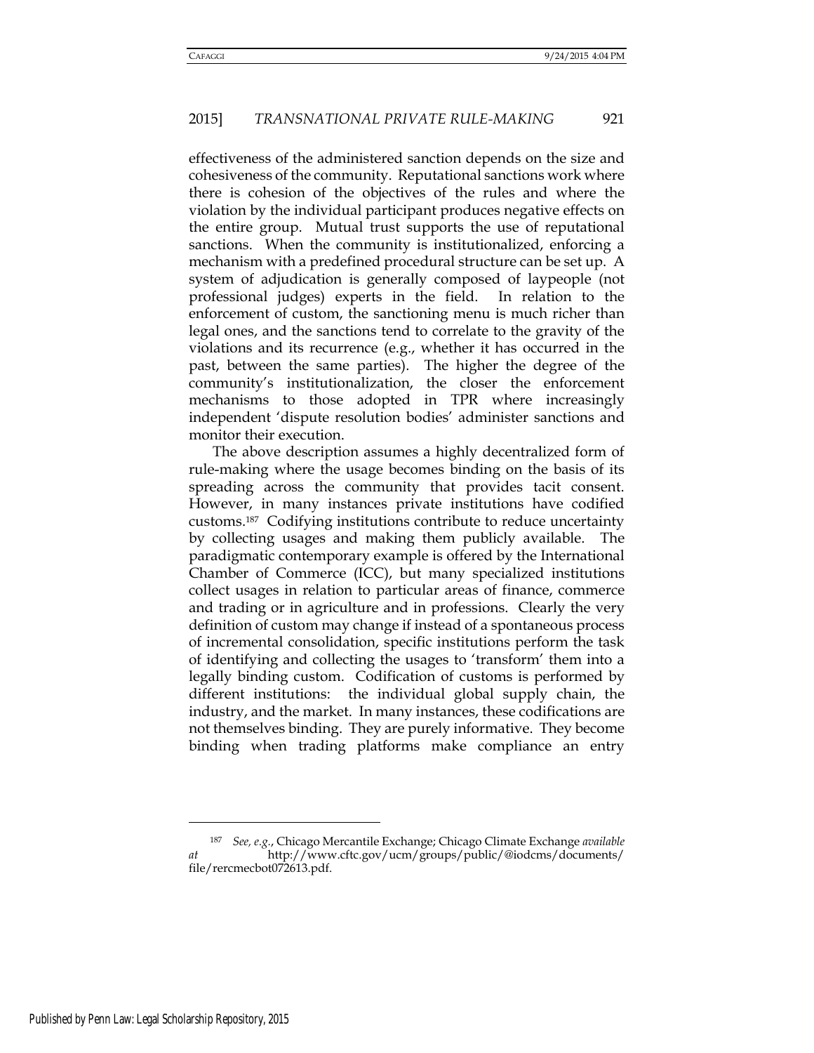effectiveness of the administered sanction depends on the size and cohesiveness of the community. Reputational sanctions work where there is cohesion of the objectives of the rules and where the violation by the individual participant produces negative effects on the entire group. Mutual trust supports the use of reputational sanctions. When the community is institutionalized, enforcing a mechanism with a predefined procedural structure can be set up. A system of adjudication is generally composed of laypeople (not professional judges) experts in the field. In relation to the enforcement of custom, the sanctioning menu is much richer than legal ones, and the sanctions tend to correlate to the gravity of the violations and its recurrence (e.g., whether it has occurred in the past, between the same parties). The higher the degree of the community's institutionalization, the closer the enforcement mechanisms to those adopted in TPR where increasingly independent 'dispute resolution bodies' administer sanctions and monitor their execution.

The above description assumes a highly decentralized form of rule-making where the usage becomes binding on the basis of its spreading across the community that provides tacit consent. However, in many instances private institutions have codified customs.[187] Codifying institutions contribute to reduce uncertainty by collecting usages and making them publicly available. The paradigmatic contemporary example is offered by the International Chamber of Commerce (ICC), but many specialized institutions collect usages in relation to particular areas of finance, commerce and trading or in agriculture and in professions. Clearly the very definition of custom may change if instead of a spontaneous process of incremental consolidation, specific institutions perform the task of identifying and collecting the usages to 'transform' them into a legally binding custom. Codification of customs is performed by different institutions: the individual global supply chain, the industry, and the market. In many instances, these codifications are not themselves binding. They are purely informative. They become binding when trading platforms make compliance an entry

---

[187] *See, e.g.*, Chicago Mercantile Exchange; Chicago Climate Exchange *available at* http://www.cftc.gov/ucm/groups/public/@iodcms/documents/file/rercmecbot072613.pdf.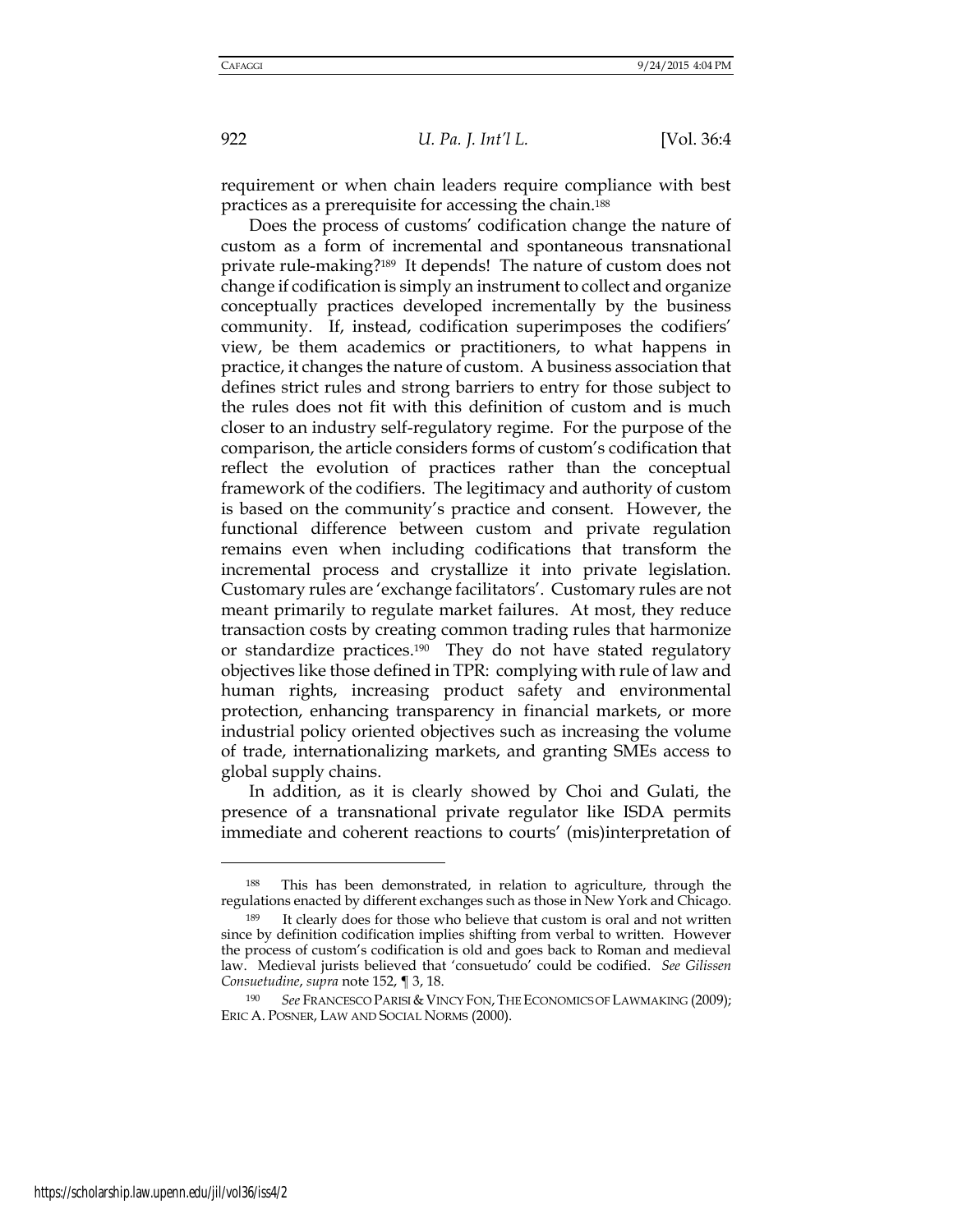requirement or when chain leaders require compliance with best practices as a prerequisite for accessing the chain.[188]

Does the process of customs' codification change the nature of custom as a form of incremental and spontaneous transnational private rule-making?[189] It depends! The nature of custom does not change if codification is simply an instrument to collect and organize conceptually practices developed incrementally by the business community. If, instead, codification superimposes the codifiers' view, be them academics or practitioners, to what happens in practice, it changes the nature of custom. A business association that defines strict rules and strong barriers to entry for those subject to the rules does not fit with this definition of custom and is much closer to an industry self-regulatory regime. For the purpose of the comparison, the article considers forms of custom's codification that reflect the evolution of practices rather than the conceptual framework of the codifiers. The legitimacy and authority of custom is based on the community's practice and consent. However, the functional difference between custom and private regulation remains even when including codifications that transform the incremental process and crystallize it into private legislation. Customary rules are 'exchange facilitators'. Customary rules are not meant primarily to regulate market failures. At most, they reduce transaction costs by creating common trading rules that harmonize or standardize practices.[190] They do not have stated regulatory objectives like those defined in TPR: complying with rule of law and human rights, increasing product safety and environmental protection, enhancing transparency in financial markets, or more industrial policy oriented objectives such as increasing the volume of trade, internationalizing markets, and granting SMEs access to global supply chains.

In addition, as it is clearly showed by Choi and Gulati, the presence of a transnational private regulator like ISDA permits immediate and coherent reactions to courts' (mis)interpretation of

---

[188] This has been demonstrated, in relation to agriculture, through the regulations enacted by different exchanges such as those in New York and Chicago.

[189] It clearly does for those who believe that custom is oral and not written since by definition codification implies shifting from verbal to written. However the process of custom's codification is old and goes back to Roman and medieval law. Medieval jurists believed that 'consuetudo' could be codified. *See Gilissen Consuetudine*, *supra* note 152, ¶ 3, 18.

[190] *See* FRANCESCO PARISI & VINCY FON, THE ECONOMICS OF LAWMAKING (2009); ERIC A. POSNER, LAW AND SOCIAL NORMS (2000).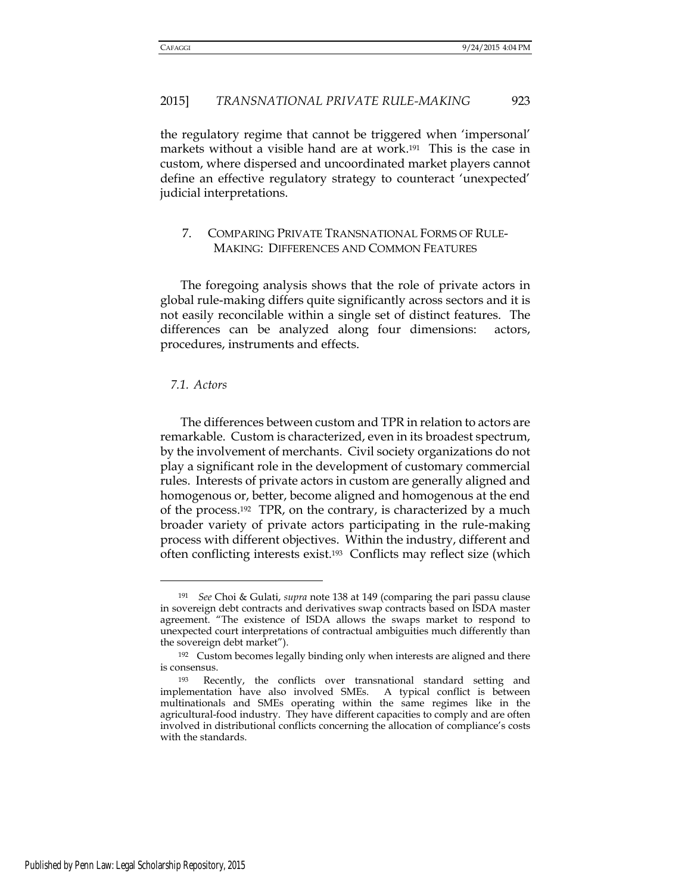the regulatory regime that cannot be triggered when 'impersonal' markets without a visible hand are at work.[191] This is the case in custom, where dispersed and uncoordinated market players cannot define an effective regulatory strategy to counteract 'unexpected' judicial interpretations.

## 7. COMPARING PRIVATE TRANSNATIONAL FORMS OF RULE-MAKING: DIFFERENCES AND COMMON FEATURES

The foregoing analysis shows that the role of private actors in global rule-making differs quite significantly across sectors and it is not easily reconcilable within a single set of distinct features. The differences can be analyzed along four dimensions: actors, procedures, instruments and effects.

### *7.1. Actors*

The differences between custom and TPR in relation to actors are remarkable. Custom is characterized, even in its broadest spectrum, by the involvement of merchants. Civil society organizations do not play a significant role in the development of customary commercial rules. Interests of private actors in custom are generally aligned and homogenous or, better, become aligned and homogenous at the end of the process.[192] TPR, on the contrary, is characterized by a much broader variety of private actors participating in the rule-making process with different objectives. Within the industry, different and often conflicting interests exist.[193] Conflicts may reflect size (which

---

[191] *See* Choi & Gulati, *supra* note 138 at 149 (comparing the pari passu clause in sovereign debt contracts and derivatives swap contracts based on ISDA master agreement. "The existence of ISDA allows the swaps market to respond to unexpected court interpretations of contractual ambiguities much differently than the sovereign debt market").

[192] Custom becomes legally binding only when interests are aligned and there is consensus.

[193] Recently, the conflicts over transnational standard setting and implementation have also involved SMEs. A typical conflict is between multinationals and SMEs operating within the same regimes like in the agricultural-food industry. They have different capacities to comply and are often involved in distributional conflicts concerning the allocation of compliance's costs with the standards.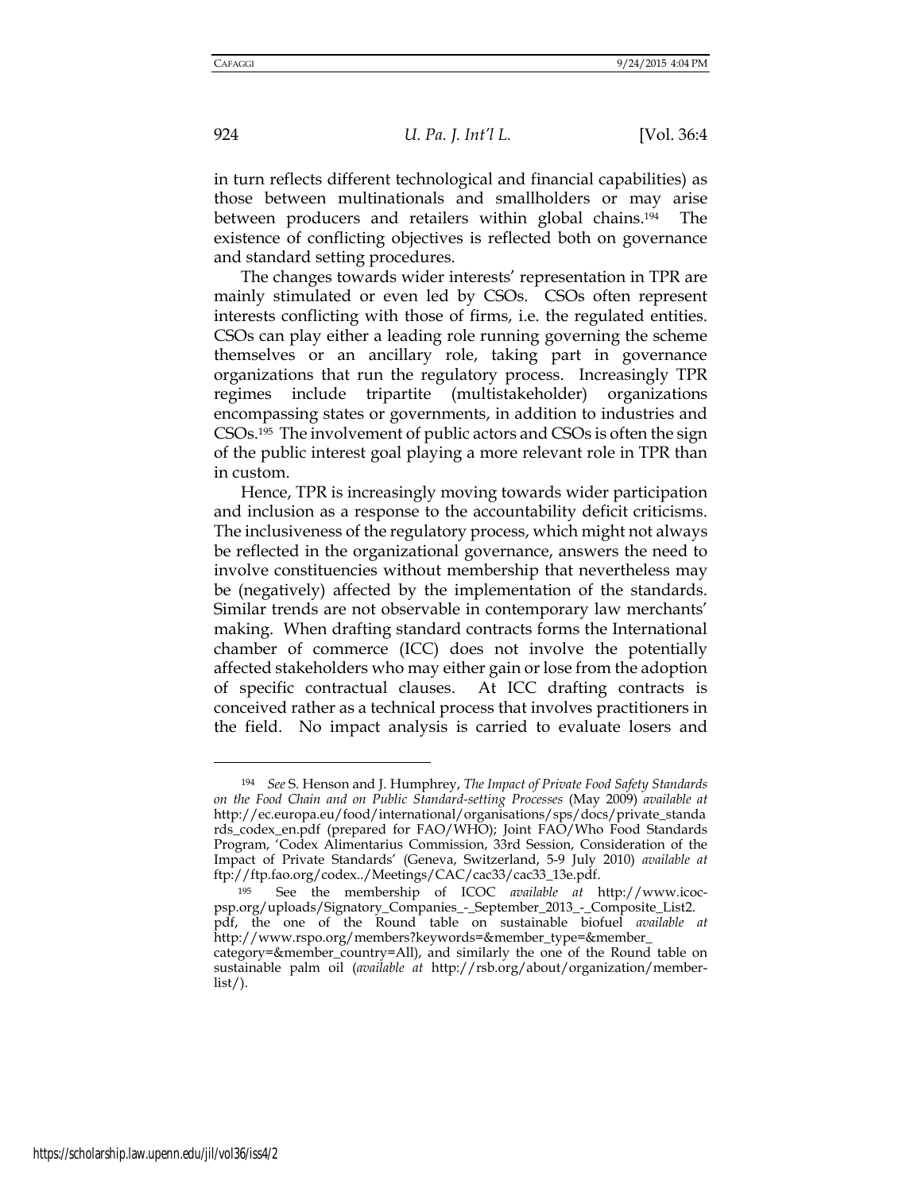in turn reflects different technological and financial capabilities) as those between multinationals and smallholders or may arise between producers and retailers within global chains.[194] The existence of conflicting objectives is reflected both on governance and standard setting procedures.

The changes towards wider interests' representation in TPR are mainly stimulated or even led by CSOs. CSOs often represent interests conflicting with those of firms, i.e. the regulated entities. CSOs can play either a leading role running governing the scheme themselves or an ancillary role, taking part in governance organizations that run the regulatory process. Increasingly TPR regimes include tripartite (multistakeholder) organizations encompassing states or governments, in addition to industries and CSOs.[195] The involvement of public actors and CSOs is often the sign of the public interest goal playing a more relevant role in TPR than in custom.

Hence, TPR is increasingly moving towards wider participation and inclusion as a response to the accountability deficit criticisms. The inclusiveness of the regulatory process, which might not always be reflected in the organizational governance, answers the need to involve constituencies without membership that nevertheless may be (negatively) affected by the implementation of the standards. Similar trends are not observable in contemporary law merchants' making. When drafting standard contracts forms the International chamber of commerce (ICC) does not involve the potentially affected stakeholders who may either gain or lose from the adoption of specific contractual clauses. At ICC drafting contracts is conceived rather as a technical process that involves practitioners in the field. No impact analysis is carried to evaluate losers and

---

[194] *See* S. Henson and J. Humphrey, *The Impact of Private Food Safety Standards on the Food Chain and on Public Standard-setting Processes* (May 2009) *available at* http://ec.europa.eu/food/international/organisations/sps/docs/private_standards_codex_en.pdf (prepared for FAO/WHO); Joint FAO/Who Food Standards Program, 'Codex Alimentarius Commission, 33rd Session, Consideration of the Impact of Private Standards' (Geneva, Switzerland, 5-9 July 2010) *available at* ftp://ftp.fao.org/codex../Meetings/CAC/cac33/cac33_13e.pdf.

[195] See the membership of ICOC *available at* http://www.icoc-psp.org/uploads/Signatory_Companies_-_September_2013_-_Composite_List2.pdf, the one of the Round table on sustainable biofuel *available at* http://www.rspo.org/members?keywords=&member_type=&member_category=&member_country=All), and similarly the one of the Round table on sustainable palm oil (*available at* http://rsb.org/about/organization/member-list/).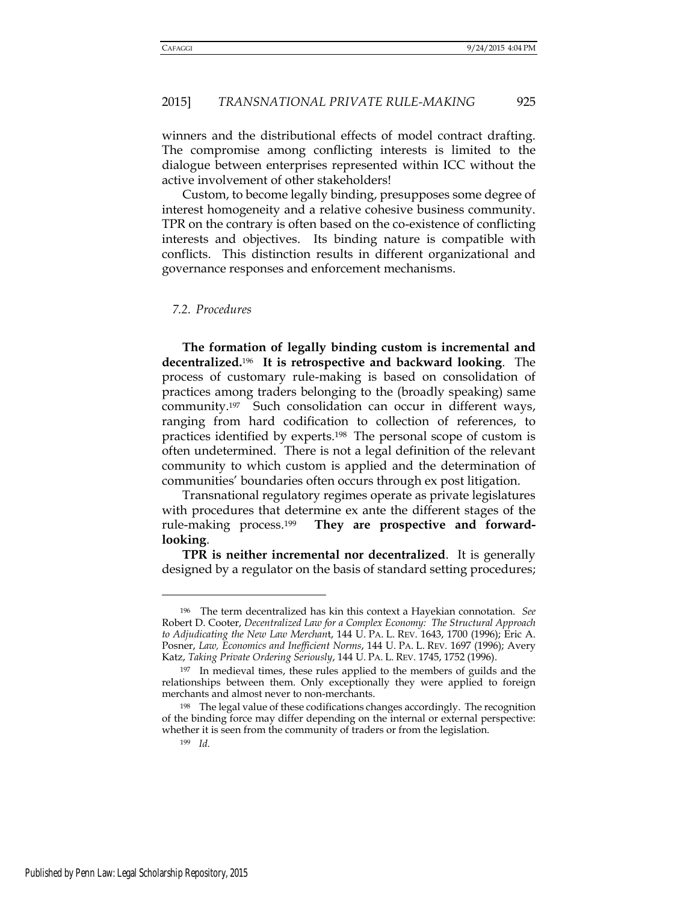winners and the distributional effects of model contract drafting. The compromise among conflicting interests is limited to the dialogue between enterprises represented within ICC without the active involvement of other stakeholders!

Custom, to become legally binding, presupposes some degree of interest homogeneity and a relative cohesive business community. TPR on the contrary is often based on the co-existence of conflicting interests and objectives. Its binding nature is compatible with conflicts. This distinction results in different organizational and governance responses and enforcement mechanisms.

### *7.2. Procedures*

**The formation of legally binding custom is incremental and decentralized.**[196] **It is retrospective and backward looking**. The process of customary rule-making is based on consolidation of practices among traders belonging to the (broadly speaking) same community.[197] Such consolidation can occur in different ways, ranging from hard codification to collection of references, to practices identified by experts.[198] The personal scope of custom is often undetermined. There is not a legal definition of the relevant community to which custom is applied and the determination of communities' boundaries often occurs through ex post litigation.

Transnational regulatory regimes operate as private legislatures with procedures that determine ex ante the different stages of the rule-making process.[199] **They are prospective and forward-looking**.

**TPR is neither incremental nor decentralized**. It is generally designed by a regulator on the basis of standard setting procedures;

---

[196] The term decentralized has kin this context a Hayekian connotation. *See* Robert D. Cooter, *Decentralized Law for a Complex Economy: The Structural Approach to Adjudicating the New Law Merchant*, 144 U. PA. L. REV. 1643, 1700 (1996); Eric A. Posner, *Law, Economics and Inefficient Norms*, 144 U. PA. L. REV. 1697 (1996); Avery Katz, *Taking Private Ordering Seriously*, 144 U. PA. L. REV. 1745, 1752 (1996).

[197] In medieval times, these rules applied to the members of guilds and the relationships between them. Only exceptionally they were applied to foreign merchants and almost never to non-merchants.

[198] The legal value of these codifications changes accordingly. The recognition of the binding force may differ depending on the internal or external perspective: whether it is seen from the community of traders or from the legislation.

[199] *Id.*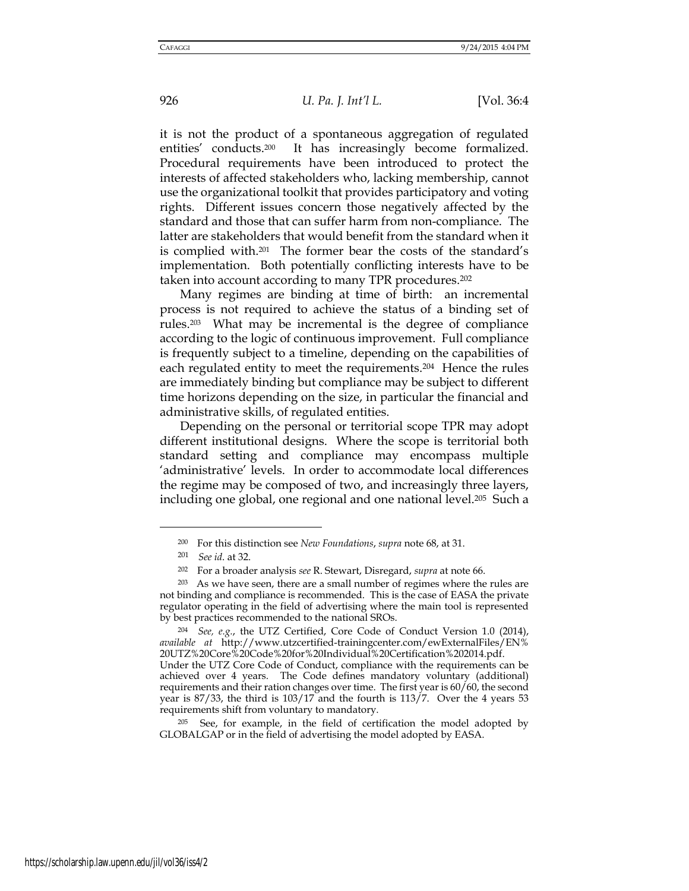it is not the product of a spontaneous aggregation of regulated entities' conducts.[200] It has increasingly become formalized. Procedural requirements have been introduced to protect the interests of affected stakeholders who, lacking membership, cannot use the organizational toolkit that provides participatory and voting rights. Different issues concern those negatively affected by the standard and those that can suffer harm from non-compliance. The latter are stakeholders that would benefit from the standard when it is complied with.[201] The former bear the costs of the standard's implementation. Both potentially conflicting interests have to be taken into account according to many TPR procedures.[202]

Many regimes are binding at time of birth: an incremental process is not required to achieve the status of a binding set of rules.[203] What may be incremental is the degree of compliance according to the logic of continuous improvement. Full compliance is frequently subject to a timeline, depending on the capabilities of each regulated entity to meet the requirements.[204] Hence the rules are immediately binding but compliance may be subject to different time horizons depending on the size, in particular the financial and administrative skills, of regulated entities.

Depending on the personal or territorial scope TPR may adopt different institutional designs. Where the scope is territorial both standard setting and compliance may encompass multiple 'administrative' levels. In order to accommodate local differences the regime may be composed of two, and increasingly three layers, including one global, one regional and one national level.[205] Such a

---

[200] For this distinction see *New Foundations*, *supra* note 68, at 31.

[201] *See id.* at 32.

[202] For a broader analysis *see* R. Stewart, Disregard, *supra* at note 66.

[203] As we have seen, there are a small number of regimes where the rules are not binding and compliance is recommended. This is the case of EASA the private regulator operating in the field of advertising where the main tool is represented by best practices recommended to the national SROs.

[204] *See, e.g.*, the UTZ Certified, Core Code of Conduct Version 1.0 (2014), *available at* http://www.utzcertified-trainingcenter.com/ewExternalFiles/EN%20UTZ%20Core%20Code%20for%20Individual%20Certification%202014.pdf. Under the UTZ Core Code of Conduct, compliance with the requirements can be achieved over 4 years. The Code defines mandatory voluntary (additional) requirements and their ration changes over time. The first year is 60/60, the second year is 87/33, the third is 103/17 and the fourth is 113/7. Over the 4 years 53 requirements shift from voluntary to mandatory.

[205] See, for example, in the field of certification the model adopted by GLOBALGAP or in the field of advertising the model adopted by EASA.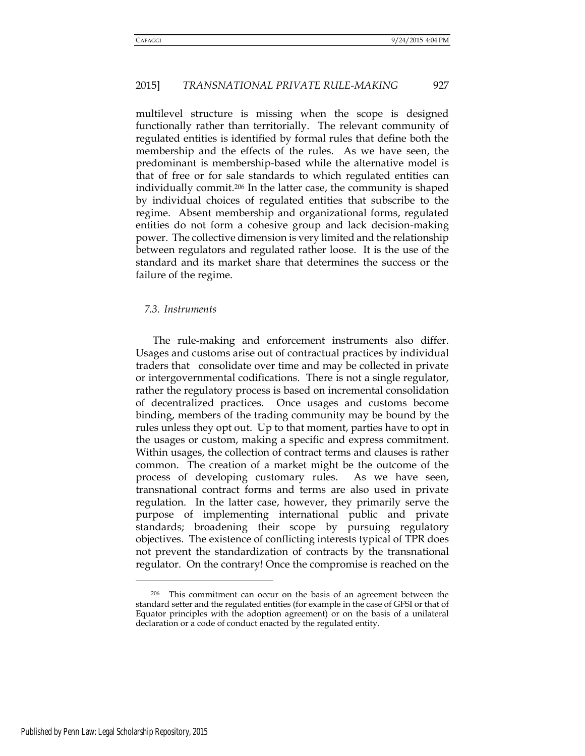multilevel structure is missing when the scope is designed functionally rather than territorially. The relevant community of regulated entities is identified by formal rules that define both the membership and the effects of the rules. As we have seen, the predominant is membership-based while the alternative model is that of free or for sale standards to which regulated entities can individually commit.[206] In the latter case, the community is shaped by individual choices of regulated entities that subscribe to the regime. Absent membership and organizational forms, regulated entities do not form a cohesive group and lack decision-making power. The collective dimension is very limited and the relationship between regulators and regulated rather loose. It is the use of the standard and its market share that determines the success or the failure of the regime.

### *7.3. Instruments*

The rule-making and enforcement instruments also differ. Usages and customs arise out of contractual practices by individual traders that consolidate over time and may be collected in private or intergovernmental codifications. There is not a single regulator, rather the regulatory process is based on incremental consolidation of decentralized practices. Once usages and customs become binding, members of the trading community may be bound by the rules unless they opt out. Up to that moment, parties have to opt in the usages or custom, making a specific and express commitment. Within usages, the collection of contract terms and clauses is rather common. The creation of a market might be the outcome of the process of developing customary rules. As we have seen, transnational contract forms and terms are also used in private regulation. In the latter case, however, they primarily serve the purpose of implementing international public and private standards; broadening their scope by pursuing regulatory objectives. The existence of conflicting interests typical of TPR does not prevent the standardization of contracts by the transnational regulator. On the contrary! Once the compromise is reached on the

---

[206] This commitment can occur on the basis of an agreement between the standard setter and the regulated entities (for example in the case of GFSI or that of Equator principles with the adoption agreement) or on the basis of a unilateral declaration or a code of conduct enacted by the regulated entity.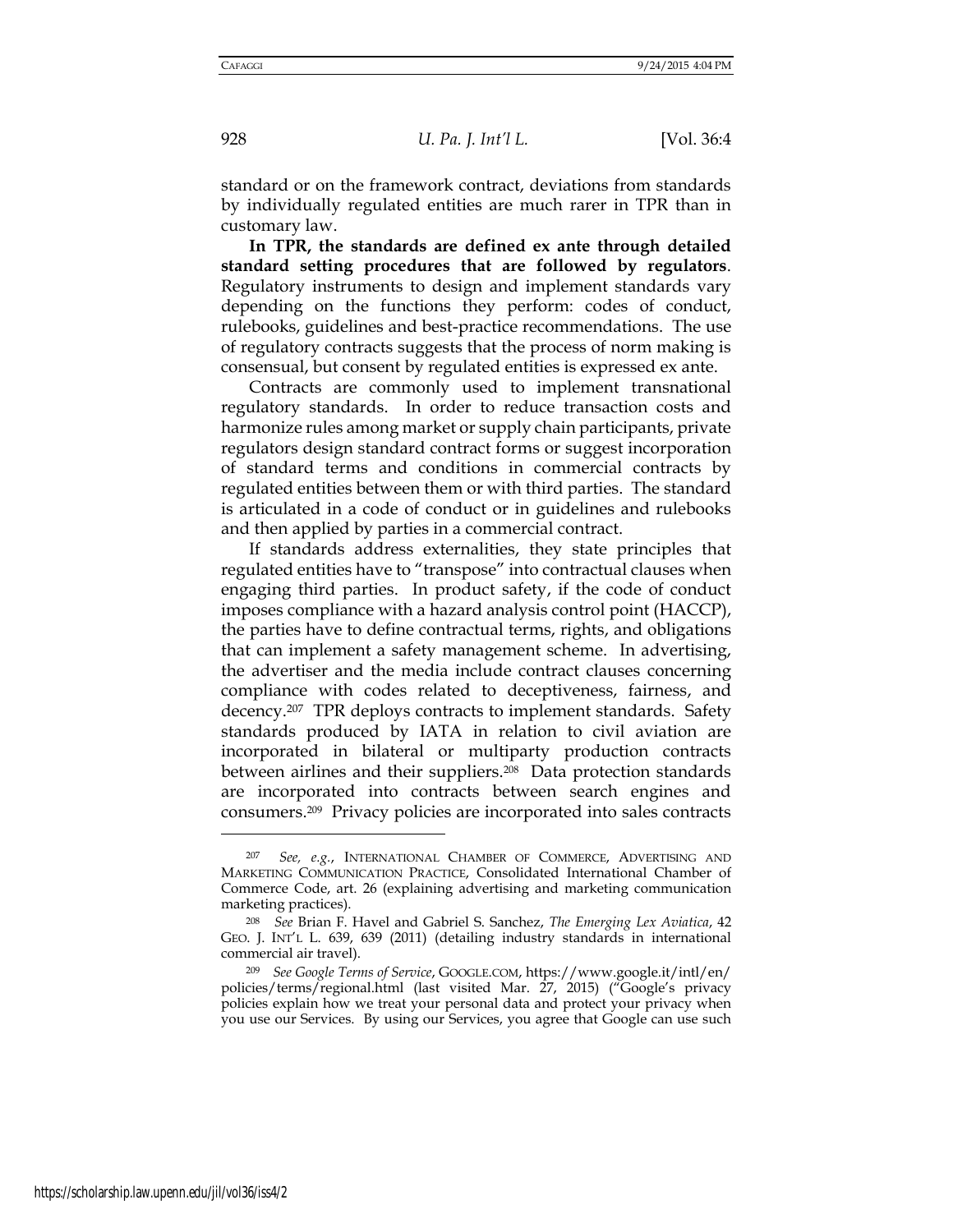standard or on the framework contract, deviations from standards by individually regulated entities are much rarer in TPR than in customary law.

**In TPR, the standards are defined ex ante through detailed standard setting procedures that are followed by regulators**. Regulatory instruments to design and implement standards vary depending on the functions they perform: codes of conduct, rulebooks, guidelines and best-practice recommendations. The use of regulatory contracts suggests that the process of norm making is consensual, but consent by regulated entities is expressed ex ante.

Contracts are commonly used to implement transnational regulatory standards. In order to reduce transaction costs and harmonize rules among market or supply chain participants, private regulators design standard contract forms or suggest incorporation of standard terms and conditions in commercial contracts by regulated entities between them or with third parties. The standard is articulated in a code of conduct or in guidelines and rulebooks and then applied by parties in a commercial contract.

If standards address externalities, they state principles that regulated entities have to "transpose" into contractual clauses when engaging third parties. In product safety, if the code of conduct imposes compliance with a hazard analysis control point (HACCP), the parties have to define contractual terms, rights, and obligations that can implement a safety management scheme. In advertising, the advertiser and the media include contract clauses concerning compliance with codes related to deceptiveness, fairness, and decency.[207] TPR deploys contracts to implement standards. Safety standards produced by IATA in relation to civil aviation are incorporated in bilateral or multiparty production contracts between airlines and their suppliers.[208] Data protection standards are incorporated into contracts between search engines and consumers.[209] Privacy policies are incorporated into sales contracts

---

[207] *See, e.g.*, INTERNATIONAL CHAMBER OF COMMERCE, ADVERTISING AND MARKETING COMMUNICATION PRACTICE, Consolidated International Chamber of Commerce Code, art. 26 (explaining advertising and marketing communication marketing practices).

[208] *See* Brian F. Havel and Gabriel S. Sanchez, *The Emerging Lex Aviatica*, 42 GEO. J. INT'L L. 639, 639 (2011) (detailing industry standards in international commercial air travel).

[209] *See Google Terms of Service*, GOOGLE.COM, https://www.google.it/intl/en/policies/terms/regional.html (last visited Mar. 27, 2015) ("Google's privacy policies explain how we treat your personal data and protect your privacy when you use our Services. By using our Services, you agree that Google can use such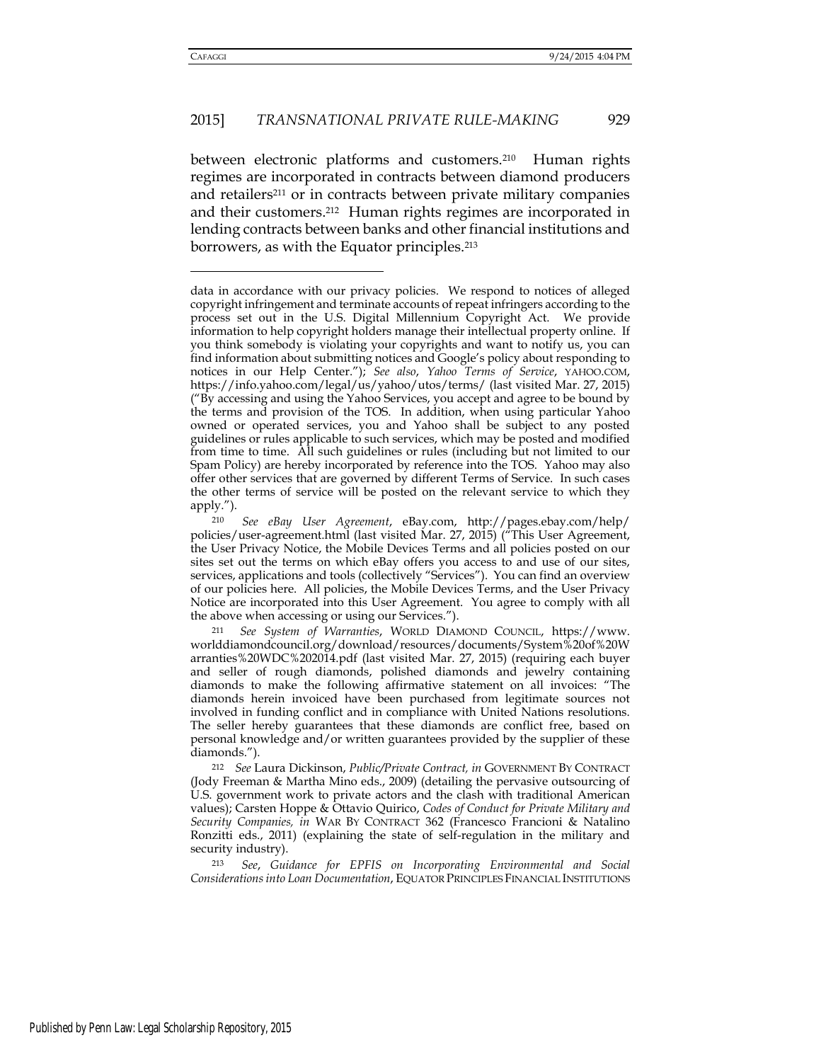between electronic platforms and customers.[210] Human rights regimes are incorporated in contracts between diamond producers and retailers[211] or in contracts between private military companies and their customers.[212] Human rights regimes are incorporated in lending contracts between banks and other financial institutions and borrowers, as with the Equator principles.[213]

---

data in accordance with our privacy policies. We respond to notices of alleged copyright infringement and terminate accounts of repeat infringers according to the process set out in the U.S. Digital Millennium Copyright Act. We provide information to help copyright holders manage their intellectual property online. If you think somebody is violating your copyrights and want to notify us, you can find information about submitting notices and Google's policy about responding to notices in our Help Center."); *See also*, *Yahoo Terms of Service*, YAHOO.COM, https://info.yahoo.com/legal/us/yahoo/utos/terms/ (last visited Mar. 27, 2015) ("By accessing and using the Yahoo Services, you accept and agree to be bound by the terms and provision of the TOS. In addition, when using particular Yahoo owned or operated services, you and Yahoo shall be subject to any posted guidelines or rules applicable to such services, which may be posted and modified from time to time. All such guidelines or rules (including but not limited to our Spam Policy) are hereby incorporated by reference into the TOS. Yahoo may also offer other services that are governed by different Terms of Service. In such cases the other terms of service will be posted on the relevant service to which they apply.").

[210] *See eBay User Agreement*, eBay.com, http://pages.ebay.com/help/policies/user-agreement.html (last visited Mar. 27, 2015) ("This User Agreement, the User Privacy Notice, the Mobile Devices Terms and all policies posted on our sites set out the terms on which eBay offers you access to and use of our sites, services, applications and tools (collectively "Services"). You can find an overview of our policies here. All policies, the Mobile Devices Terms, and the User Privacy Notice are incorporated into this User Agreement. You agree to comply with all the above when accessing or using our Services.").

[211] *See System of Warranties*, WORLD DIAMOND COUNCIL, https://www.worlddiamondcouncil.org/download/resources/documents/System%20of%20Warranties%20WDC%202014.pdf (last visited Mar. 27, 2015) (requiring each buyer and seller of rough diamonds, polished diamonds and jewelry containing diamonds to make the following affirmative statement on all invoices: "The diamonds herein invoiced have been purchased from legitimate sources not involved in funding conflict and in compliance with United Nations resolutions. The seller hereby guarantees that these diamonds are conflict free, based on personal knowledge and/or written guarantees provided by the supplier of these diamonds.").

[212] *See* Laura Dickinson, *Public/Private Contract, in* GOVERNMENT BY CONTRACT (Jody Freeman & Martha Mino eds., 2009) (detailing the pervasive outsourcing of U.S. government work to private actors and the clash with traditional American values); Carsten Hoppe & Ottavio Quirico, *Codes of Conduct for Private Military and Security Companies, in* WAR BY CONTRACT 362 (Francesco Francioni & Natalino Ronzitti eds., 2011) (explaining the state of self-regulation in the military and security industry).

[213] *See*, *Guidance for EPFIS on Incorporating Environmental and Social Considerations into Loan Documentation*, EQUATOR PRINCIPLES FINANCIAL INSTITUTIONS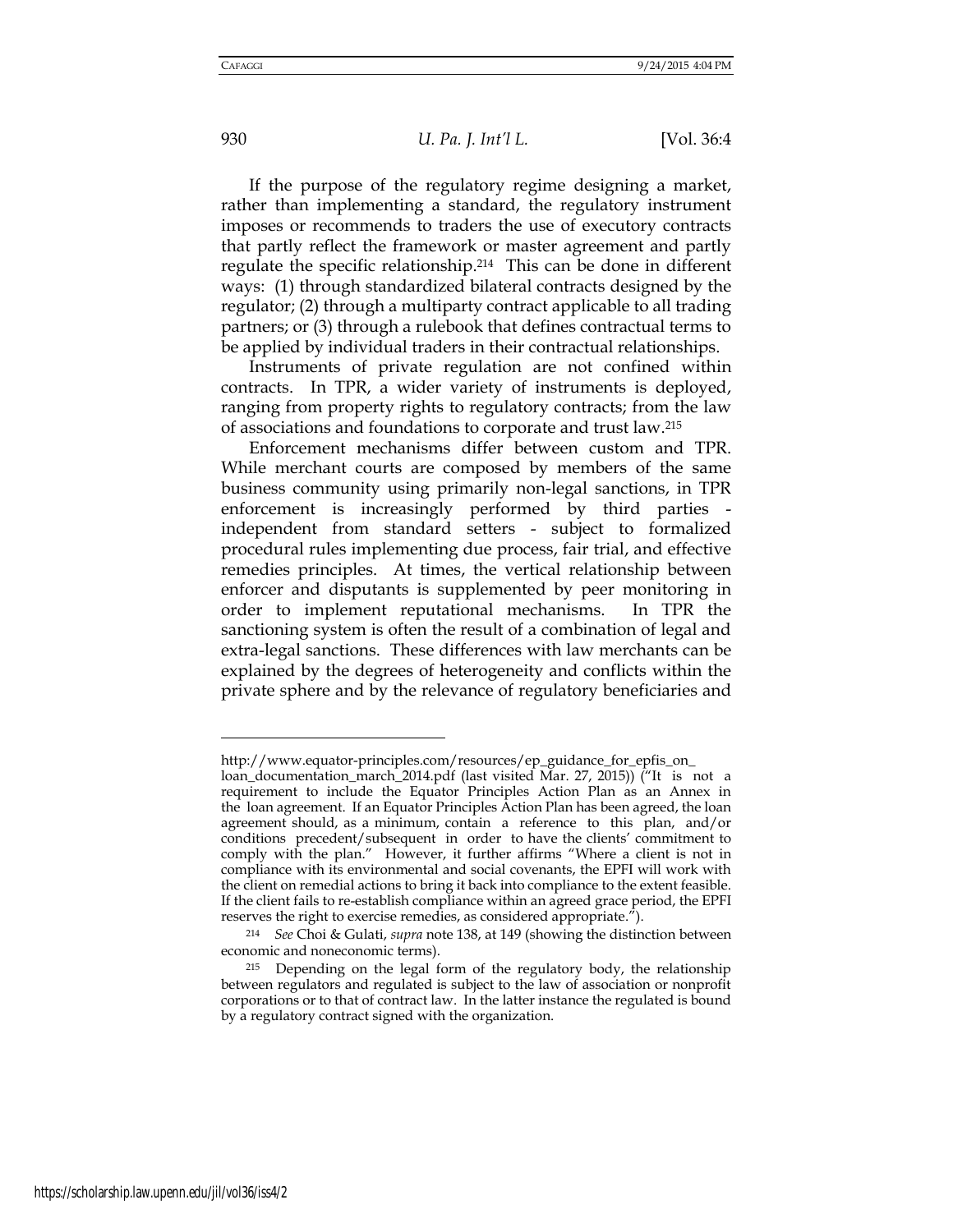If the purpose of the regulatory regime designing a market, rather than implementing a standard, the regulatory instrument imposes or recommends to traders the use of executory contracts that partly reflect the framework or master agreement and partly regulate the specific relationship.[214] This can be done in different ways: (1) through standardized bilateral contracts designed by the regulator; (2) through a multiparty contract applicable to all trading partners; or (3) through a rulebook that defines contractual terms to be applied by individual traders in their contractual relationships.

Instruments of private regulation are not confined within contracts. In TPR, a wider variety of instruments is deployed, ranging from property rights to regulatory contracts; from the law of associations and foundations to corporate and trust law.[215]

Enforcement mechanisms differ between custom and TPR. While merchant courts are composed by members of the same business community using primarily non-legal sanctions, in TPR enforcement is increasingly performed by third parties - independent from standard setters - subject to formalized procedural rules implementing due process, fair trial, and effective remedies principles. At times, the vertical relationship between enforcer and disputants is supplemented by peer monitoring in order to implement reputational mechanisms. In TPR the sanctioning system is often the result of a combination of legal and extra-legal sanctions. These differences with law merchants can be explained by the degrees of heterogeneity and conflicts within the private sphere and by the relevance of regulatory beneficiaries and

---

http://www.equator-principles.com/resources/ep_guidance_for_epfis_on_loan_documentation_march_2014.pdf (last visited Mar. 27, 2015)) ("It is not a requirement to include the Equator Principles Action Plan as an Annex in the loan agreement. If an Equator Principles Action Plan has been agreed, the loan agreement should, as a minimum, contain a reference to this plan, and/or conditions precedent/subsequent in order to have the clients' commitment to comply with the plan." However, it further affirms "Where a client is not in compliance with its environmental and social covenants, the EPFI will work with the client on remedial actions to bring it back into compliance to the extent feasible. If the client fails to re-establish compliance within an agreed grace period, the EPFI reserves the right to exercise remedies, as considered appropriate.").

[214] *See* Choi & Gulati, *supra* note 138, at 149 (showing the distinction between economic and noneconomic terms).

[215] Depending on the legal form of the regulatory body, the relationship between regulators and regulated is subject to the law of association or nonprofit corporations or to that of contract law. In the latter instance the regulated is bound by a regulatory contract signed with the organization.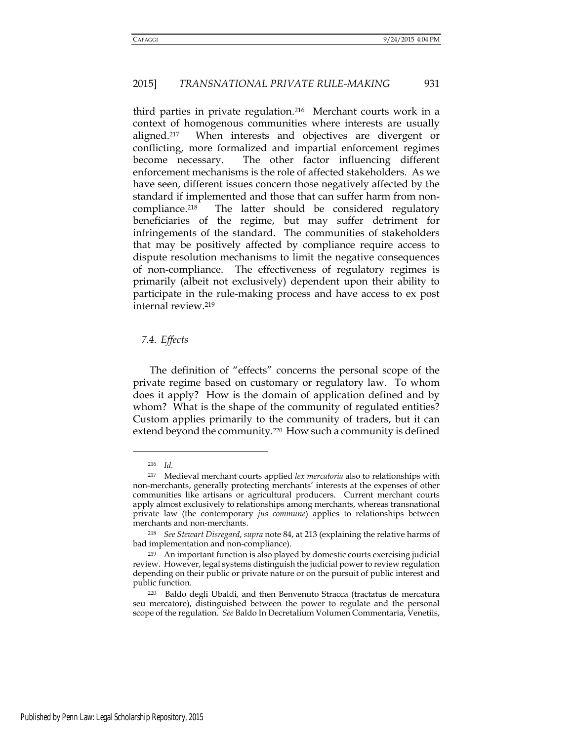third parties in private regulation.[216] Merchant courts work in a context of homogenous communities where interests are usually aligned.[217] When interests and objectives are divergent or conflicting, more formalized and impartial enforcement regimes become necessary. The other factor influencing different enforcement mechanisms is the role of affected stakeholders. As we have seen, different issues concern those negatively affected by the standard if implemented and those that can suffer harm from non-compliance.[218] The latter should be considered regulatory beneficiaries of the regime, but may suffer detriment for infringements of the standard. The communities of stakeholders that may be positively affected by compliance require access to dispute resolution mechanisms to limit the negative consequences of non-compliance. The effectiveness of regulatory regimes is primarily (albeit not exclusively) dependent upon their ability to participate in the rule-making process and have access to ex post internal review.[219]

### *7.4. Effects*

The definition of "effects" concerns the personal scope of the private regime based on customary or regulatory law. To whom does it apply? How is the domain of application defined and by whom? What is the shape of the community of regulated entities? Custom applies primarily to the community of traders, but it can extend beyond the community.[220] How such a community is defined

---

[216] *Id.*

[217] Medieval merchant courts applied *lex mercatoria* also to relationships with non-merchants, generally protecting merchants' interests at the expenses of other communities like artisans or agricultural producers. Current merchant courts apply almost exclusively to relationships among merchants, whereas transnational private law (the contemporary *jus commune*) applies to relationships between merchants and non-merchants.

[218] *See Stewart Disregard*, *supra* note 84, at 213 (explaining the relative harms of bad implementation and non-compliance).

[219] An important function is also played by domestic courts exercising judicial review. However, legal systems distinguish the judicial power to review regulation depending on their public or private nature or on the pursuit of public interest and public function.

[220] Baldo degli Ubaldi, and then Benvenuto Stracca (tractatus de mercatura seu mercatore), distinguished between the power to regulate and the personal scope of the regulation. *See* Baldo In Decretalium Volumen Commentaria, Venetiis,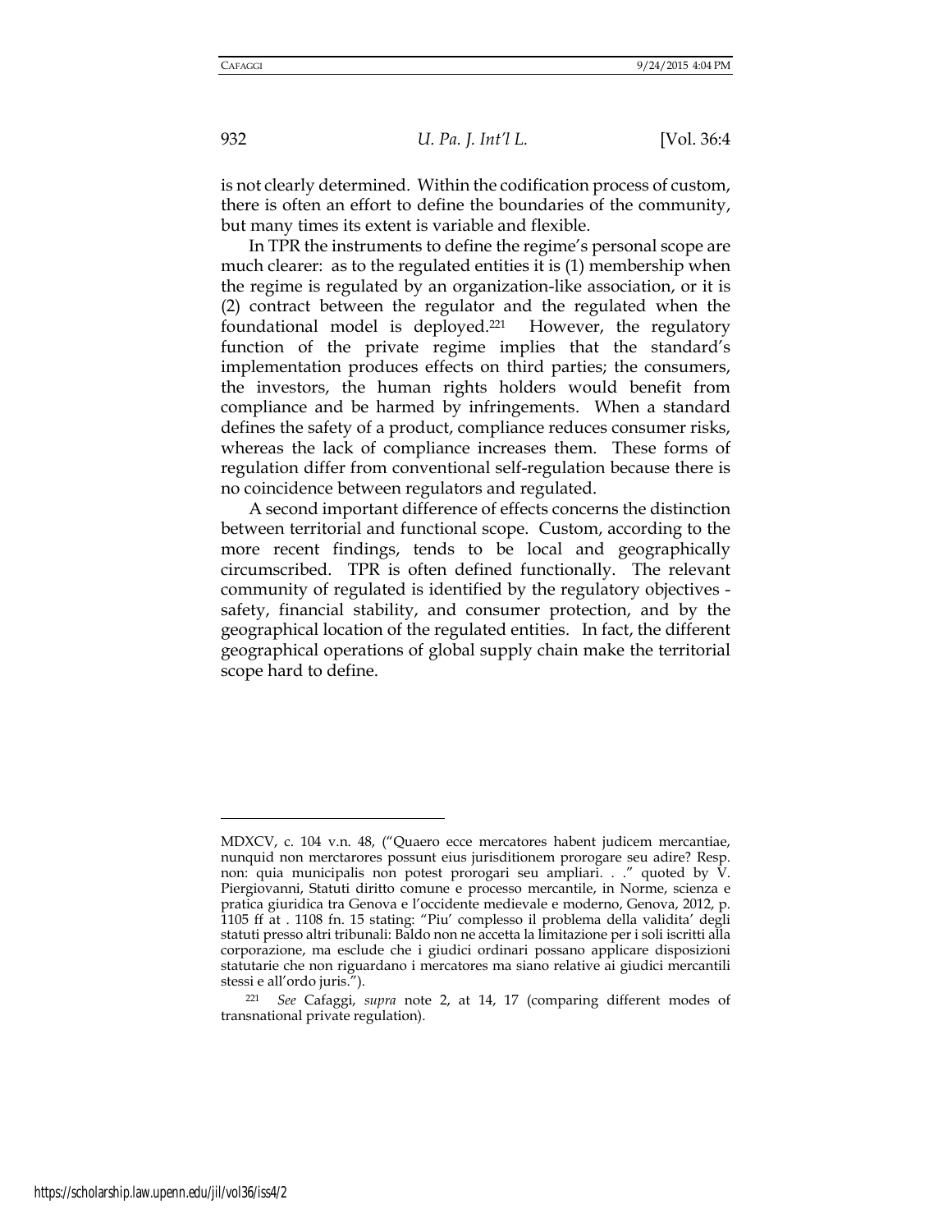is not clearly determined. Within the codification process of custom, there is often an effort to define the boundaries of the community, but many times its extent is variable and flexible.

In TPR the instruments to define the regime's personal scope are much clearer: as to the regulated entities it is (1) membership when the regime is regulated by an organization-like association, or it is (2) contract between the regulator and the regulated when the foundational model is deployed.[221] However, the regulatory function of the private regime implies that the standard's implementation produces effects on third parties; the consumers, the investors, the human rights holders would benefit from compliance and be harmed by infringements. When a standard defines the safety of a product, compliance reduces consumer risks, whereas the lack of compliance increases them. These forms of regulation differ from conventional self-regulation because there is no coincidence between regulators and regulated.

A second important difference of effects concerns the distinction between territorial and functional scope. Custom, according to the more recent findings, tends to be local and geographically circumscribed. TPR is often defined functionally. The relevant community of regulated is identified by the regulatory objectives - safety, financial stability, and consumer protection, and by the geographical location of the regulated entities. In fact, the different geographical operations of global supply chain make the territorial scope hard to define.

---

MDXCV, c. 104 v.n. 48, ("Quaero ecce mercatores habent judicem mercantiae, nunquid non merctarores possunt eius jurisditionem prorogare seu adire? Resp. non: quia municipalis non potest prorogari seu ampliari. . ." quoted by V. Piergiovanni, Statuti diritto comune e processo mercantile, in Norme, scienza e pratica giuridica tra Genova e l'occidente medievale e moderno, Genova, 2012, p. 1105 ff at . 1108 fn. 15 stating: "Piu' complesso il problema della validita' degli statuti presso altri tribunali: Baldo non ne accetta la limitazione per i soli iscritti alla corporazione, ma esclude che i giudici ordinari possano applicare disposizioni statutarie che non riguardano i mercatores ma siano relative ai giudici mercantili stessi e all'ordo juris.").

[221] *See* Cafaggi, *supra* note 2, at 14, 17 (comparing different modes of transnational private regulation).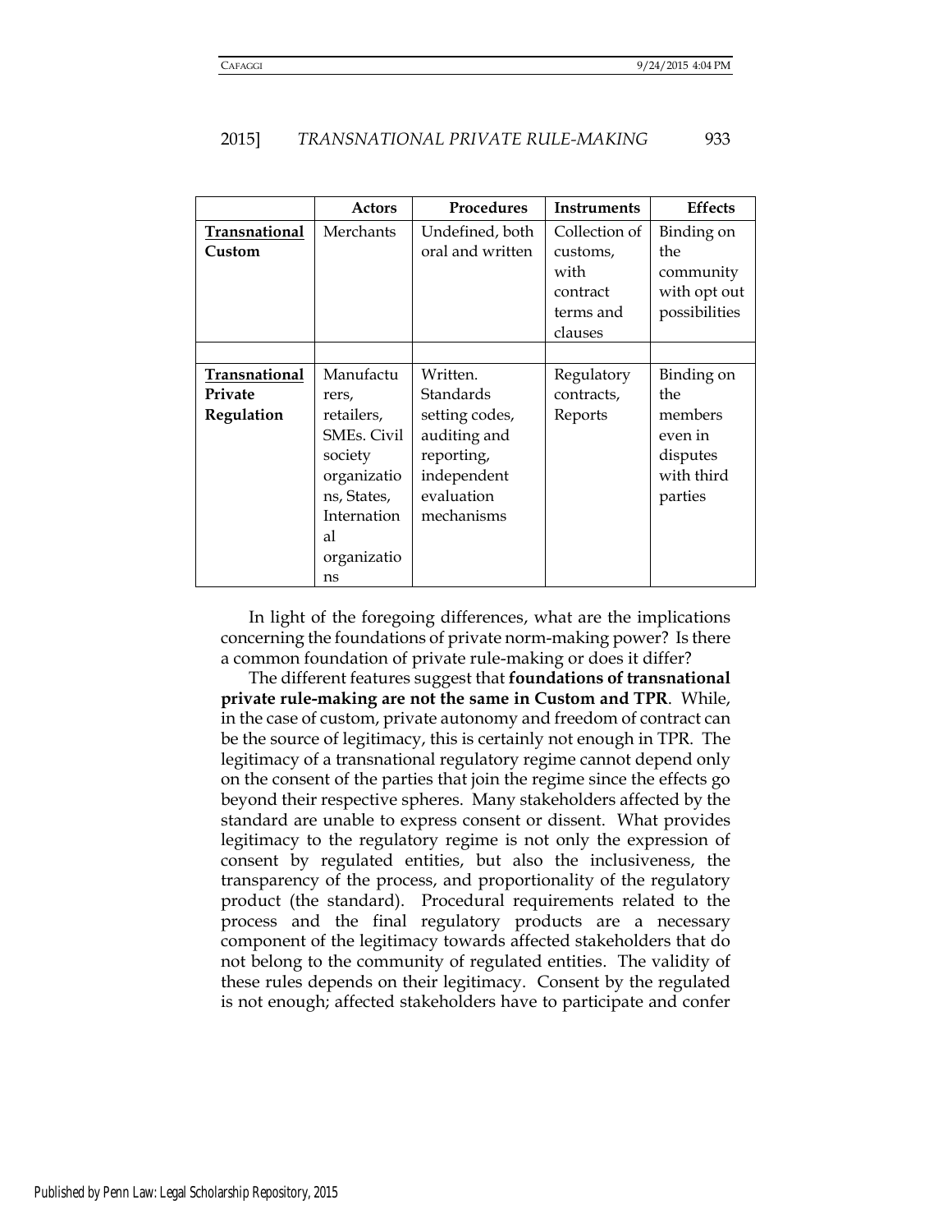| | Actors | Procedures | Instruments | Effects |
|---|---|---|---|---|
| **Transnational Custom** | Merchants | Undefined, both oral and written | Collection of customs, with contract terms and clauses | Binding on the community with opt out possibilities |
| | | | | |
| **Transnational Private Regulation** | Manufacturers, retailers, SMEs. Civil society organizations, States, International organizations | Written. Standards setting codes, auditing and reporting, independent evaluation mechanisms | Regulatory contracts, Reports | Binding on the members even in disputes with third parties |

In light of the foregoing differences, what are the implications concerning the foundations of private norm-making power? Is there a common foundation of private rule-making or does it differ?

The different features suggest that **foundations of transnational private rule-making are not the same in Custom and TPR**. While, in the case of custom, private autonomy and freedom of contract can be the source of legitimacy, this is certainly not enough in TPR. The legitimacy of a transnational regulatory regime cannot depend only on the consent of the parties that join the regime since the effects go beyond their respective spheres. Many stakeholders affected by the standard are unable to express consent or dissent. What provides legitimacy to the regulatory regime is not only the expression of consent by regulated entities, but also the inclusiveness, the transparency of the process, and proportionality of the regulatory product (the standard). Procedural requirements related to the process and the final regulatory products are a necessary component of the legitimacy towards affected stakeholders that do not belong to the community of regulated entities. The validity of these rules depends on their legitimacy. Consent by the regulated is not enough; affected stakeholders have to participate and confer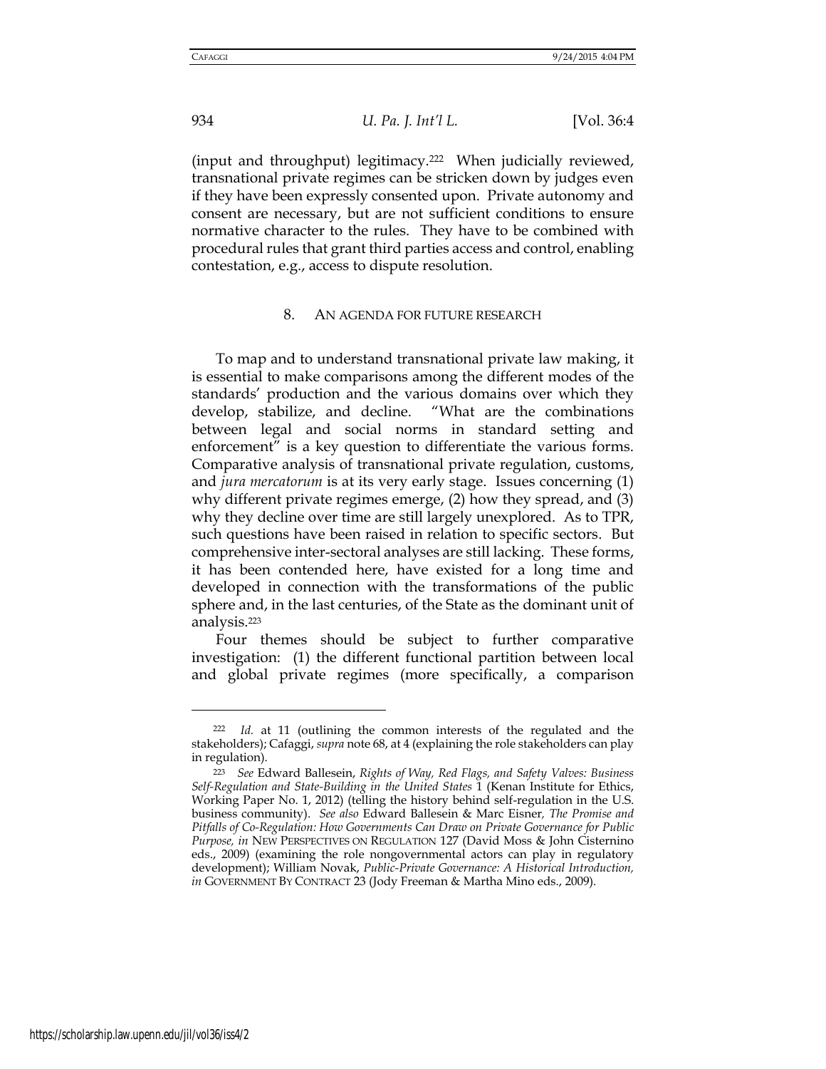(input and throughput) legitimacy.[222] When judicially reviewed, transnational private regimes can be stricken down by judges even if they have been expressly consented upon. Private autonomy and consent are necessary, but are not sufficient conditions to ensure normative character to the rules. They have to be combined with procedural rules that grant third parties access and control, enabling contestation, e.g., access to dispute resolution.

## 8. AN AGENDA FOR FUTURE RESEARCH

To map and to understand transnational private law making, it is essential to make comparisons among the different modes of the standards' production and the various domains over which they develop, stabilize, and decline. "What are the combinations between legal and social norms in standard setting and enforcement" is a key question to differentiate the various forms. Comparative analysis of transnational private regulation, customs, and *jura mercatorum* is at its very early stage. Issues concerning (1) why different private regimes emerge, (2) how they spread, and (3) why they decline over time are still largely unexplored. As to TPR, such questions have been raised in relation to specific sectors. But comprehensive inter-sectoral analyses are still lacking. These forms, it has been contended here, have existed for a long time and developed in connection with the transformations of the public sphere and, in the last centuries, of the State as the dominant unit of analysis.[223]

Four themes should be subject to further comparative investigation: (1) the different functional partition between local and global private regimes (more specifically, a comparison

---

[222] *Id.* at 11 (outlining the common interests of the regulated and the stakeholders); Cafaggi, *supra* note 68, at 4 (explaining the role stakeholders can play in regulation).

[223] *See* Edward Ballesein, *Rights of Way, Red Flags, and Safety Valves: Business Self-Regulation and State-Building in the United States* 1 (Kenan Institute for Ethics, Working Paper No. 1, 2012) (telling the history behind self-regulation in the U.S. business community). *See also* Edward Ballesein & Marc Eisner, *The Promise and Pitfalls of Co-Regulation: How Governments Can Draw on Private Governance for Public Purpose*, *in* NEW PERSPECTIVES ON REGULATION 127 (David Moss & John Cisternino eds., 2009) (examining the role nongovernmental actors can play in regulatory development); William Novak, *Public-Private Governance: A Historical Introduction*, *in* GOVERNMENT BY CONTRACT 23 (Jody Freeman & Martha Mino eds., 2009).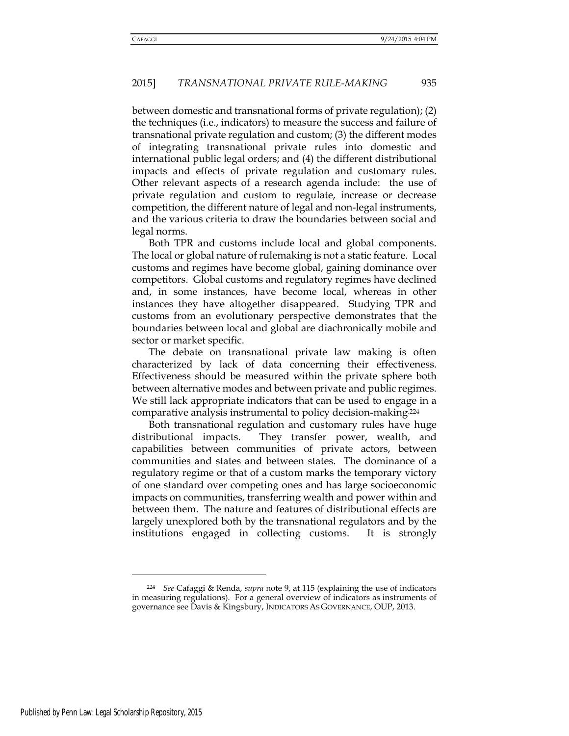between domestic and transnational forms of private regulation); (2) the techniques (i.e., indicators) to measure the success and failure of transnational private regulation and custom; (3) the different modes of integrating transnational private rules into domestic and international public legal orders; and (4) the different distributional impacts and effects of private regulation and customary rules. Other relevant aspects of a research agenda include: the use of private regulation and custom to regulate, increase or decrease competition, the different nature of legal and non-legal instruments, and the various criteria to draw the boundaries between social and legal norms.

Both TPR and customs include local and global components. The local or global nature of rulemaking is not a static feature. Local customs and regimes have become global, gaining dominance over competitors. Global customs and regulatory regimes have declined and, in some instances, have become local, whereas in other instances they have altogether disappeared. Studying TPR and customs from an evolutionary perspective demonstrates that the boundaries between local and global are diachronically mobile and sector or market specific.

The debate on transnational private law making is often characterized by lack of data concerning their effectiveness. Effectiveness should be measured within the private sphere both between alternative modes and between private and public regimes. We still lack appropriate indicators that can be used to engage in a comparative analysis instrumental to policy decision-making.[224]

Both transnational regulation and customary rules have huge distributional impacts. They transfer power, wealth, and capabilities between communities of private actors, between communities and states and between states. The dominance of a regulatory regime or that of a custom marks the temporary victory of one standard over competing ones and has large socioeconomic impacts on communities, transferring wealth and power within and between them. The nature and features of distributional effects are largely unexplored both by the transnational regulators and by the institutions engaged in collecting customs. It is strongly

---

[224] *See* Cafaggi & Renda, *supra* note 9, at 115 (explaining the use of indicators in measuring regulations). For a general overview of indicators as instruments of governance see Davis & Kingsbury, INDICATORS AS GOVERNANCE, OUP, 2013.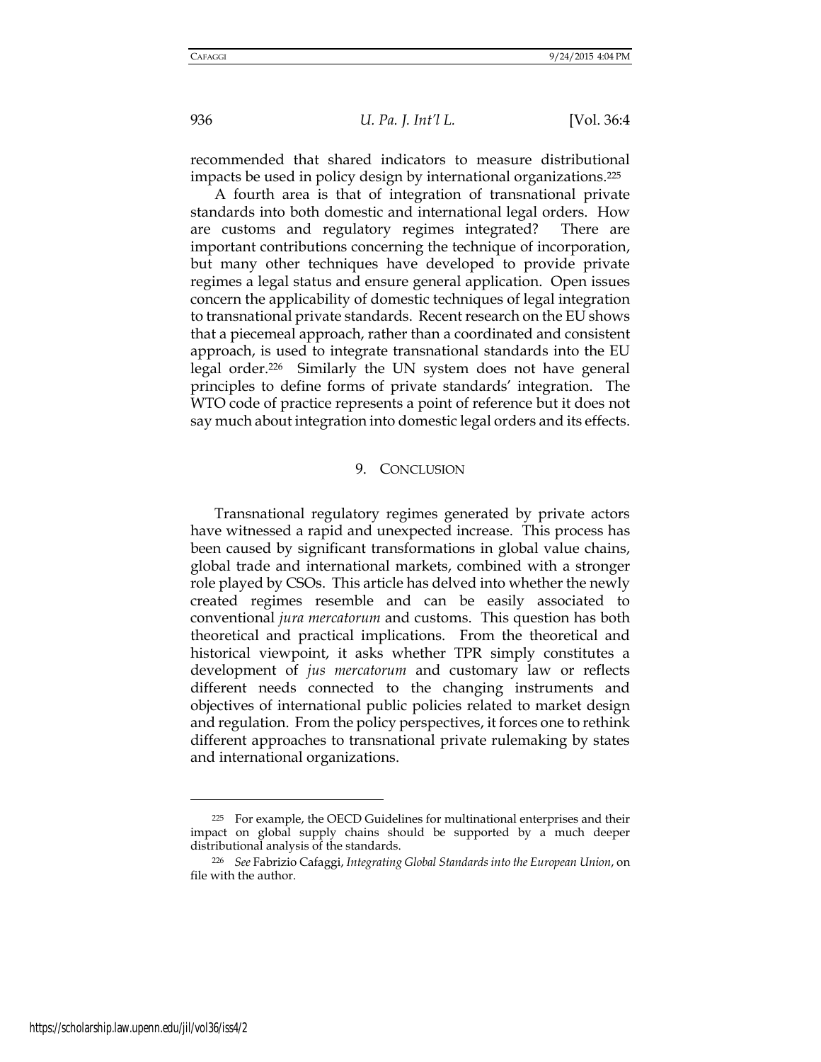recommended that shared indicators to measure distributional impacts be used in policy design by international organizations.[225]

A fourth area is that of integration of transnational private standards into both domestic and international legal orders. How are customs and regulatory regimes integrated? There are important contributions concerning the technique of incorporation, but many other techniques have developed to provide private regimes a legal status and ensure general application. Open issues concern the applicability of domestic techniques of legal integration to transnational private standards. Recent research on the EU shows that a piecemeal approach, rather than a coordinated and consistent approach, is used to integrate transnational standards into the EU legal order.[226] Similarly the UN system does not have general principles to define forms of private standards' integration. The WTO code of practice represents a point of reference but it does not say much about integration into domestic legal orders and its effects.

## 9. CONCLUSION

Transnational regulatory regimes generated by private actors have witnessed a rapid and unexpected increase. This process has been caused by significant transformations in global value chains, global trade and international markets, combined with a stronger role played by CSOs. This article has delved into whether the newly created regimes resemble and can be easily associated to conventional *jura mercatorum* and customs. This question has both theoretical and practical implications. From the theoretical and historical viewpoint, it asks whether TPR simply constitutes a development of *jus mercatorum* and customary law or reflects different needs connected to the changing instruments and objectives of international public policies related to market design and regulation. From the policy perspectives, it forces one to rethink different approaches to transnational private rulemaking by states and international organizations.

---

[225] For example, the OECD Guidelines for multinational enterprises and their impact on global supply chains should be supported by a much deeper distributional analysis of the standards.

[226] *See* Fabrizio Cafaggi, *Integrating Global Standards into the European Union*, on file with the author.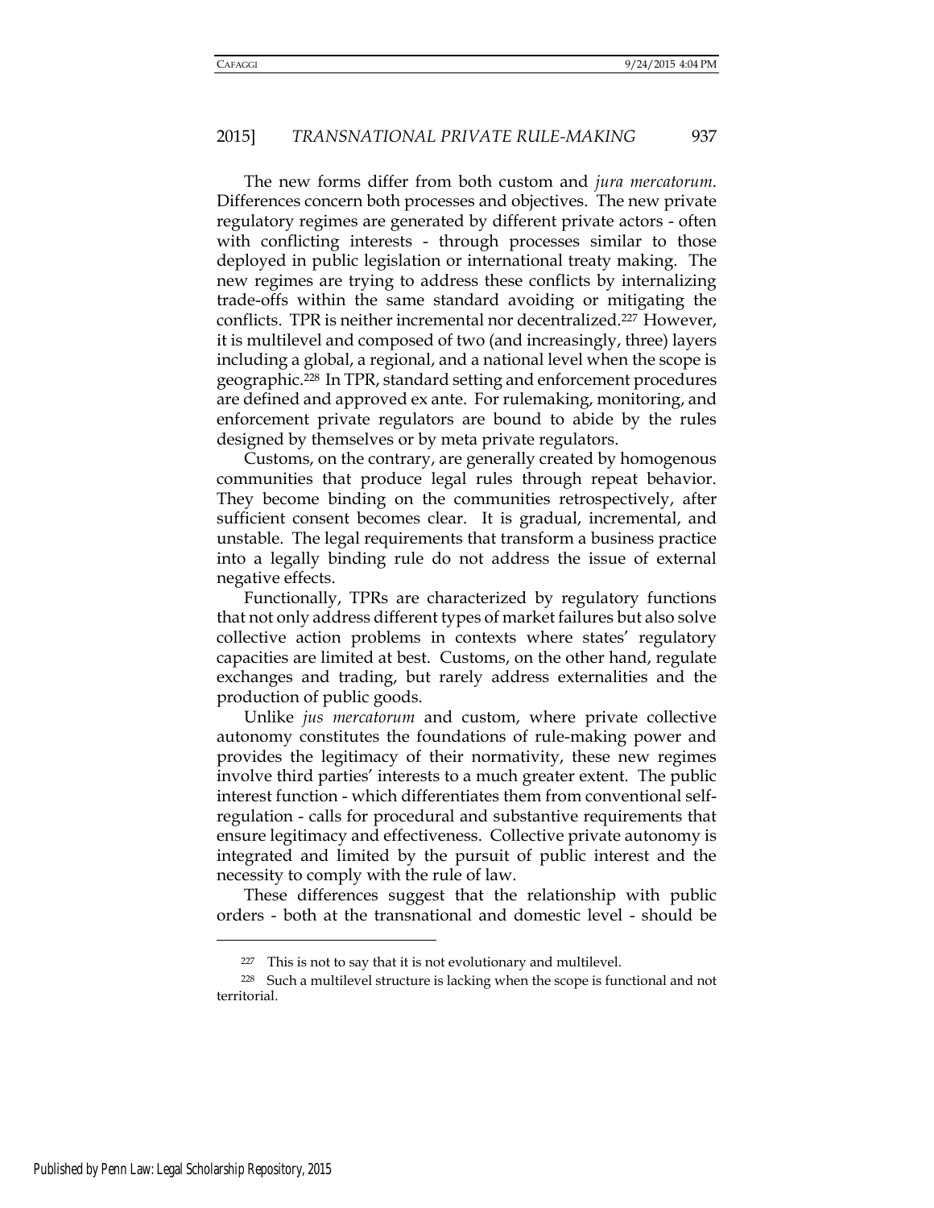The new forms differ from both custom and *jura mercatorum*. Differences concern both processes and objectives. The new private regulatory regimes are generated by different private actors - often with conflicting interests - through processes similar to those deployed in public legislation or international treaty making. The new regimes are trying to address these conflicts by internalizing trade-offs within the same standard avoiding or mitigating the conflicts. TPR is neither incremental nor decentralized.[227] However, it is multilevel and composed of two (and increasingly, three) layers including a global, a regional, and a national level when the scope is geographic.[228] In TPR, standard setting and enforcement procedures are defined and approved ex ante. For rulemaking, monitoring, and enforcement private regulators are bound to abide by the rules designed by themselves or by meta private regulators.

Customs, on the contrary, are generally created by homogenous communities that produce legal rules through repeat behavior. They become binding on the communities retrospectively, after sufficient consent becomes clear. It is gradual, incremental, and unstable. The legal requirements that transform a business practice into a legally binding rule do not address the issue of external negative effects.

Functionally, TPRs are characterized by regulatory functions that not only address different types of market failures but also solve collective action problems in contexts where states' regulatory capacities are limited at best. Customs, on the other hand, regulate exchanges and trading, but rarely address externalities and the production of public goods.

Unlike *jus mercatorum* and custom, where private collective autonomy constitutes the foundations of rule-making power and provides the legitimacy of their normativity, these new regimes involve third parties' interests to a much greater extent. The public interest function - which differentiates them from conventional self-regulation - calls for procedural and substantive requirements that ensure legitimacy and effectiveness. Collective private autonomy is integrated and limited by the pursuit of public interest and the necessity to comply with the rule of law.

These differences suggest that the relationship with public orders - both at the transnational and domestic level - should be

---

[227] This is not to say that it is not evolutionary and multilevel.

[228] Such a multilevel structure is lacking when the scope is functional and not territorial.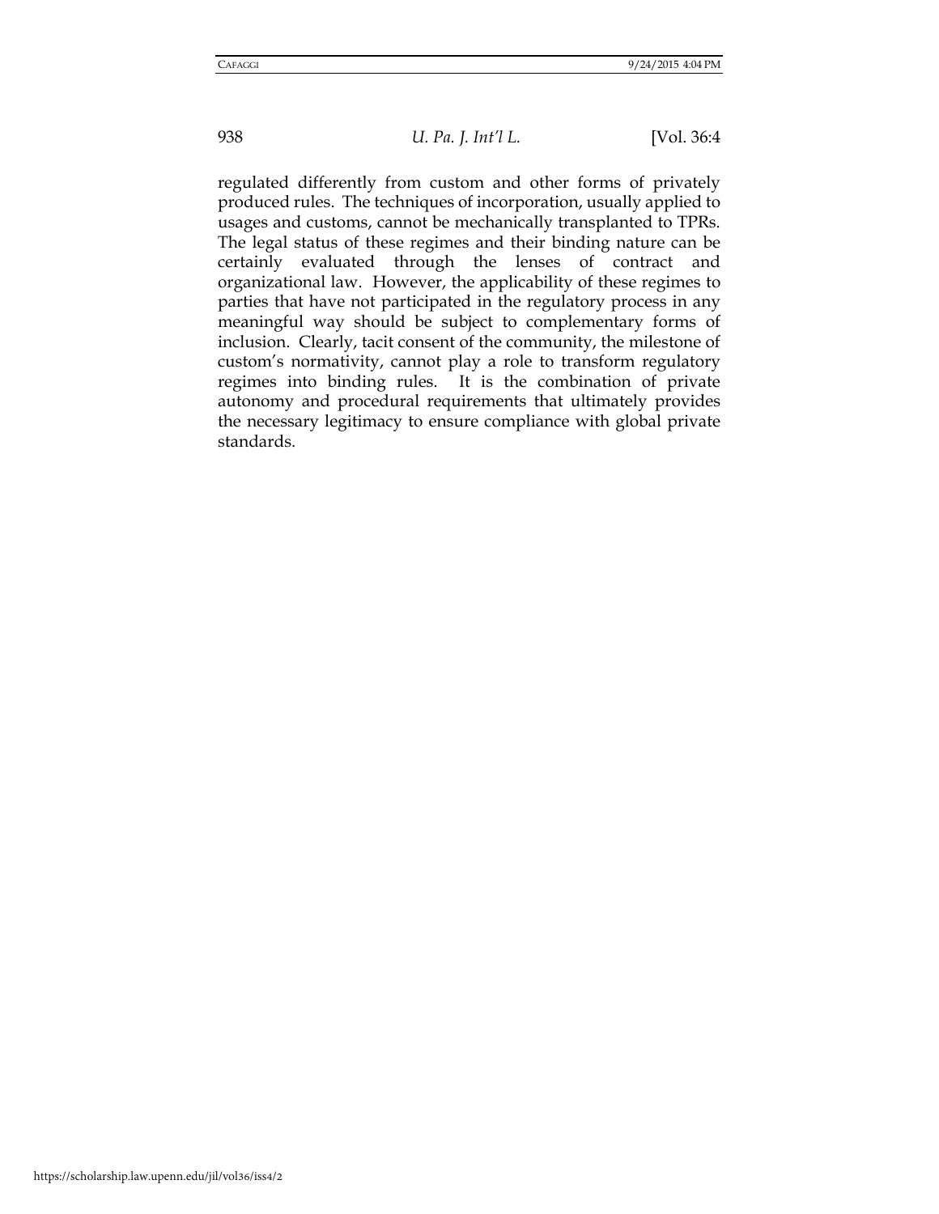regulated differently from custom and other forms of privately produced rules. The techniques of incorporation, usually applied to usages and customs, cannot be mechanically transplanted to TPRs. The legal status of these regimes and their binding nature can be certainly evaluated through the lenses of contract and organizational law. However, the applicability of these regimes to parties that have not participated in the regulatory process in any meaningful way should be subject to complementary forms of inclusion. Clearly, tacit consent of the community, the milestone of custom's normativity, cannot play a role to transform regulatory regimes into binding rules. It is the combination of private autonomy and procedural requirements that ultimately provides the necessary legitimacy to ensure compliance with global private standards.